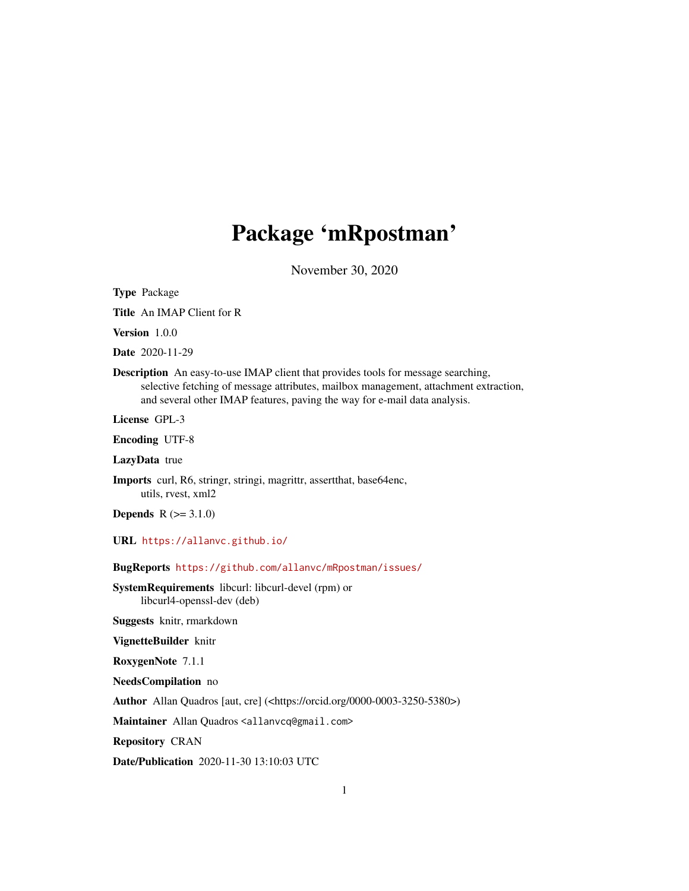# Package 'mRpostman'

November 30, 2020

**Type** Package

**Title** An IMAP Client for R

**Version** 1.0.0

**Date** 2020-11-29

**Description** An easy-to-use IMAP client that provides tools for message searching, selective fetching of message attributes, mailbox management, attachment extraction, and several other IMAP features, paving the way for e-mail data analysis.

**License** GPL-3

**Encoding** UTF-8

**LazyData** true

**Imports** curl, R6, stringr, stringi, magrittr, assertthat, base64enc, utils, rvest, xml2

**Depends** R (>= 3.1.0)

**URL** https://allanvc.github.io/

**BugReports** https://github.com/allanvc/mRpostman/issues/

**SystemRequirements** libcurl: libcurl-devel (rpm) or libcurl4-openssl-dev (deb)

**Suggests** knitr, rmarkdown

**VignetteBuilder** knitr

**RoxygenNote** 7.1.1

**NeedsCompilation** no

**Author** Allan Quadros [aut, cre] (<https://orcid.org/0000-0003-3250-5380>)

**Maintainer** Allan Quadros <allanvcq@gmail.com>

**Repository** CRAN

**Date/Publication** 2020-11-30 13:10:03 UTC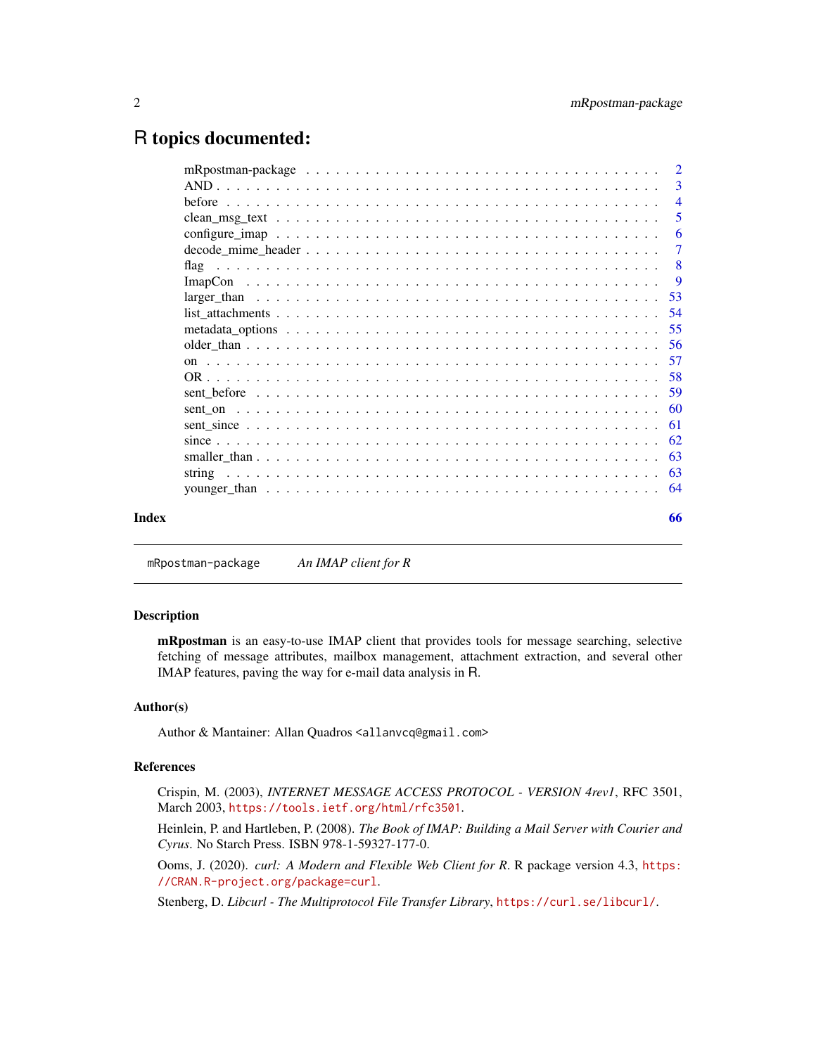# R topics documented:

| | |
|---|---|
| mRpostman-package | 2 |
| AND | 3 |
| before | 4 |
| clean_msg_text | 5 |
| configure_imap | 6 |
| decode_mime_header | 7 |
| flag | 8 |
| ImapCon | 9 |
| larger_than | 53 |
| list_attachments | 54 |
| metadata_options | 55 |
| older_than | 56 |
| on | 57 |
| OR | 58 |
| sent_before | 59 |
| sent_on | 60 |
| sent_since | 61 |
| since | 62 |
| smaller_than | 63 |
| string | 63 |
| younger_than | 64 |

**Index** 66

---

`mRpostman-package` *An IMAP client for R*

---

### Description

**mRpostman** is an easy-to-use IMAP client that provides tools for message searching, selective fetching of message attributes, mailbox management, attachment extraction, and several other IMAP features, paving the way for e-mail data analysis in R.

### Author(s)

Author & Mantainer: Allan Quadros <allanvcq@gmail.com>

### References

Crispin, M. (2003), *INTERNET MESSAGE ACCESS PROTOCOL - VERSION 4rev1*, RFC 3501, March 2003, https://tools.ietf.org/html/rfc3501.

Heinlein, P. and Hartleben, P. (2008). *The Book of IMAP: Building a Mail Server with Courier and Cyrus*. No Starch Press. ISBN 978-1-59327-177-0.

Ooms, J. (2020). *curl: A Modern and Flexible Web Client for R*. R package version 4.3, https://CRAN.R-project.org/package=curl.

Stenberg, D. *Libcurl - The Multiprotocol File Transfer Library*, https://curl.se/libcurl/.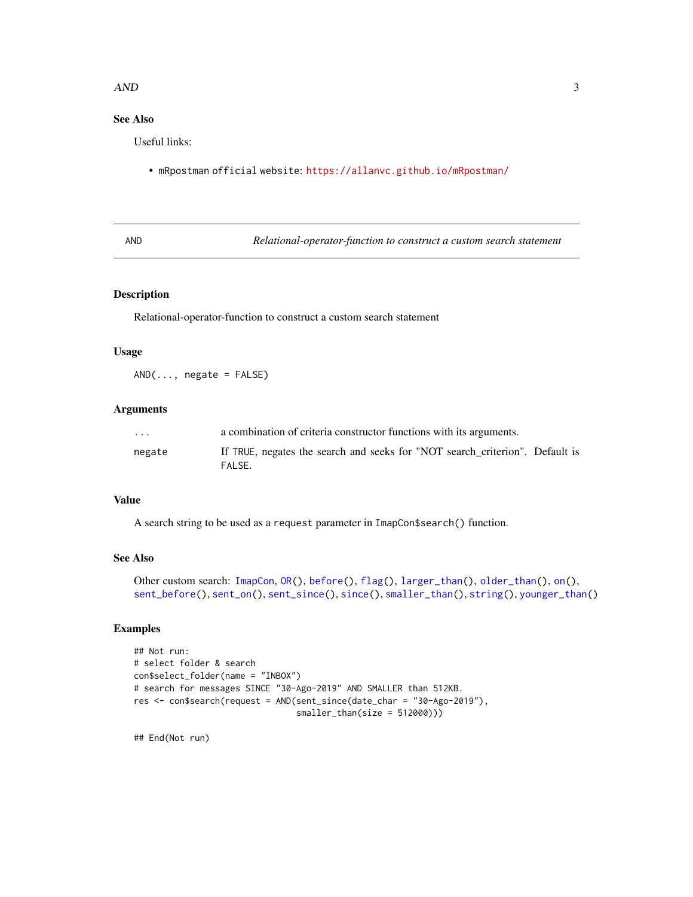## See Also

Useful links:

- mRpostman official website: https://allanvc.github.io/mRpostman/

---

## AND — *Relational-operator-function to construct a custom search statement*

### Description

Relational-operator-function to construct a custom search statement

### Usage

```
AND(..., negate = FALSE)
```

### Arguments

| | |
|---|---|
| ... | a combination of criteria constructor functions with its arguments. |
| negate | If TRUE, negates the search and seeks for "NOT search_criterion". Default is FALSE. |

### Value

A search string to be used as a `request` parameter in `ImapCon$search()` function.

### See Also

Other custom search: `ImapCon`, `OR()`, `before()`, `flag()`, `larger_than()`, `older_than()`, `on()`, `sent_before()`, `sent_on()`, `sent_since()`, `since()`, `smaller_than()`, `string()`, `younger_than()`

### Examples

```
## Not run:
# select folder & search
con$select_folder(name = "INBOX")
# search for messages SINCE "30-Ago-2019" AND SMALLER than 512KB.
res <- con$search(request = AND(sent_since(date_char = "30-Ago-2019"),
                                smaller_than(size = 512000)))

## End(Not run)
```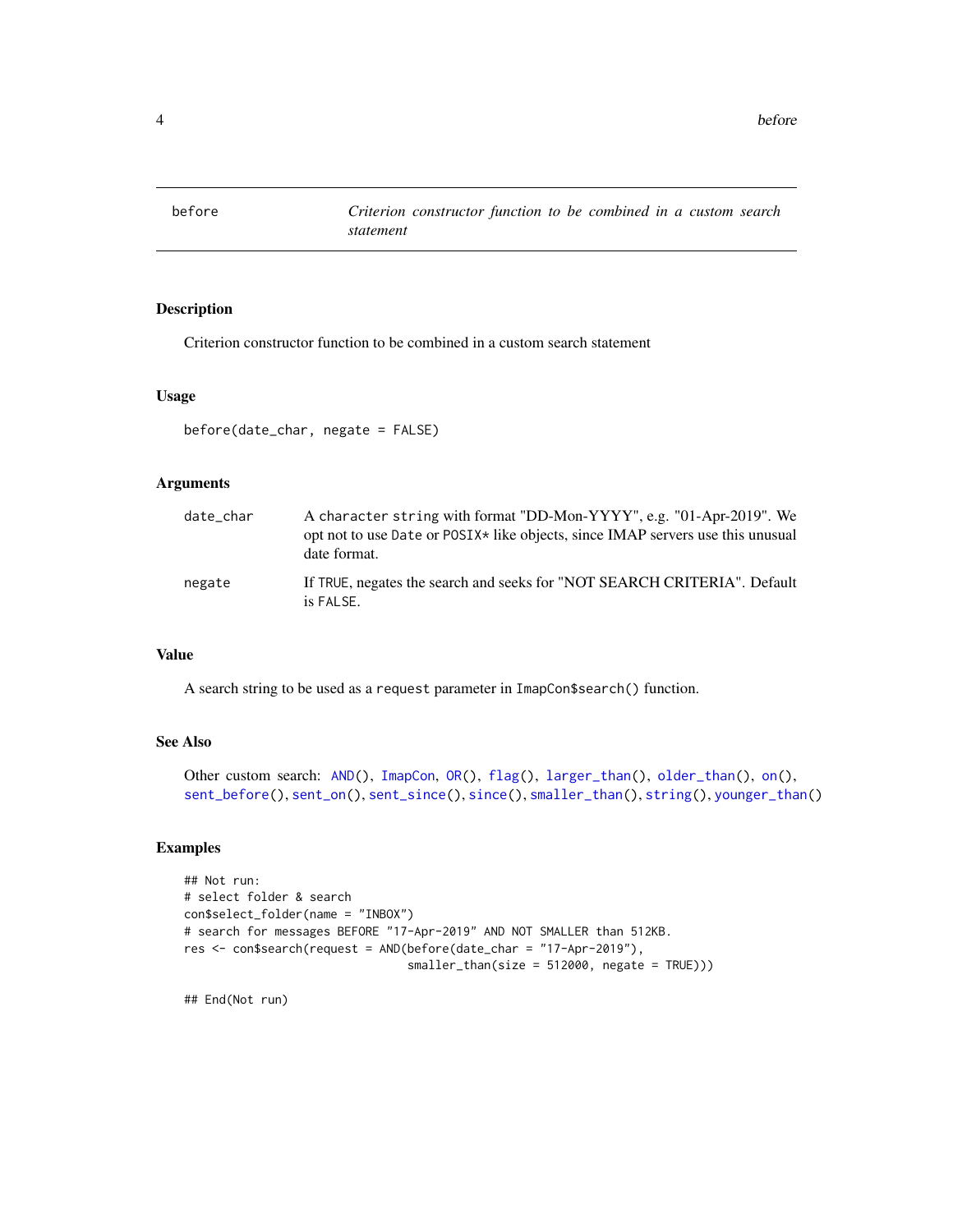# before — *Criterion constructor function to be combined in a custom search statement*

## Description

Criterion constructor function to be combined in a custom search statement

## Usage

```
before(date_char, negate = FALSE)
```

## Arguments

| | |
|---|---|
| `date_char` | A `character string` with format "DD-Mon-YYYY", e.g. "01-Apr-2019". We opt not to use `Date` or `POSIX*` like objects, since IMAP servers use this unusual date format. |
| `negate` | If `TRUE`, negates the search and seeks for "NOT SEARCH CRITERIA". Default is `FALSE`. |

## Value

A search string to be used as a `request` parameter in `ImapCon$search()` function.

## See Also

Other custom search: `AND()`, `ImapCon`, `OR()`, `flag()`, `larger_than()`, `older_than()`, `on()`, `sent_before()`, `sent_on()`, `sent_since()`, `since()`, `smaller_than()`, `string()`, `younger_than()`

## Examples

```
## Not run:
# select folder & search
con$select_folder(name = "INBOX")
# search for messages BEFORE "17-Apr-2019" AND NOT SMALLER than 512KB.
res <- con$search(request = AND(before(date_char = "17-Apr-2019"),
                                 smaller_than(size = 512000, negate = TRUE)))

## End(Not run)
```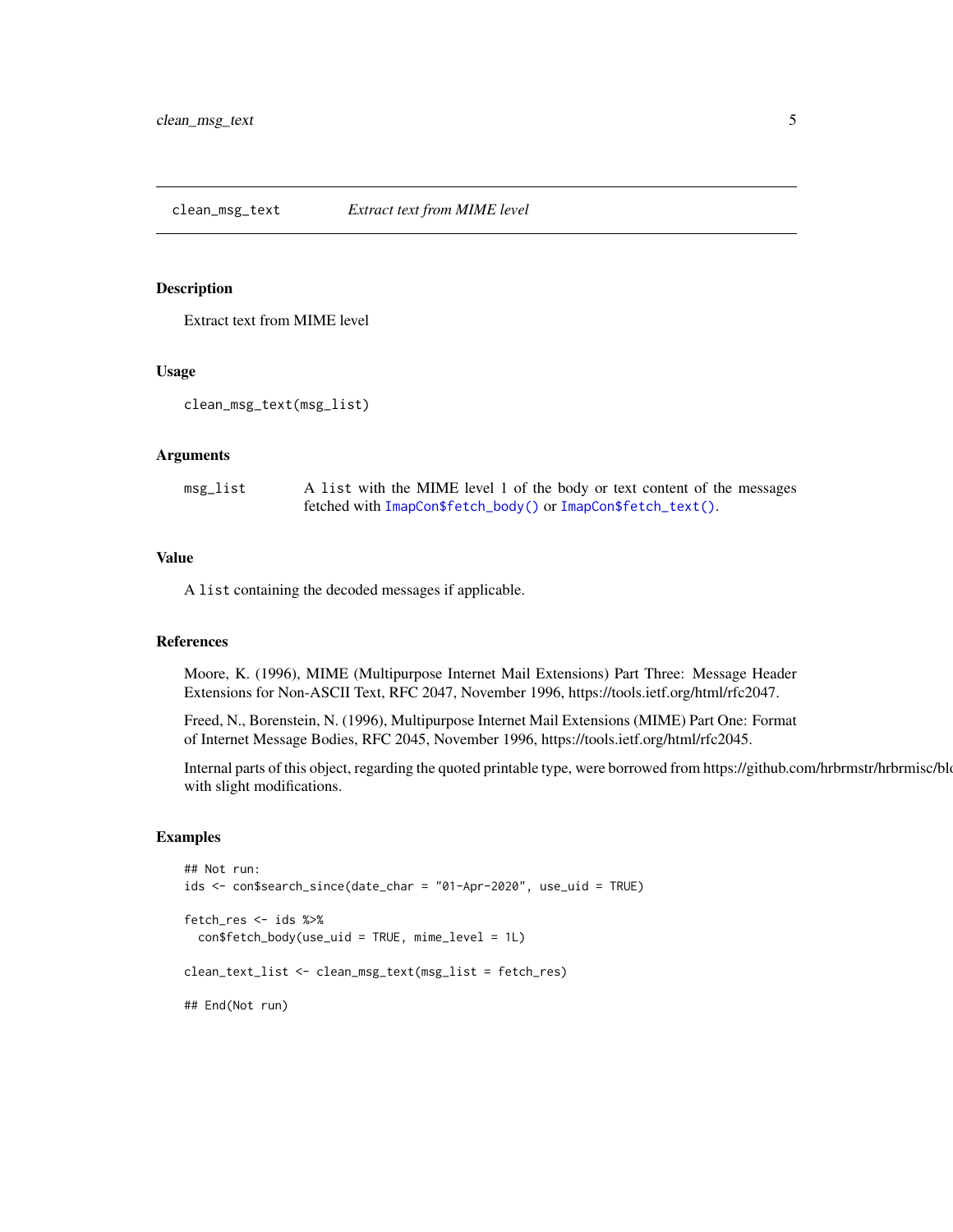## clean_msg_text — *Extract text from MIME level*

### Description

Extract text from MIME level

### Usage

```
clean_msg_text(msg_list)
```

### Arguments

| | |
|---|---|
| `msg_list` | A `list` with the MIME level 1 of the body or text content of the messages fetched with `ImapCon$fetch_body()` or `ImapCon$fetch_text()`. |

### Value

A `list` containing the decoded messages if applicable.

### References

Moore, K. (1996), MIME (Multipurpose Internet Mail Extensions) Part Three: Message Header Extensions for Non-ASCII Text, RFC 2047, November 1996, https://tools.ietf.org/html/rfc2047.

Freed, N., Borenstein, N. (1996), Multipurpose Internet Mail Extensions (MIME) Part One: Format of Internet Message Bodies, RFC 2045, November 1996, https://tools.ietf.org/html/rfc2045.

Internal parts of this object, regarding the quoted printable type, were borrowed from https://github.com/hrbrmstr/hrbrmisc/blo with slight modifications.

### Examples

```
## Not run:
ids <- con$search_since(date_char = "01-Apr-2020", use_uid = TRUE)

fetch_res <- ids %>%
  con$fetch_body(use_uid = TRUE, mime_level = 1L)

clean_text_list <- clean_msg_text(msg_list = fetch_res)

## End(Not run)
```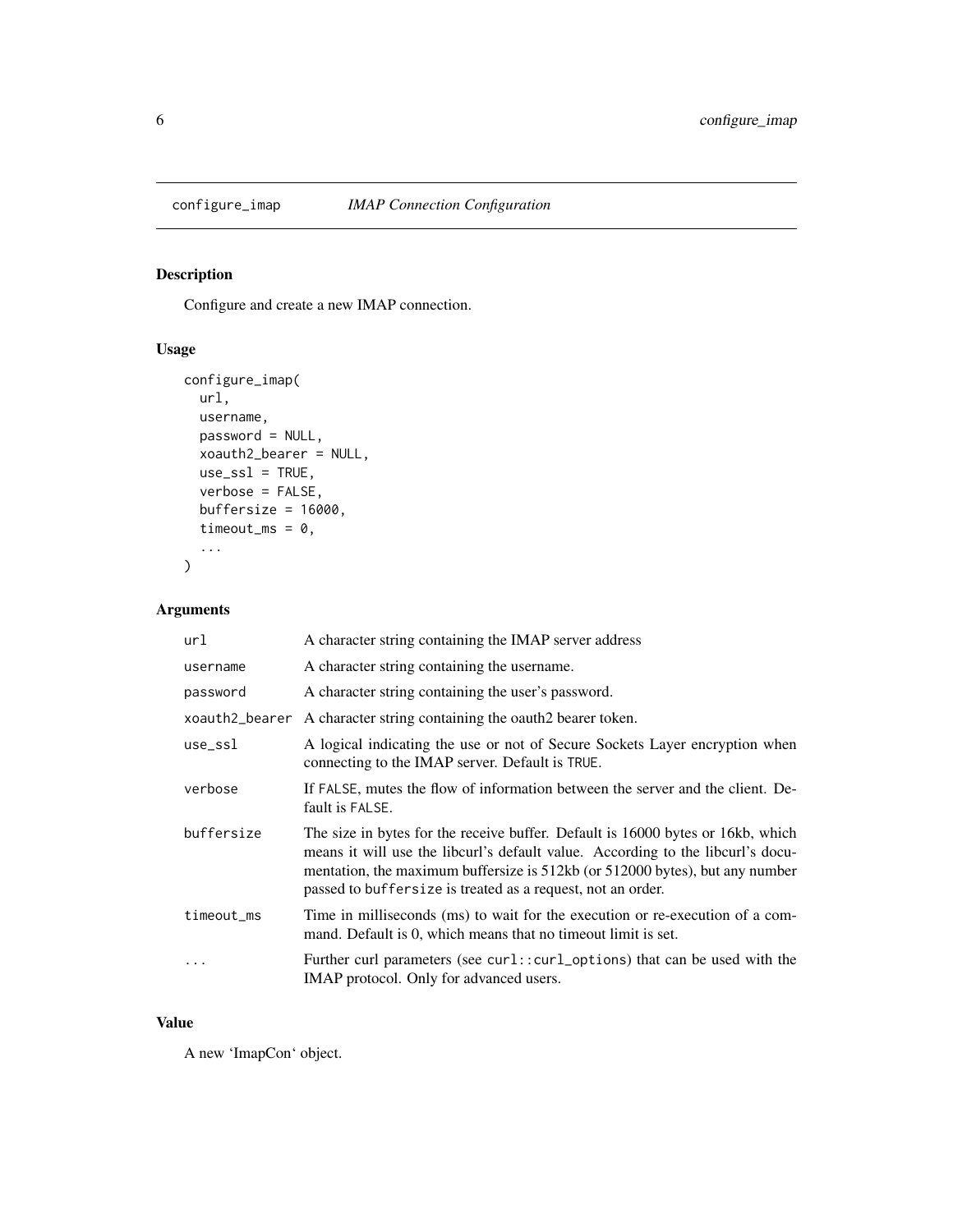## configure_imap *IMAP Connection Configuration*

### Description

Configure and create a new IMAP connection.

### Usage

```
configure_imap(
  url,
  username,
  password = NULL,
  xoauth2_bearer = NULL,
  use_ssl = TRUE,
  verbose = FALSE,
  buffersize = 16000,
  timeout_ms = 0,
  ...
)
```

### Arguments

| | |
|---|---|
| `url` | A character string containing the IMAP server address |
| `username` | A character string containing the username. |
| `password` | A character string containing the user's password. |
| `xoauth2_bearer` | A character string containing the oauth2 bearer token. |
| `use_ssl` | A logical indicating the use or not of Secure Sockets Layer encryption when connecting to the IMAP server. Default is `TRUE`. |
| `verbose` | If `FALSE`, mutes the flow of information between the server and the client. Default is `FALSE`. |
| `buffersize` | The size in bytes for the receive buffer. Default is 16000 bytes or 16kb, which means it will use the libcurl's default value. According to the libcurl's documentation, the maximum buffersize is 512kb (or 512000 bytes), but any number passed to `buffersize` is treated as a request, not an order. |
| `timeout_ms` | Time in milliseconds (ms) to wait for the execution or re-execution of a command. Default is 0, which means that no timeout limit is set. |
| `...` | Further curl parameters (see `curl::curl_options`) that can be used with the IMAP protocol. Only for advanced users. |

### Value

A new 'ImapCon' object.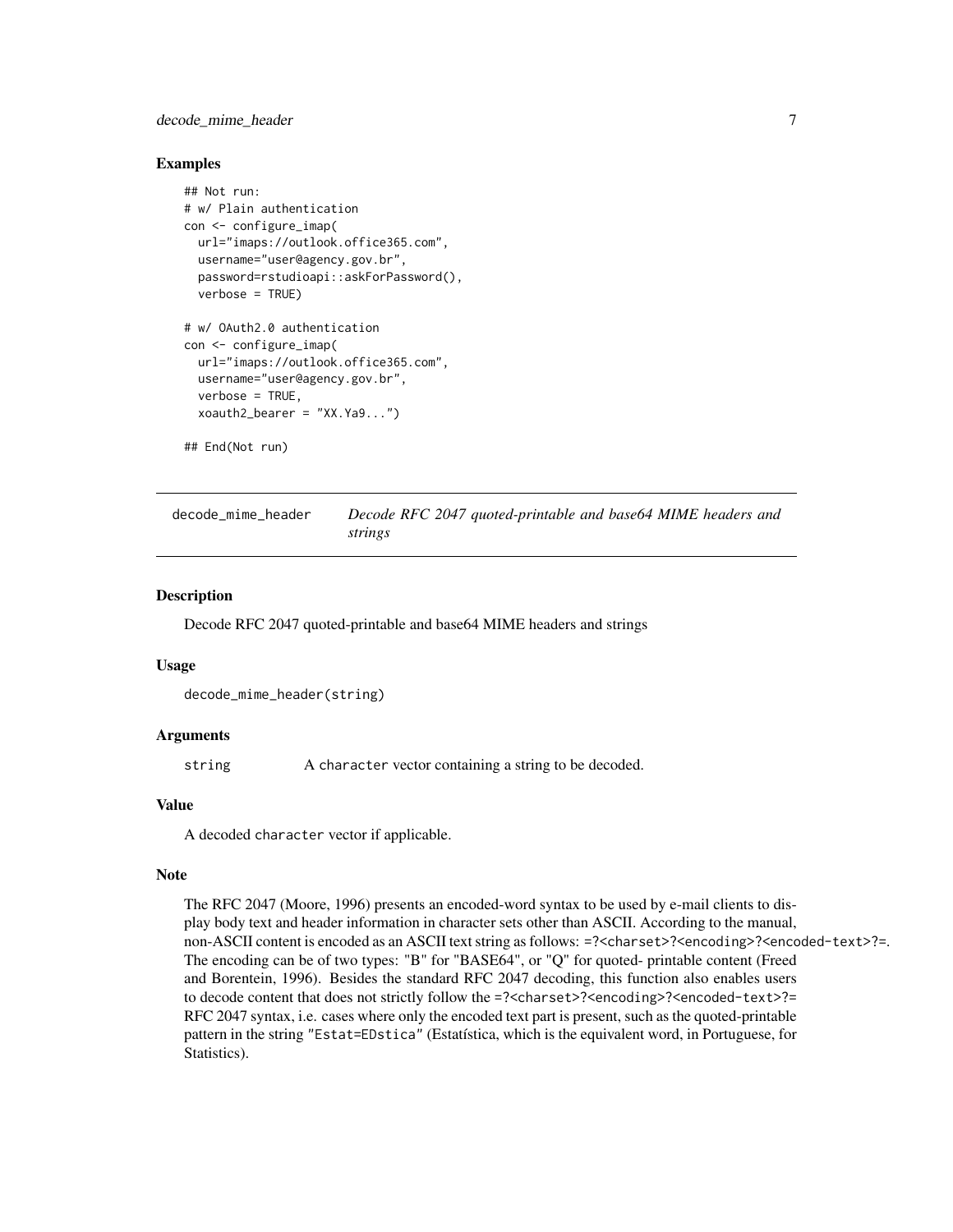### Examples

```
## Not run:
# w/ Plain authentication
con <- configure_imap(
  url="imaps://outlook.office365.com",
  username="user@agency.gov.br",
  password=rstudioapi::askForPassword(),
  verbose = TRUE)

# w/ OAuth2.0 authentication
con <- configure_imap(
  url="imaps://outlook.office365.com",
  username="user@agency.gov.br",
  verbose = TRUE,
  xoauth2_bearer = "XX.Ya9...")

## End(Not run)
```

---

## decode_mime_header — *Decode RFC 2047 quoted-printable and base64 MIME headers and strings*

---

### Description

Decode RFC 2047 quoted-printable and base64 MIME headers and strings

### Usage

```
decode_mime_header(string)
```

### Arguments

| | |
|---|---|
| `string` | A `character` vector containing a string to be decoded. |

### Value

A decoded `character` vector if applicable.

### Note

The RFC 2047 (Moore, 1996) presents an encoded-word syntax to be used by e-mail clients to display body text and header information in character sets other than ASCII. According to the manual, non-ASCII content is encoded as an ASCII text string as follows: `=?<charset>?<encoding>?<encoded-text>?=`. The encoding can be of two types: "B" for "BASE64", or "Q" for quoted- printable content (Freed and Borentein, 1996). Besides the standard RFC 2047 decoding, this function also enables users to decode content that does not strictly follow the `=?<charset>?<encoding>?<encoded-text>?=` RFC 2047 syntax, i.e. cases where only the encoded text part is present, such as the quoted-printable pattern in the string `"Estat=EDstica"` (Estatística, which is the equivalent word, in Portuguese, for Statistics).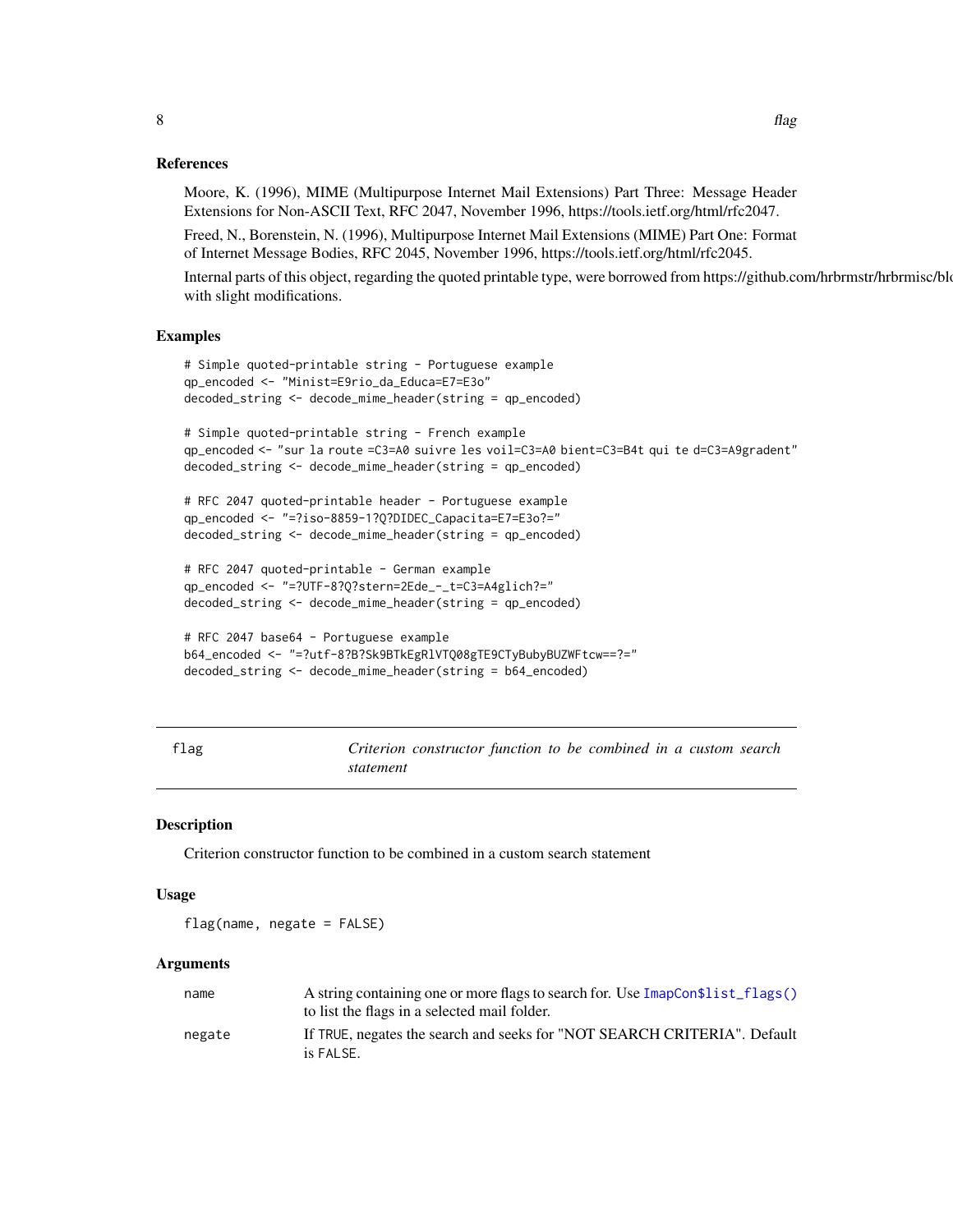### References

Moore, K. (1996), MIME (Multipurpose Internet Mail Extensions) Part Three: Message Header Extensions for Non-ASCII Text, RFC 2047, November 1996, https://tools.ietf.org/html/rfc2047.

Freed, N., Borenstein, N. (1996), Multipurpose Internet Mail Extensions (MIME) Part One: Format of Internet Message Bodies, RFC 2045, November 1996, https://tools.ietf.org/html/rfc2045.

Internal parts of this object, regarding the quoted printable type, were borrowed from https://github.com/hrbrmstr/hrbrmisc/blo with slight modifications.

### Examples

```
# Simple quoted-printable string - Portuguese example
qp_encoded <- "Minist=E9rio_da_Educa=E7=E3o"
decoded_string <- decode_mime_header(string = qp_encoded)

# Simple quoted-printable string - French example
qp_encoded <- "sur la route =C3=A0 suivre les voil=C3=A0 bient=C3=B4t qui te d=C3=A9gradent"
decoded_string <- decode_mime_header(string = qp_encoded)

# RFC 2047 quoted-printable header - Portuguese example
qp_encoded <- "=?iso-8859-1?Q?DIDEC_Capacita=E7=E3o?="
decoded_string <- decode_mime_header(string = qp_encoded)

# RFC 2047 quoted-printable - German example
qp_encoded <- "=?UTF-8?Q?stern=2Ede_-_t=C3=A4glich?="
decoded_string <- decode_mime_header(string = qp_encoded)

# RFC 2047 base64 - Portuguese example
b64_encoded <- "=?utf-8?B?Sk9BTkEgRlVTQ08gTE9CTyBubyBUZWFtcw==?="
decoded_string <- decode_mime_header(string = b64_encoded)
```

---

## flag — *Criterion constructor function to be combined in a custom search statement*

### Description

Criterion constructor function to be combined in a custom search statement

### Usage

```
flag(name, negate = FALSE)
```

### Arguments

| | |
|---|---|
| name | A string containing one or more flags to search for. Use `ImapCon$list_flags()` to list the flags in a selected mail folder. |
| negate | If `TRUE`, negates the search and seeks for "NOT SEARCH CRITERIA". Default is `FALSE`. |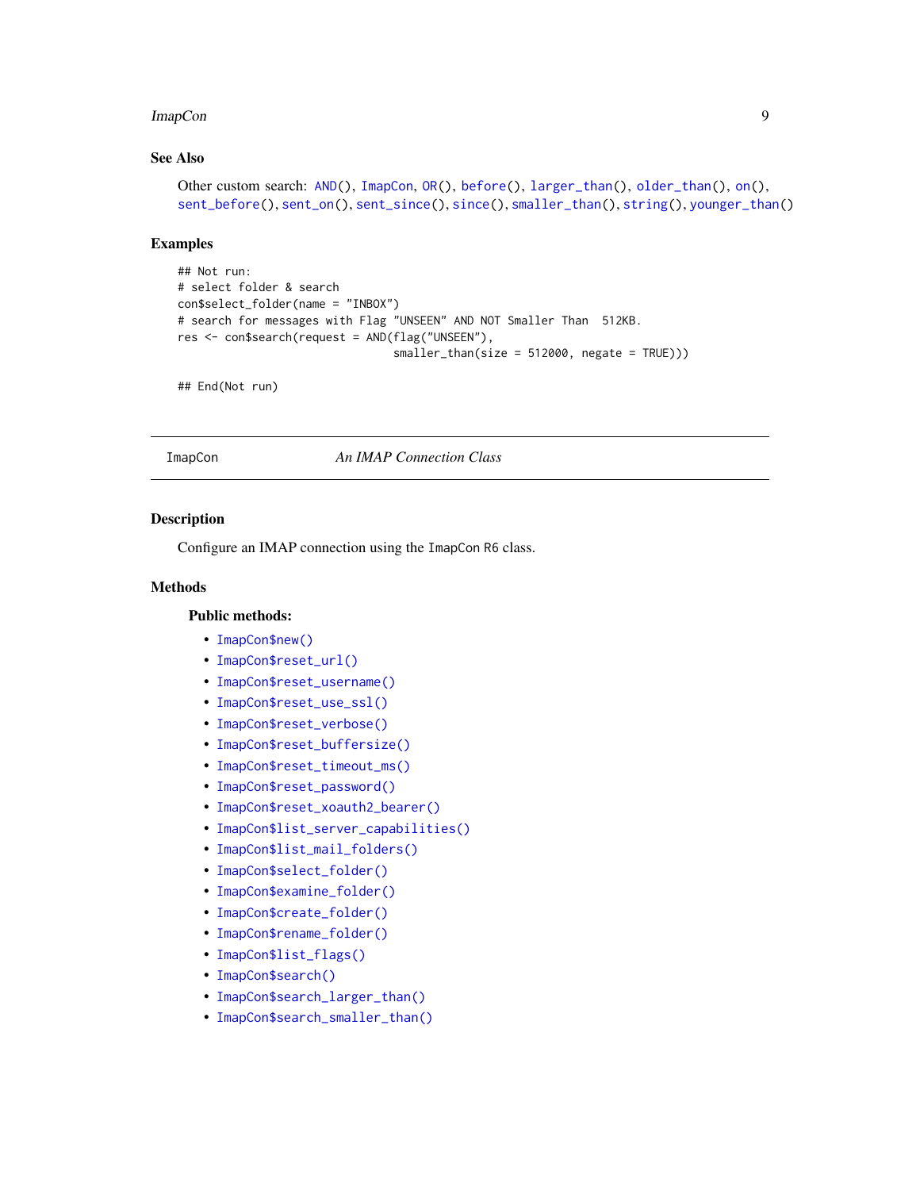## See Also

Other custom search: AND(), ImapCon, OR(), before(), larger_than(), older_than(), on(), sent_before(), sent_on(), sent_since(), since(), smaller_than(), string(), younger_than()

## Examples

```
## Not run:
# select folder & search
con$select_folder(name = "INBOX")
# search for messages with Flag "UNSEEN" AND NOT Smaller Than  512KB.
res <- con$search(request = AND(flag("UNSEEN"),
                                smaller_than(size = 512000, negate = TRUE)))

## End(Not run)
```

---

# ImapCon — *An IMAP Connection Class*

## Description

Configure an IMAP connection using the `ImapCon` R6 class.

## Methods

### Public methods:

- `ImapCon$new()`
- `ImapCon$reset_url()`
- `ImapCon$reset_username()`
- `ImapCon$reset_use_ssl()`
- `ImapCon$reset_verbose()`
- `ImapCon$reset_buffersize()`
- `ImapCon$reset_timeout_ms()`
- `ImapCon$reset_password()`
- `ImapCon$reset_xoauth2_bearer()`
- `ImapCon$list_server_capabilities()`
- `ImapCon$list_mail_folders()`
- `ImapCon$select_folder()`
- `ImapCon$examine_folder()`
- `ImapCon$create_folder()`
- `ImapCon$rename_folder()`
- `ImapCon$list_flags()`
- `ImapCon$search()`
- `ImapCon$search_larger_than()`
- `ImapCon$search_smaller_than()`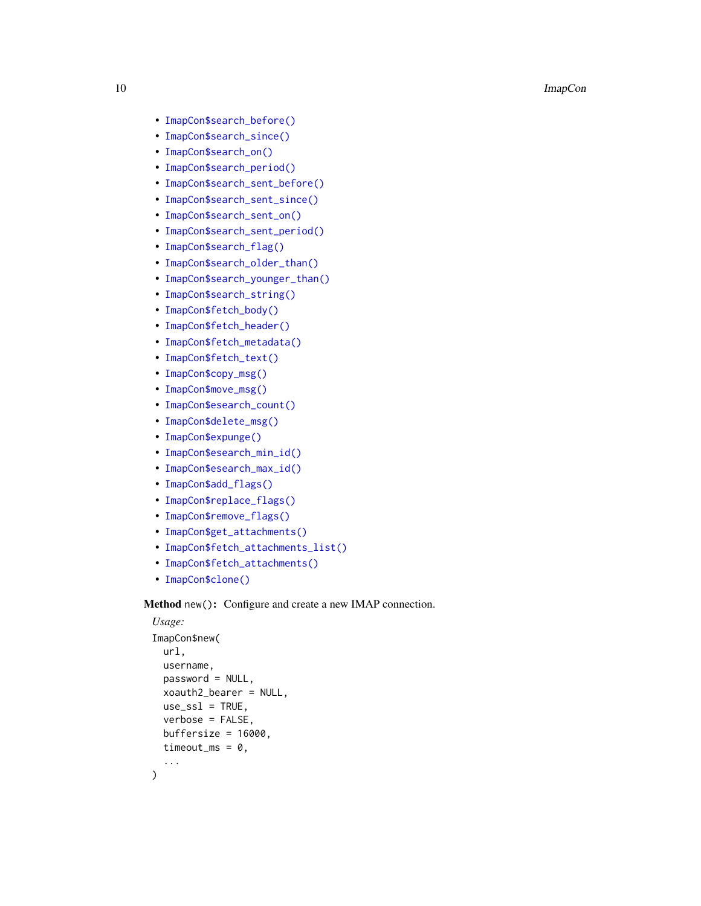- `ImapCon$search_before()`
- `ImapCon$search_since()`
- `ImapCon$search_on()`
- `ImapCon$search_period()`
- `ImapCon$search_sent_before()`
- `ImapCon$search_sent_since()`
- `ImapCon$search_sent_on()`
- `ImapCon$search_sent_period()`
- `ImapCon$search_flag()`
- `ImapCon$search_older_than()`
- `ImapCon$search_younger_than()`
- `ImapCon$search_string()`
- `ImapCon$fetch_body()`
- `ImapCon$fetch_header()`
- `ImapCon$fetch_metadata()`
- `ImapCon$fetch_text()`
- `ImapCon$copy_msg()`
- `ImapCon$move_msg()`
- `ImapCon$esearch_count()`
- `ImapCon$delete_msg()`
- `ImapCon$expunge()`
- `ImapCon$esearch_min_id()`
- `ImapCon$esearch_max_id()`
- `ImapCon$add_flags()`
- `ImapCon$replace_flags()`
- `ImapCon$remove_flags()`
- `ImapCon$get_attachments()`
- `ImapCon$fetch_attachments_list()`
- `ImapCon$fetch_attachments()`
- `ImapCon$clone()`

**Method** `new()`**:** Configure and create a new IMAP connection.

*Usage:*

```
ImapCon$new(
  url,
  username,
  password = NULL,
  xoauth2_bearer = NULL,
  use_ssl = TRUE,
  verbose = FALSE,
  buffersize = 16000,
  timeout_ms = 0,
  ...
)
```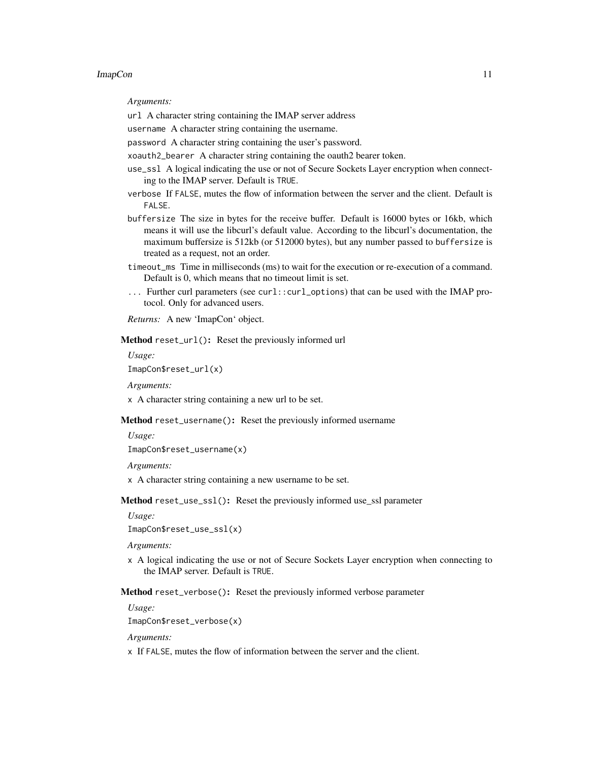*Arguments:*

`url` A character string containing the IMAP server address

`username` A character string containing the username.

`password` A character string containing the user's password.

`xoauth2_bearer` A character string containing the oauth2 bearer token.

`use_ssl` A logical indicating the use or not of Secure Sockets Layer encryption when connecting to the IMAP server. Default is `TRUE`.

`verbose` If `FALSE`, mutes the flow of information between the server and the client. Default is `FALSE`.

`buffersize` The size in bytes for the receive buffer. Default is 16000 bytes or 16kb, which means it will use the libcurl's default value. According to the libcurl's documentation, the maximum buffersize is 512kb (or 512000 bytes), but any number passed to `buffersize` is treated as a request, not an order.

`timeout_ms` Time in milliseconds (ms) to wait for the execution or re-execution of a command. Default is 0, which means that no timeout limit is set.

`...` Further curl parameters (see `curl::curl_options`) that can be used with the IMAP protocol. Only for advanced users.

*Returns:* A new 'ImapCon' object.

**Method** `reset_url()`**:** Reset the previously informed url

*Usage:*

```
ImapCon$reset_url(x)
```

*Arguments:*

`x` A character string containing a new url to be set.

**Method** `reset_username()`**:** Reset the previously informed username

*Usage:*

```
ImapCon$reset_username(x)
```

*Arguments:*

`x` A character string containing a new username to be set.

**Method** `reset_use_ssl()`**:** Reset the previously informed use_ssl parameter

*Usage:*

```
ImapCon$reset_use_ssl(x)
```

*Arguments:*

`x` A logical indicating the use or not of Secure Sockets Layer encryption when connecting to the IMAP server. Default is `TRUE`.

**Method** `reset_verbose()`**:** Reset the previously informed verbose parameter

*Usage:*

```
ImapCon$reset_verbose(x)
```

*Arguments:*

`x` If `FALSE`, mutes the flow of information between the server and the client.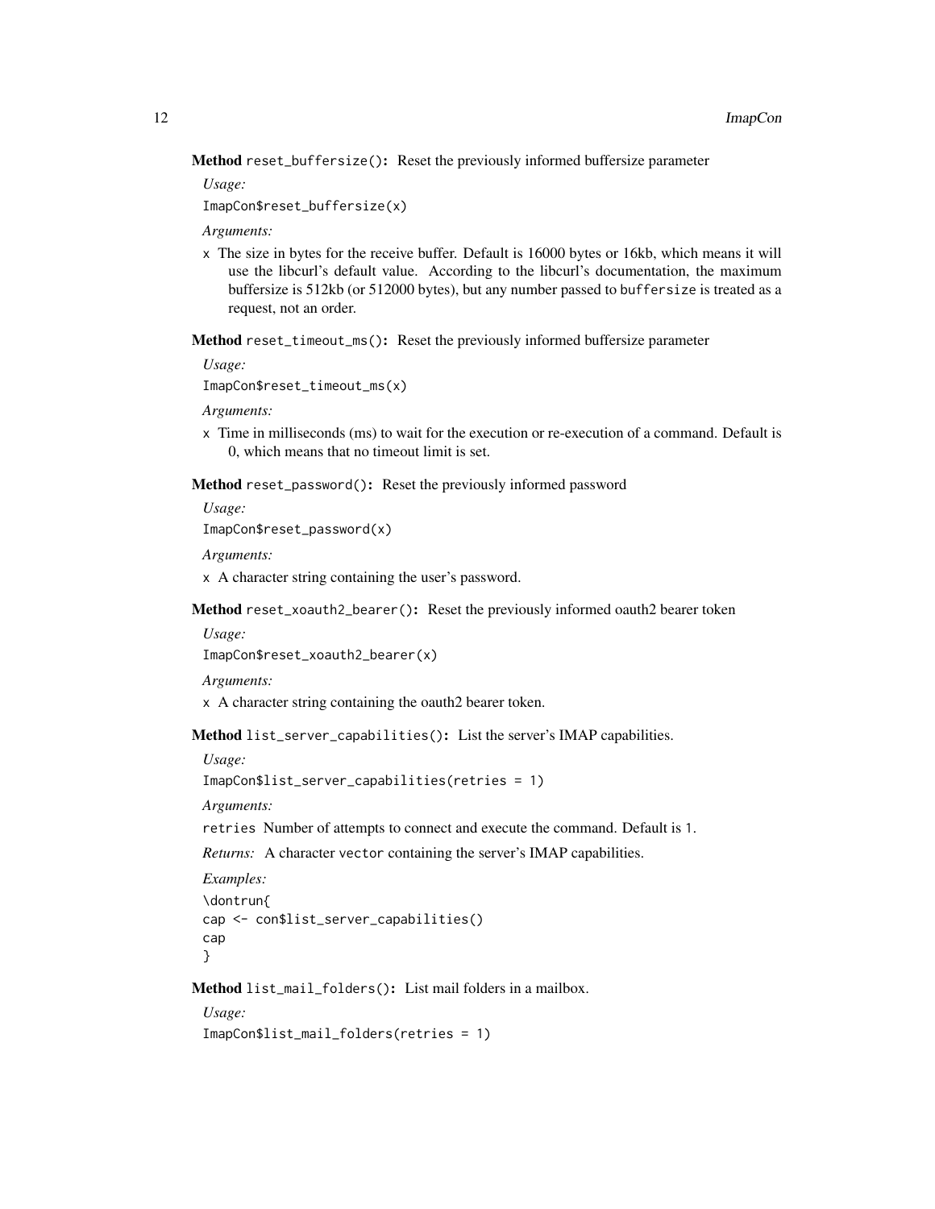**Method** `reset_buffersize()`**:** Reset the previously informed buffersize parameter

*Usage:*

```
ImapCon$reset_buffersize(x)
```

*Arguments:*

- `x` The size in bytes for the receive buffer. Default is 16000 bytes or 16kb, which means it will use the libcurl's default value. According to the libcurl's documentation, the maximum buffersize is 512kb (or 512000 bytes), but any number passed to `buffersize` is treated as a request, not an order.

**Method** `reset_timeout_ms()`**:** Reset the previously informed buffersize parameter

*Usage:*

```
ImapCon$reset_timeout_ms(x)
```

*Arguments:*

- `x` Time in milliseconds (ms) to wait for the execution or re-execution of a command. Default is 0, which means that no timeout limit is set.

**Method** `reset_password()`**:** Reset the previously informed password

*Usage:*

```
ImapCon$reset_password(x)
```

*Arguments:*

- `x` A character string containing the user's password.

**Method** `reset_xoauth2_bearer()`**:** Reset the previously informed oauth2 bearer token

*Usage:*

```
ImapCon$reset_xoauth2_bearer(x)
```

*Arguments:*

- `x` A character string containing the oauth2 bearer token.

**Method** `list_server_capabilities()`**:** List the server's IMAP capabilities.

*Usage:*

```
ImapCon$list_server_capabilities(retries = 1)
```

*Arguments:*

- `retries` Number of attempts to connect and execute the command. Default is `1`.

*Returns:* A character `vector` containing the server's IMAP capabilities.

*Examples:*

```
\dontrun{
cap <- con$list_server_capabilities()
cap
}
```

**Method** `list_mail_folders()`**:** List mail folders in a mailbox.

*Usage:*

```
ImapCon$list_mail_folders(retries = 1)
```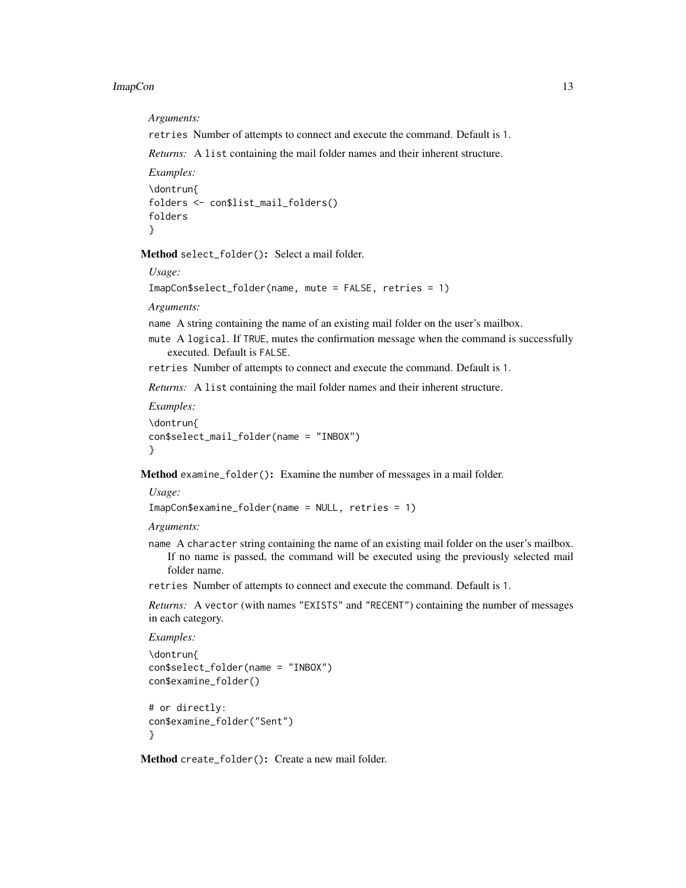*Arguments:*

`retries` Number of attempts to connect and execute the command. Default is `1`.

*Returns:* A `list` containing the mail folder names and their inherent structure.

*Examples:*

```
\dontrun{
folders <- con$list_mail_folders()
folders
}
```

**Method** `select_folder()`**:** Select a mail folder.

*Usage:*

```
ImapCon$select_folder(name, mute = FALSE, retries = 1)
```

*Arguments:*

`name` A string containing the name of an existing mail folder on the user's mailbox.

`mute` A `logical`. If `TRUE`, mutes the confirmation message when the command is successfully executed. Default is `FALSE`.

`retries` Number of attempts to connect and execute the command. Default is `1`.

*Returns:* A `list` containing the mail folder names and their inherent structure.

*Examples:*

```
\dontrun{
con$select_mail_folder(name = "INBOX")
}
```

**Method** `examine_folder()`**:** Examine the number of messages in a mail folder.

*Usage:*

```
ImapCon$examine_folder(name = NULL, retries = 1)
```

*Arguments:*

`name` A `character` string containing the name of an existing mail folder on the user's mailbox. If no name is passed, the command will be executed using the previously selected mail folder name.

`retries` Number of attempts to connect and execute the command. Default is `1`.

*Returns:* A `vector` (with names `"EXISTS"` and `"RECENT"`) containing the number of messages in each category.

*Examples:*

```
\dontrun{
con$select_folder(name = "INBOX")
con$examine_folder()

# or directly:
con$examine_folder("Sent")
}
```

**Method** `create_folder()`**:** Create a new mail folder.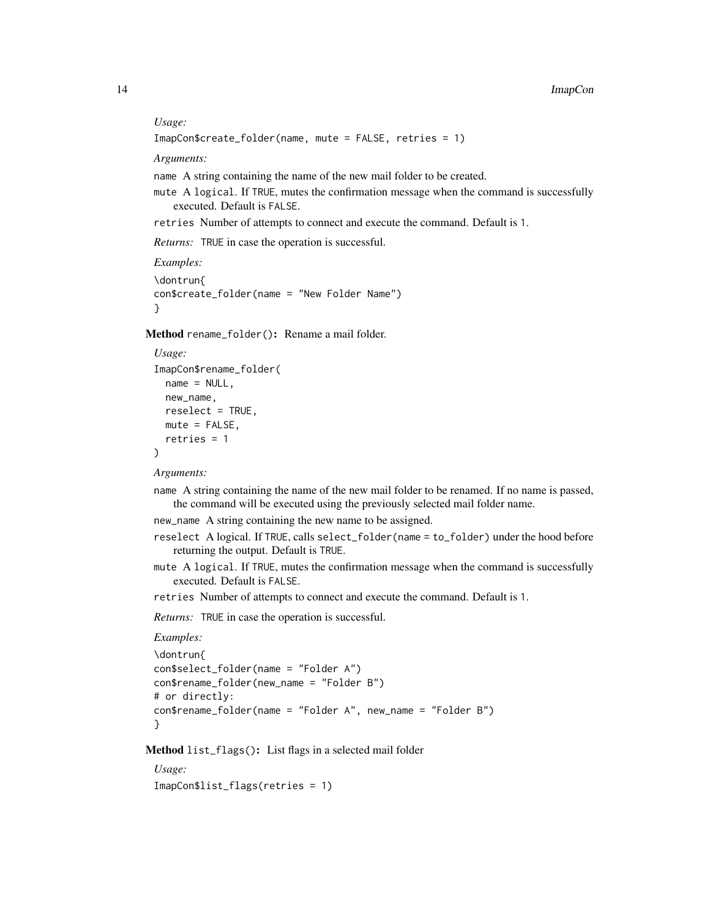*Usage:*

```
ImapCon$create_folder(name, mute = FALSE, retries = 1)
```

*Arguments:*

- `name` A string containing the name of the new mail folder to be created.
- `mute` A `logical`. If `TRUE`, mutes the confirmation message when the command is successfully executed. Default is `FALSE`.
- `retries` Number of attempts to connect and execute the command. Default is `1`.

*Returns:* `TRUE` in case the operation is successful.

*Examples:*

```
\dontrun{
con$create_folder(name = "New Folder Name")
}
```

**Method** `rename_folder()`**:** Rename a mail folder.

*Usage:*

```
ImapCon$rename_folder(
  name = NULL,
  new_name,
  reselect = TRUE,
  mute = FALSE,
  retries = 1
)
```

*Arguments:*

- `name` A string containing the name of the new mail folder to be renamed. If no name is passed, the command will be executed using the previously selected mail folder name.
- `new_name` A string containing the new name to be assigned.
- `reselect` A logical. If `TRUE`, calls `select_folder(name = to_folder)` under the hood before returning the output. Default is `TRUE`.
- `mute` A `logical`. If `TRUE`, mutes the confirmation message when the command is successfully executed. Default is `FALSE`.
- `retries` Number of attempts to connect and execute the command. Default is `1`.

*Returns:* `TRUE` in case the operation is successful.

*Examples:*

```
\dontrun{
con$select_folder(name = "Folder A")
con$rename_folder(new_name = "Folder B")
# or directly:
con$rename_folder(name = "Folder A", new_name = "Folder B")
}
```

**Method** `list_flags()`**:** List flags in a selected mail folder

*Usage:*

```
ImapCon$list_flags(retries = 1)
```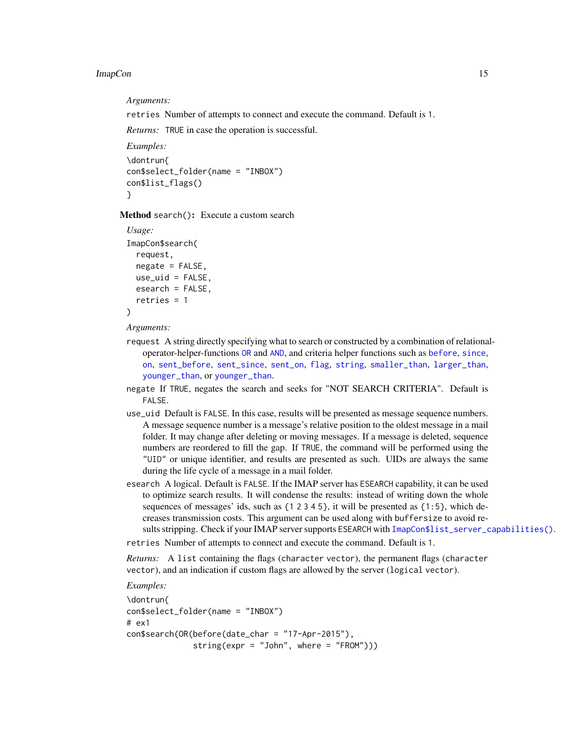*Arguments:*

`retries` Number of attempts to connect and execute the command. Default is `1`.

*Returns:* `TRUE` in case the operation is successful.

*Examples:*

```
\dontrun{
con$select_folder(name = "INBOX")
con$list_flags()
}
```

**Method** `search()`**:** Execute a custom search

*Usage:*

```
ImapCon$search(
  request,
  negate = FALSE,
  use_uid = FALSE,
  esearch = FALSE,
  retries = 1
)
```

*Arguments:*

`request` A string directly specifying what to search or constructed by a combination of relational-operator-helper-functions `OR` and `AND`, and criteria helper functions such as `before`, `since`, `on`, `sent_before`, `sent_since`, `sent_on`, `flag`, `string`, `smaller_than`, `larger_than`, `younger_than`, or `younger_than`.

`negate` If `TRUE`, negates the search and seeks for "NOT SEARCH CRITERIA". Default is `FALSE`.

`use_uid` Default is `FALSE`. In this case, results will be presented as message sequence numbers. A message sequence number is a message's relative position to the oldest message in a mail folder. It may change after deleting or moving messages. If a message is deleted, sequence numbers are reordered to fill the gap. If `TRUE`, the command will be performed using the `"UID"` or unique identifier, and results are presented as such. UIDs are always the same during the life cycle of a message in a mail folder.

`esearch` A logical. Default is `FALSE`. If the IMAP server has `ESEARCH` capability, it can be used to optimize search results. It will condense the results: instead of writing down the whole sequences of messages' ids, such as `{1 2 3 4 5}`, it will be presented as `{1:5}`, which decreases transmission costs. This argument can be used along with `buffersize` to avoid results stripping. Check if your IMAP server supports `ESEARCH` with `ImapCon$list_server_capabilities()`.

`retries` Number of attempts to connect and execute the command. Default is `1`.

*Returns:* A `list` containing the flags (`character vector`), the permanent flags (`character vector`), and an indication if custom flags are allowed by the server (`logical vector`).

*Examples:*

```
\dontrun{
con$select_folder(name = "INBOX")
# ex1
con$search(OR(before(date_char = "17-Apr-2015"),
              string(expr = "John", where = "FROM")))
```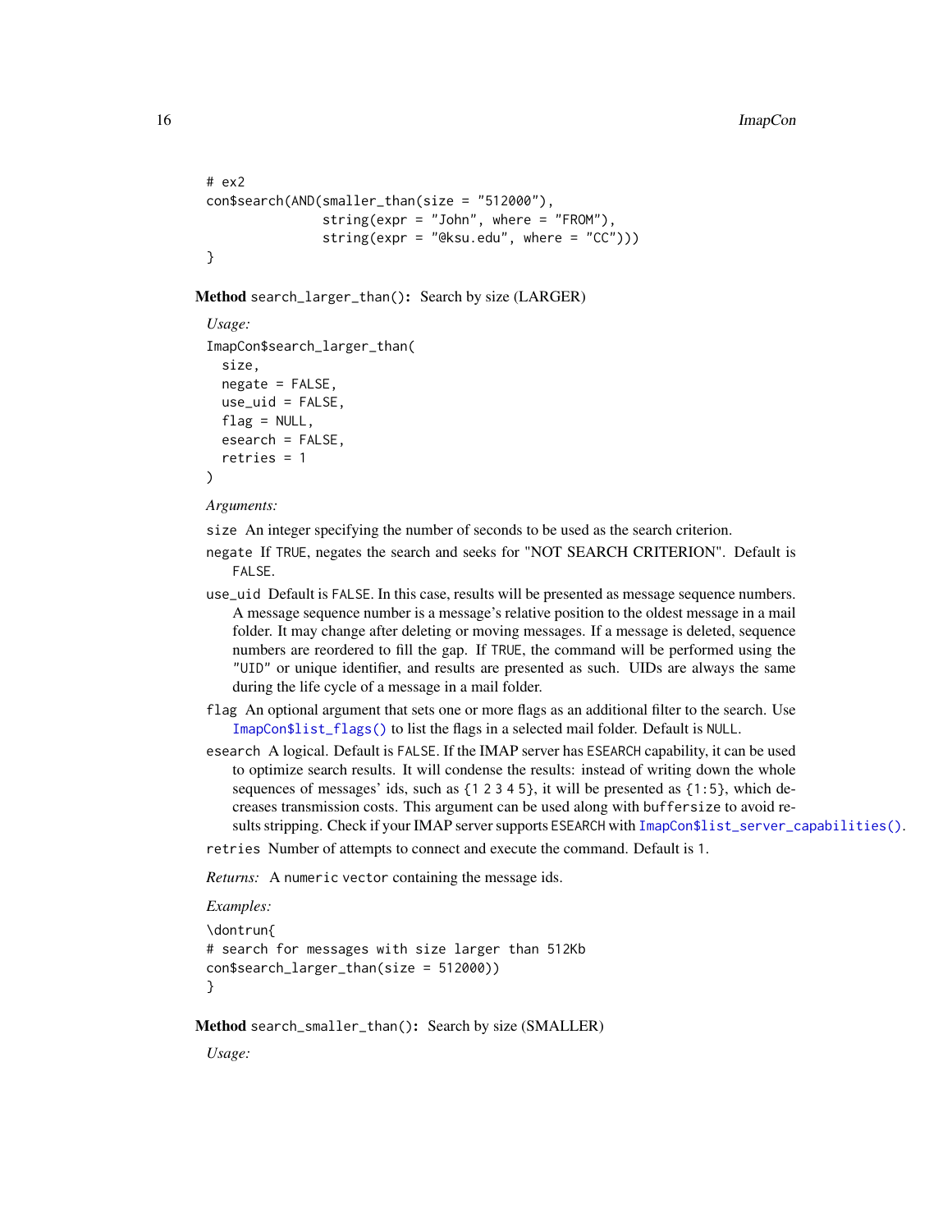```
# ex2
con$search(AND(smaller_than(size = "512000"),
               string(expr = "John", where = "FROM"),
               string(expr = "@ksu.edu", where = "CC")))
}
```

**Method** `search_larger_than()`: Search by size (LARGER)

*Usage:*

```
ImapCon$search_larger_than(
  size,
  negate = FALSE,
  use_uid = FALSE,
  flag = NULL,
  esearch = FALSE,
  retries = 1
)
```

*Arguments:*

`size` An integer specifying the number of seconds to be used as the search criterion.

`negate` If `TRUE`, negates the search and seeks for "NOT SEARCH CRITERION". Default is `FALSE`.

`use_uid` Default is `FALSE`. In this case, results will be presented as message sequence numbers. A message sequence number is a message's relative position to the oldest message in a mail folder. It may change after deleting or moving messages. If a message is deleted, sequence numbers are reordered to fill the gap. If `TRUE`, the command will be performed using the `"UID"` or unique identifier, and results are presented as such. UIDs are always the same during the life cycle of a message in a mail folder.

`flag` An optional argument that sets one or more flags as an additional filter to the search. Use `ImapCon$list_flags()` to list the flags in a selected mail folder. Default is `NULL`.

`esearch` A logical. Default is `FALSE`. If the IMAP server has `ESEARCH` capability, it can be used to optimize search results. It will condense the results: instead of writing down the whole sequences of messages' ids, such as `{1 2 3 4 5}`, it will be presented as `{1:5}`, which decreases transmission costs. This argument can be used along with `buffersize` to avoid results stripping. Check if your IMAP server supports `ESEARCH` with `ImapCon$list_server_capabilities()`.

`retries` Number of attempts to connect and execute the command. Default is `1`.

*Returns:* A `numeric vector` containing the message ids.

*Examples:*

```
\dontrun{
# search for messages with size larger than 512Kb
con$search_larger_than(size = 512000))
}
```

**Method** `search_smaller_than()`: Search by size (SMALLER)

*Usage:*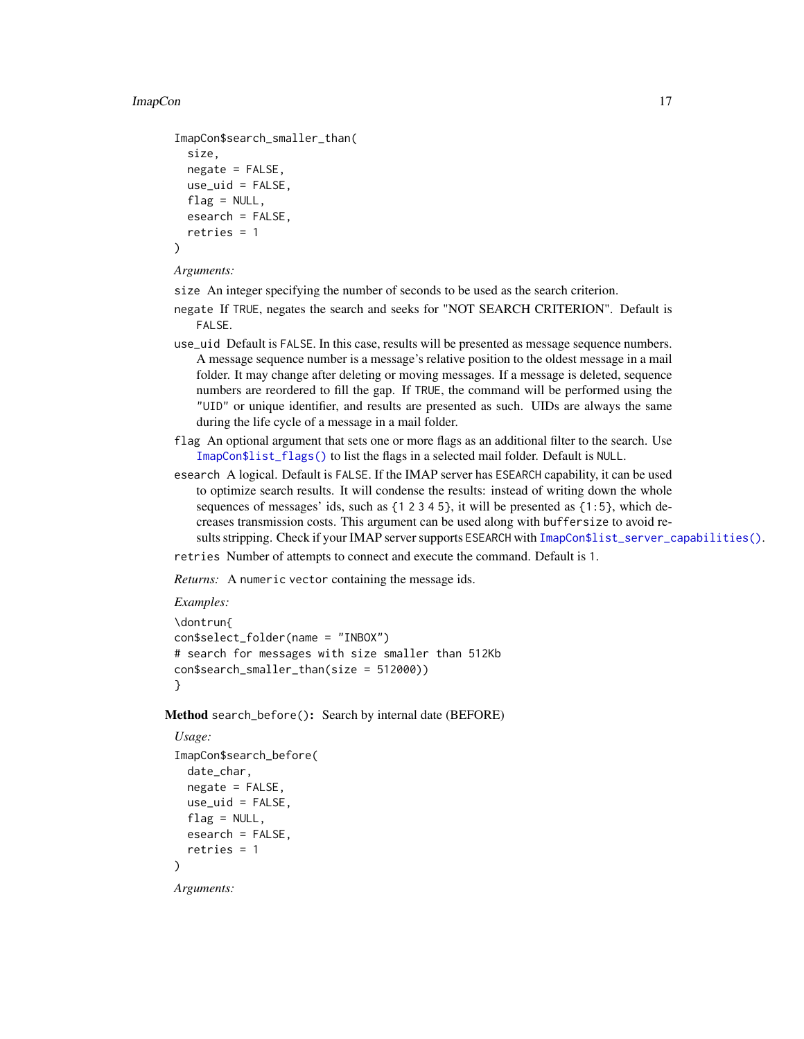```
ImapCon$search_smaller_than(
  size,
  negate = FALSE,
  use_uid = FALSE,
  flag = NULL,
  esearch = FALSE,
  retries = 1
)
```

*Arguments:*

- `size` An integer specifying the number of seconds to be used as the search criterion.
- `negate` If `TRUE`, negates the search and seeks for "NOT SEARCH CRITERION". Default is `FALSE`.
- `use_uid` Default is `FALSE`. In this case, results will be presented as message sequence numbers. A message sequence number is a message's relative position to the oldest message in a mail folder. It may change after deleting or moving messages. If a message is deleted, sequence numbers are reordered to fill the gap. If `TRUE`, the command will be performed using the `"UID"` or unique identifier, and results are presented as such. UIDs are always the same during the life cycle of a message in a mail folder.
- `flag` An optional argument that sets one or more flags as an additional filter to the search. Use `ImapCon$list_flags()` to list the flags in a selected mail folder. Default is `NULL`.
- `esearch` A logical. Default is `FALSE`. If the IMAP server has `ESEARCH` capability, it can be used to optimize search results. It will condense the results: instead of writing down the whole sequences of messages' ids, such as `{1 2 3 4 5}`, it will be presented as `{1:5}`, which decreases transmission costs. This argument can be used along with `buffersize` to avoid results stripping. Check if your IMAP server supports `ESEARCH` with `ImapCon$list_server_capabilities()`.
- `retries` Number of attempts to connect and execute the command. Default is `1`.

*Returns:* A `numeric vector` containing the message ids.

*Examples:*

```
\dontrun{
con$select_folder(name = "INBOX")
# search for messages with size smaller than 512Kb
con$search_smaller_than(size = 512000))
}
```

**Method** `search_before()`: Search by internal date (BEFORE)

*Usage:*

```
ImapCon$search_before(
  date_char,
  negate = FALSE,
  use_uid = FALSE,
  flag = NULL,
  esearch = FALSE,
  retries = 1
)
```

*Arguments:*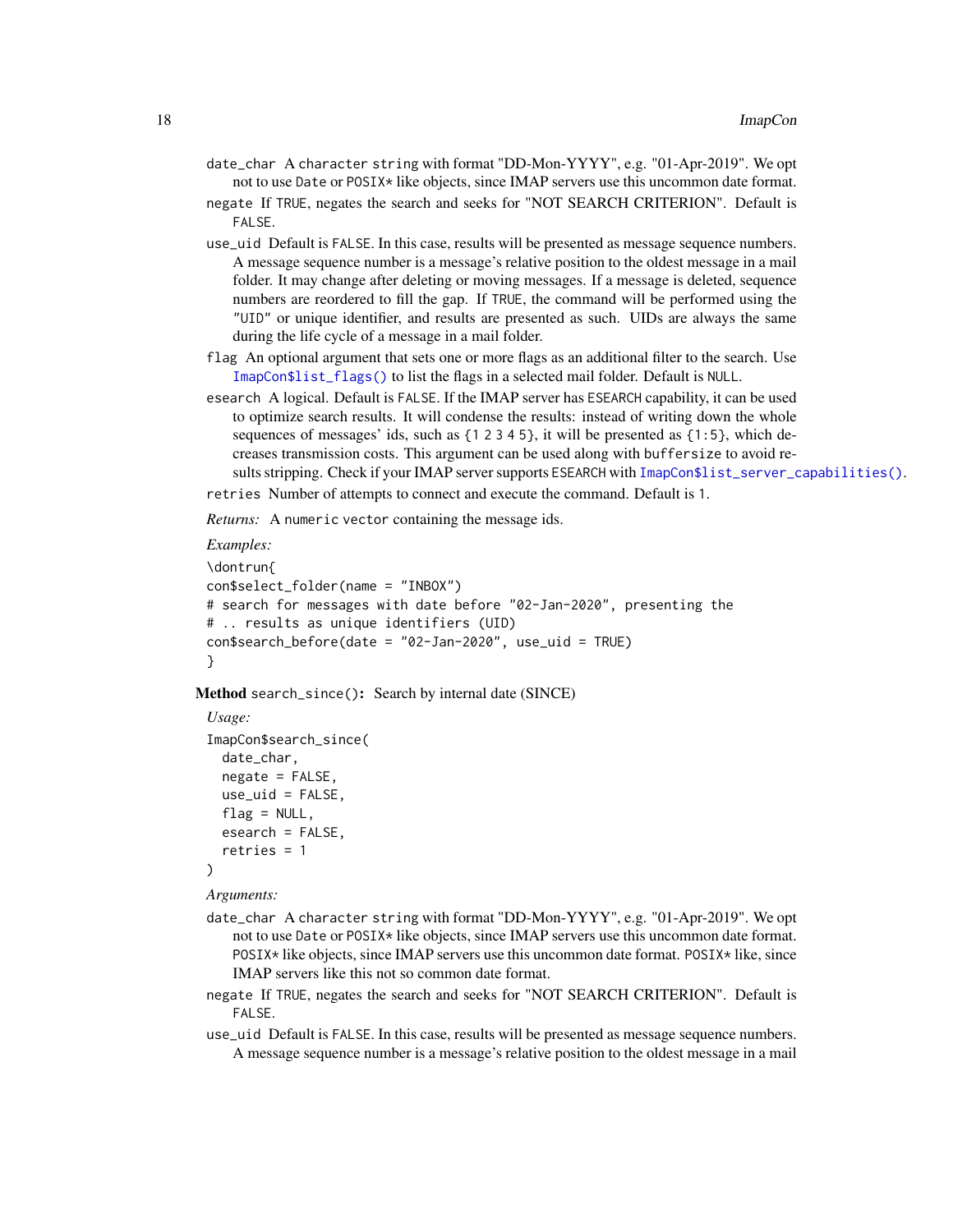date_char A character string with format "DD-Mon-YYYY", e.g. "01-Apr-2019". We opt not to use Date or POSIX* like objects, since IMAP servers use this uncommon date format.

negate If TRUE, negates the search and seeks for "NOT SEARCH CRITERION". Default is FALSE.

use_uid Default is FALSE. In this case, results will be presented as message sequence numbers. A message sequence number is a message's relative position to the oldest message in a mail folder. It may change after deleting or moving messages. If a message is deleted, sequence numbers are reordered to fill the gap. If TRUE, the command will be performed using the "UID" or unique identifier, and results are presented as such. UIDs are always the same during the life cycle of a message in a mail folder.

flag An optional argument that sets one or more flags as an additional filter to the search. Use ImapCon$list_flags() to list the flags in a selected mail folder. Default is NULL.

esearch A logical. Default is FALSE. If the IMAP server has ESEARCH capability, it can be used to optimize search results. It will condense the results: instead of writing down the whole sequences of messages' ids, such as {1 2 3 4 5}, it will be presented as {1:5}, which decreases transmission costs. This argument can be used along with buffersize to avoid results stripping. Check if your IMAP server supports ESEARCH with ImapCon$list_server_capabilities().

retries Number of attempts to connect and execute the command. Default is 1.

*Returns:* A numeric vector containing the message ids.

*Examples:*

```
\dontrun{
con$select_folder(name = "INBOX")
# search for messages with date before "02-Jan-2020", presenting the
# .. results as unique identifiers (UID)
con$search_before(date = "02-Jan-2020", use_uid = TRUE)
}
```

**Method** search_since()**:** Search by internal date (SINCE)

*Usage:*

```
ImapCon$search_since(
  date_char,
  negate = FALSE,
  use_uid = FALSE,
  flag = NULL,
  esearch = FALSE,
  retries = 1
)
```

*Arguments:*

date_char A character string with format "DD-Mon-YYYY", e.g. "01-Apr-2019". We opt not to use Date or POSIX* like objects, since IMAP servers use this uncommon date format. POSIX* like objects, since IMAP servers use this uncommon date format. POSIX* like, since IMAP servers like this not so common date format.

negate If TRUE, negates the search and seeks for "NOT SEARCH CRITERION". Default is FALSE.

use_uid Default is FALSE. In this case, results will be presented as message sequence numbers. A message sequence number is a message's relative position to the oldest message in a mail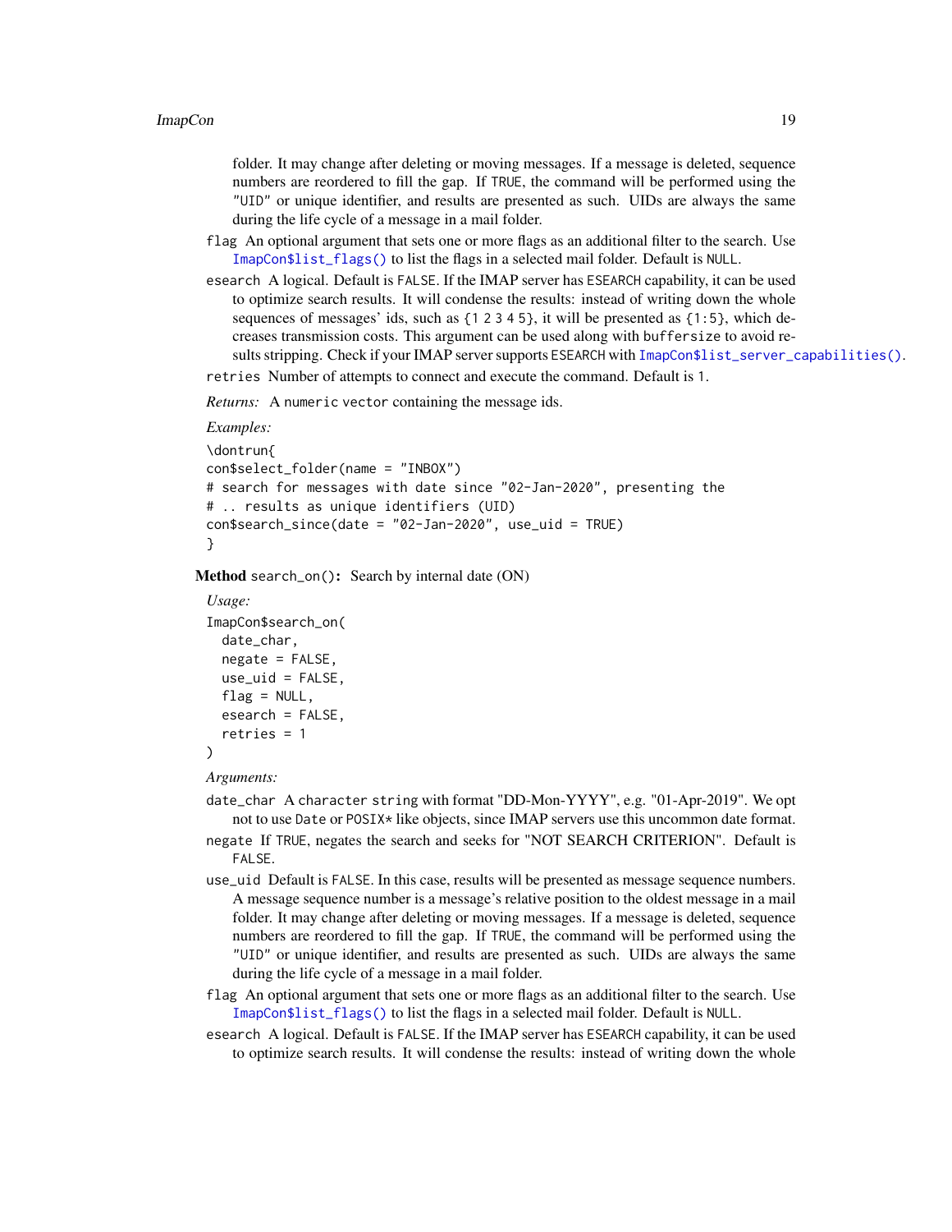folder. It may change after deleting or moving messages. If a message is deleted, sequence numbers are reordered to fill the gap. If TRUE, the command will be performed using the "UID" or unique identifier, and results are presented as such. UIDs are always the same during the life cycle of a message in a mail folder.

flag An optional argument that sets one or more flags as an additional filter to the search. Use ImapCon$list_flags() to list the flags in a selected mail folder. Default is NULL.

esearch A logical. Default is FALSE. If the IMAP server has ESEARCH capability, it can be used to optimize search results. It will condense the results: instead of writing down the whole sequences of messages' ids, such as {1 2 3 4 5}, it will be presented as {1:5}, which decreases transmission costs. This argument can be used along with buffersize to avoid results stripping. Check if your IMAP server supports ESEARCH with ImapCon$list_server_capabilities().

retries Number of attempts to connect and execute the command. Default is 1.

*Returns:* A numeric vector containing the message ids.

*Examples:*

```
\dontrun{
con$select_folder(name = "INBOX")
# search for messages with date since "02-Jan-2020", presenting the
# .. results as unique identifiers (UID)
con$search_since(date = "02-Jan-2020", use_uid = TRUE)
}
```

**Method** search_on()**:** Search by internal date (ON)

*Usage:*

```
ImapCon$search_on(
  date_char,
  negate = FALSE,
  use_uid = FALSE,
  flag = NULL,
  esearch = FALSE,
  retries = 1
)
```

*Arguments:*

date_char A character string with format "DD-Mon-YYYY", e.g. "01-Apr-2019". We opt not to use Date or POSIX* like objects, since IMAP servers use this uncommon date format.

negate If TRUE, negates the search and seeks for "NOT SEARCH CRITERION". Default is FALSE.

use_uid Default is FALSE. In this case, results will be presented as message sequence numbers. A message sequence number is a message's relative position to the oldest message in a mail folder. It may change after deleting or moving messages. If a message is deleted, sequence numbers are reordered to fill the gap. If TRUE, the command will be performed using the "UID" or unique identifier, and results are presented as such. UIDs are always the same during the life cycle of a message in a mail folder.

flag An optional argument that sets one or more flags as an additional filter to the search. Use ImapCon$list_flags() to list the flags in a selected mail folder. Default is NULL.

esearch A logical. Default is FALSE. If the IMAP server has ESEARCH capability, it can be used to optimize search results. It will condense the results: instead of writing down the whole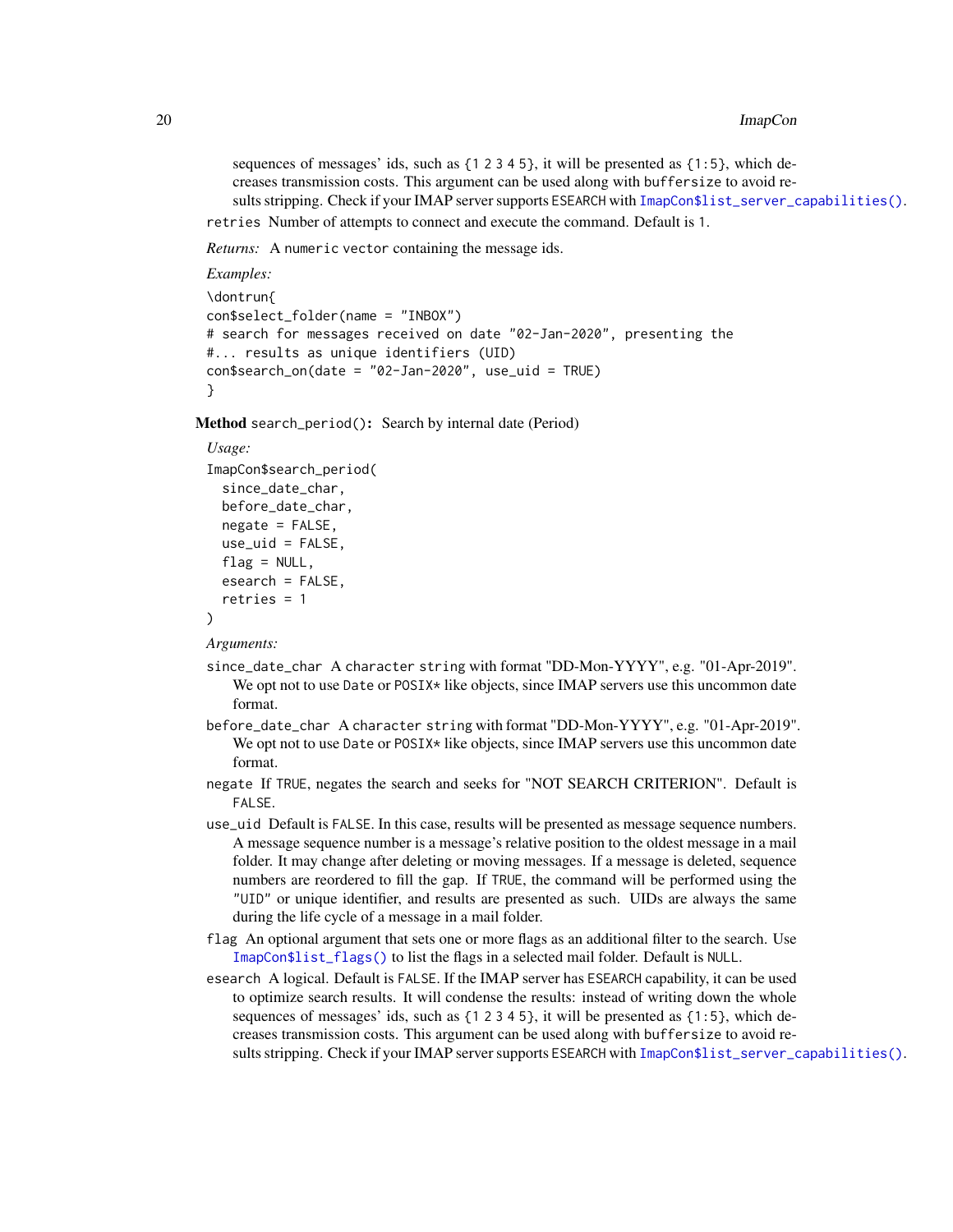sequences of messages' ids, such as {1 2 3 4 5}, it will be presented as {1:5}, which decreases transmission costs. This argument can be used along with buffersize to avoid results stripping. Check if your IMAP server supports ESEARCH with ImapCon$list_server_capabilities().

retries Number of attempts to connect and execute the command. Default is 1.

*Returns:* A numeric vector containing the message ids.

*Examples:*

```
\dontrun{
con$select_folder(name = "INBOX")
# search for messages received on date "02-Jan-2020", presenting the
#... results as unique identifiers (UID)
con$search_on(date = "02-Jan-2020", use_uid = TRUE)
}
```

**Method** search_period(): Search by internal date (Period)

*Usage:*

```
ImapCon$search_period(
  since_date_char,
  before_date_char,
  negate = FALSE,
  use_uid = FALSE,
  flag = NULL,
  esearch = FALSE,
  retries = 1
)
```

*Arguments:*

since_date_char A character string with format "DD-Mon-YYYY", e.g. "01-Apr-2019". We opt not to use Date or POSIX* like objects, since IMAP servers use this uncommon date format.

before_date_char A character string with format "DD-Mon-YYYY", e.g. "01-Apr-2019". We opt not to use Date or POSIX* like objects, since IMAP servers use this uncommon date format.

negate If TRUE, negates the search and seeks for "NOT SEARCH CRITERION". Default is FALSE.

use_uid Default is FALSE. In this case, results will be presented as message sequence numbers. A message sequence number is a message's relative position to the oldest message in a mail folder. It may change after deleting or moving messages. If a message is deleted, sequence numbers are reordered to fill the gap. If TRUE, the command will be performed using the "UID" or unique identifier, and results are presented as such. UIDs are always the same during the life cycle of a message in a mail folder.

flag An optional argument that sets one or more flags as an additional filter to the search. Use ImapCon$list_flags() to list the flags in a selected mail folder. Default is NULL.

esearch A logical. Default is FALSE. If the IMAP server has ESEARCH capability, it can be used to optimize search results. It will condense the results: instead of writing down the whole sequences of messages' ids, such as {1 2 3 4 5}, it will be presented as {1:5}, which decreases transmission costs. This argument can be used along with buffersize to avoid results stripping. Check if your IMAP server supports ESEARCH with ImapCon$list_server_capabilities().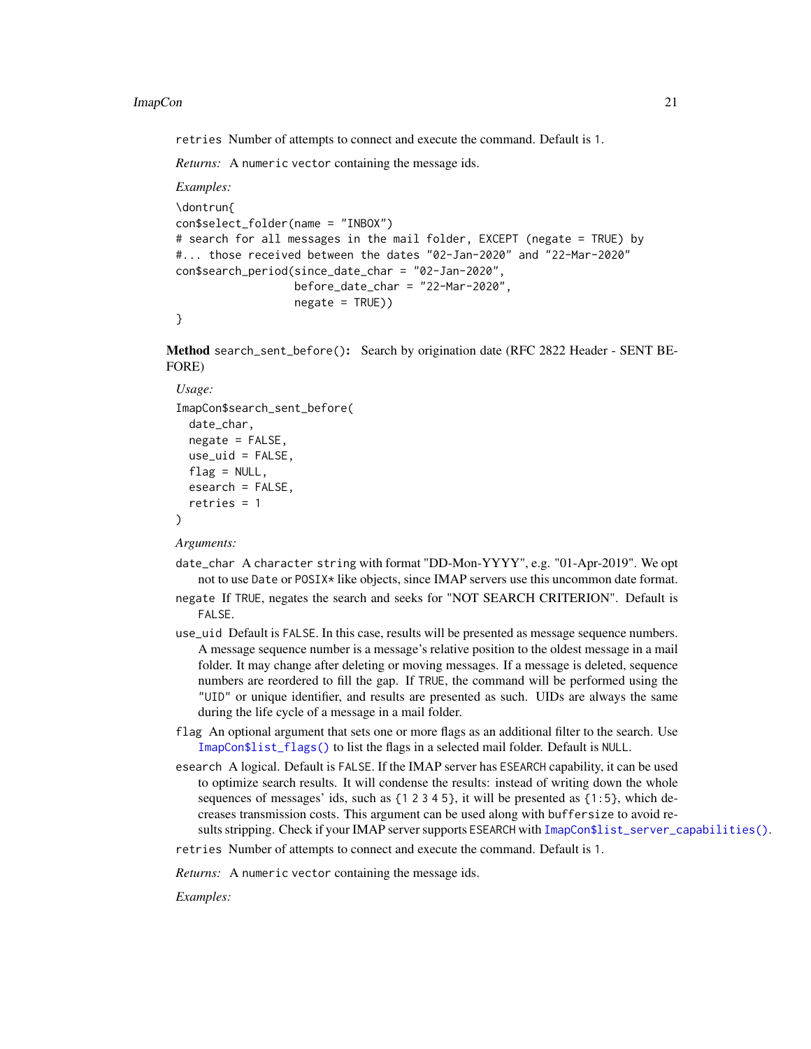retries Number of attempts to connect and execute the command. Default is 1.

*Returns:* A numeric vector containing the message ids.

*Examples:*

```
\dontrun{
con$select_folder(name = "INBOX")
# search for all messages in the mail folder, EXCEPT (negate = TRUE) by
#... those received between the dates "02-Jan-2020" and "22-Mar-2020"
con$search_period(since_date_char = "02-Jan-2020",
                  before_date_char = "22-Mar-2020",
                  negate = TRUE))
}
```

**Method** search_sent_before()**:** Search by origination date (RFC 2822 Header - SENT BEFORE)

*Usage:*

```
ImapCon$search_sent_before(
  date_char,
  negate = FALSE,
  use_uid = FALSE,
  flag = NULL,
  esearch = FALSE,
  retries = 1
)
```

*Arguments:*

date_char A character string with format "DD-Mon-YYYY", e.g. "01-Apr-2019". We opt not to use Date or POSIX* like objects, since IMAP servers use this uncommon date format.

negate If TRUE, negates the search and seeks for "NOT SEARCH CRITERION". Default is FALSE.

use_uid Default is FALSE. In this case, results will be presented as message sequence numbers. A message sequence number is a message's relative position to the oldest message in a mail folder. It may change after deleting or moving messages. If a message is deleted, sequence numbers are reordered to fill the gap. If TRUE, the command will be performed using the "UID" or unique identifier, and results are presented as such. UIDs are always the same during the life cycle of a message in a mail folder.

flag An optional argument that sets one or more flags as an additional filter to the search. Use ImapCon$list_flags() to list the flags in a selected mail folder. Default is NULL.

esearch A logical. Default is FALSE. If the IMAP server has ESEARCH capability, it can be used to optimize search results. It will condense the results: instead of writing down the whole sequences of messages' ids, such as {1 2 3 4 5}, it will be presented as {1:5}, which decreases transmission costs. This argument can be used along with buffersize to avoid results stripping. Check if your IMAP server supports ESEARCH with ImapCon$list_server_capabilities().

retries Number of attempts to connect and execute the command. Default is 1.

*Returns:* A numeric vector containing the message ids.

*Examples:*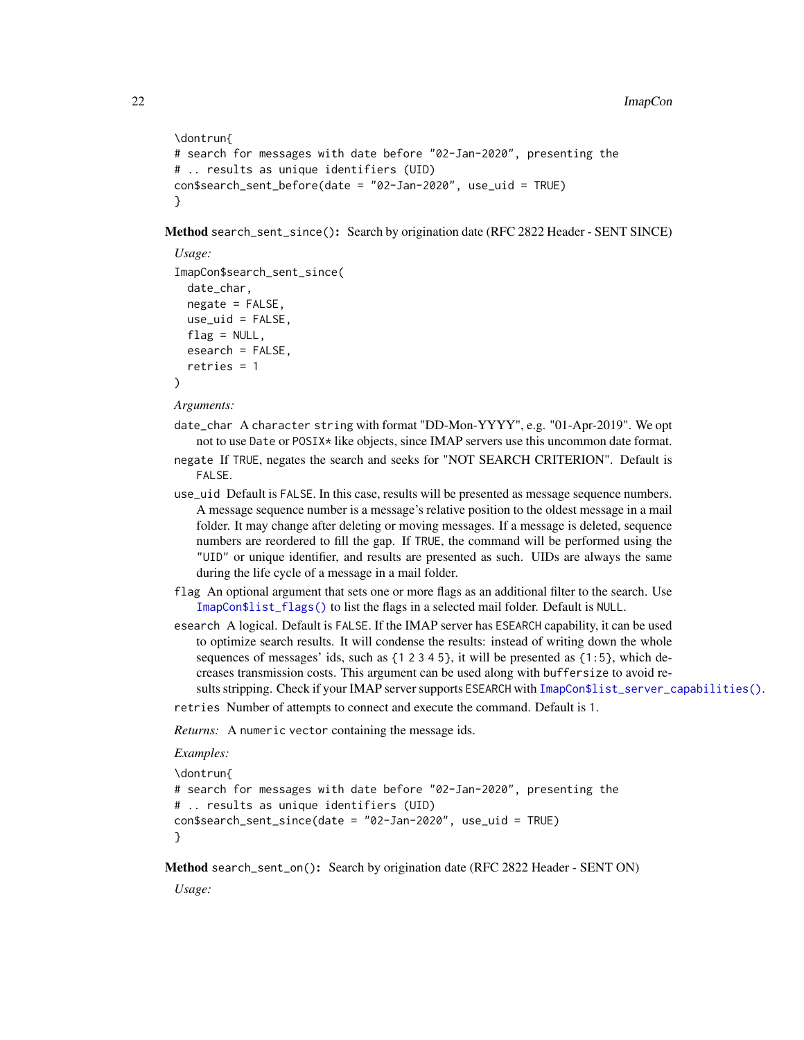```
\dontrun{
# search for messages with date before "02-Jan-2020", presenting the
# .. results as unique identifiers (UID)
con$search_sent_before(date = "02-Jan-2020", use_uid = TRUE)
}
```

**Method** `search_sent_since()`**:** Search by origination date (RFC 2822 Header - SENT SINCE)

*Usage:*

```
ImapCon$search_sent_since(
  date_char,
  negate = FALSE,
  use_uid = FALSE,
  flag = NULL,
  esearch = FALSE,
  retries = 1
)
```

*Arguments:*

`date_char` A character string with format "DD-Mon-YYYY", e.g. "01-Apr-2019". We opt not to use Date or POSIX* like objects, since IMAP servers use this uncommon date format.

`negate` If TRUE, negates the search and seeks for "NOT SEARCH CRITERION". Default is FALSE.

`use_uid` Default is FALSE. In this case, results will be presented as message sequence numbers. A message sequence number is a message's relative position to the oldest message in a mail folder. It may change after deleting or moving messages. If a message is deleted, sequence numbers are reordered to fill the gap. If TRUE, the command will be performed using the "UID" or unique identifier, and results are presented as such. UIDs are always the same during the life cycle of a message in a mail folder.

`flag` An optional argument that sets one or more flags as an additional filter to the search. Use `ImapCon$list_flags()` to list the flags in a selected mail folder. Default is NULL.

`esearch` A logical. Default is FALSE. If the IMAP server has ESEARCH capability, it can be used to optimize search results. It will condense the results: instead of writing down the whole sequences of messages' ids, such as {1 2 3 4 5}, it will be presented as {1:5}, which decreases transmission costs. This argument can be used along with buffersize to avoid results stripping. Check if your IMAP server supports ESEARCH with `ImapCon$list_server_capabilities()`.

`retries` Number of attempts to connect and execute the command. Default is 1.

*Returns:* A numeric vector containing the message ids.

*Examples:*

```
\dontrun{
# search for messages with date before "02-Jan-2020", presenting the
# .. results as unique identifiers (UID)
con$search_sent_since(date = "02-Jan-2020", use_uid = TRUE)
}
```

**Method** `search_sent_on()`**:** Search by origination date (RFC 2822 Header - SENT ON)

*Usage:*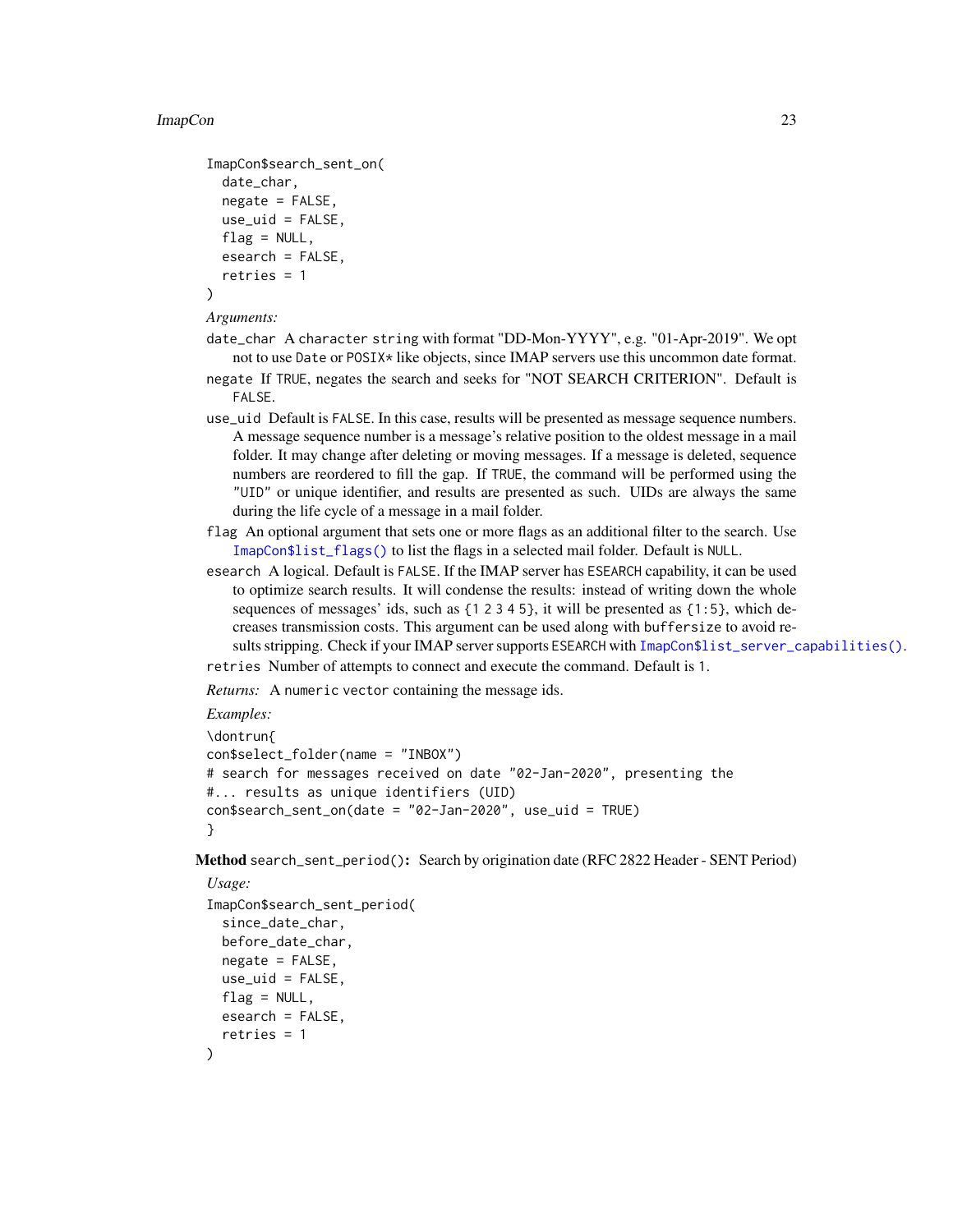```
ImapCon$search_sent_on(
  date_char,
  negate = FALSE,
  use_uid = FALSE,
  flag = NULL,
  esearch = FALSE,
  retries = 1
)
```

*Arguments:*

`date_char` A `character string` with format "DD-Mon-YYYY", e.g. "01-Apr-2019". We opt not to use `Date` or `POSIX*` like objects, since IMAP servers use this uncommon date format.

`negate` If `TRUE`, negates the search and seeks for "NOT SEARCH CRITERION". Default is `FALSE`.

`use_uid` Default is `FALSE`. In this case, results will be presented as message sequence numbers. A message sequence number is a message's relative position to the oldest message in a mail folder. It may change after deleting or moving messages. If a message is deleted, sequence numbers are reordered to fill the gap. If `TRUE`, the command will be performed using the `"UID"` or unique identifier, and results are presented as such. UIDs are always the same during the life cycle of a message in a mail folder.

`flag` An optional argument that sets one or more flags as an additional filter to the search. Use `ImapCon$list_flags()` to list the flags in a selected mail folder. Default is `NULL`.

`esearch` A logical. Default is `FALSE`. If the IMAP server has `ESEARCH` capability, it can be used to optimize search results. It will condense the results: instead of writing down the whole sequences of messages' ids, such as `{1 2 3 4 5}`, it will be presented as `{1:5}`, which decreases transmission costs. This argument can be used along with `buffersize` to avoid results stripping. Check if your IMAP server supports `ESEARCH` with `ImapCon$list_server_capabilities()`.

`retries` Number of attempts to connect and execute the command. Default is `1`.

*Returns:* A `numeric vector` containing the message ids.

*Examples:*

```
\dontrun{
con$select_folder(name = "INBOX")
# search for messages received on date "02-Jan-2020", presenting the
#... results as unique identifiers (UID)
con$search_sent_on(date = "02-Jan-2020", use_uid = TRUE)
}
```

**Method** `search_sent_period()`**:** Search by origination date (RFC 2822 Header - SENT Period)

*Usage:*

```
ImapCon$search_sent_period(
  since_date_char,
  before_date_char,
  negate = FALSE,
  use_uid = FALSE,
  flag = NULL,
  esearch = FALSE,
  retries = 1
)
```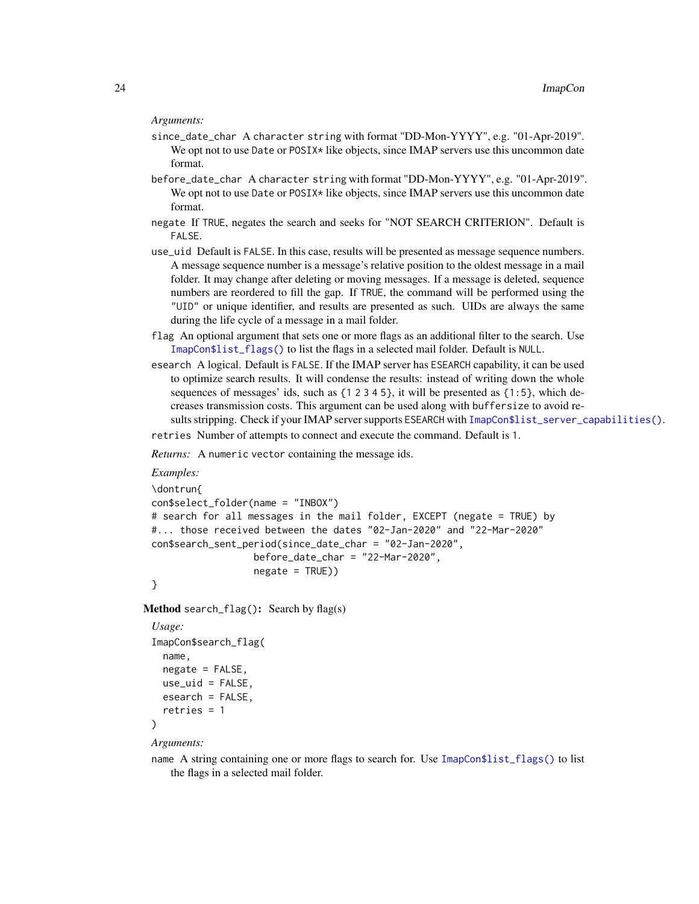*Arguments:*

- `since_date_char` A character string with format "DD-Mon-YYYY", e.g. "01-Apr-2019". We opt not to use `Date` or `POSIX*` like objects, since IMAP servers use this uncommon date format.
- `before_date_char` A character string with format "DD-Mon-YYYY", e.g. "01-Apr-2019". We opt not to use `Date` or `POSIX*` like objects, since IMAP servers use this uncommon date format.
- `negate` If `TRUE`, negates the search and seeks for "NOT SEARCH CRITERION". Default is `FALSE`.
- `use_uid` Default is `FALSE`. In this case, results will be presented as message sequence numbers. A message sequence number is a message's relative position to the oldest message in a mail folder. It may change after deleting or moving messages. If a message is deleted, sequence numbers are reordered to fill the gap. If `TRUE`, the command will be performed using the `"UID"` or unique identifier, and results are presented as such. UIDs are always the same during the life cycle of a message in a mail folder.
- `flag` An optional argument that sets one or more flags as an additional filter to the search. Use `ImapCon$list_flags()` to list the flags in a selected mail folder. Default is `NULL`.
- `esearch` A logical. Default is `FALSE`. If the IMAP server has `ESEARCH` capability, it can be used to optimize search results. It will condense the results: instead of writing down the whole sequences of messages' ids, such as `{1 2 3 4 5}`, it will be presented as `{1:5}`, which decreases transmission costs. This argument can be used along with `buffersize` to avoid results stripping. Check if your IMAP server supports `ESEARCH` with `ImapCon$list_server_capabilities()`.
- `retries` Number of attempts to connect and execute the command. Default is `1`.

*Returns:* A `numeric vector` containing the message ids.

*Examples:*

```
\dontrun{
con$select_folder(name = "INBOX")
# search for all messages in the mail folder, EXCEPT (negate = TRUE) by
#... those received between the dates "02-Jan-2020" and "22-Mar-2020"
con$search_sent_period(since_date_char = "02-Jan-2020",
                  before_date_char = "22-Mar-2020",
                  negate = TRUE))
}
```

**Method** `search_flag()`**:** Search by flag(s)

*Usage:*

```
ImapCon$search_flag(
  name,
  negate = FALSE,
  use_uid = FALSE,
  esearch = FALSE,
  retries = 1
)
```

*Arguments:*

- `name` A string containing one or more flags to search for. Use `ImapCon$list_flags()` to list the flags in a selected mail folder.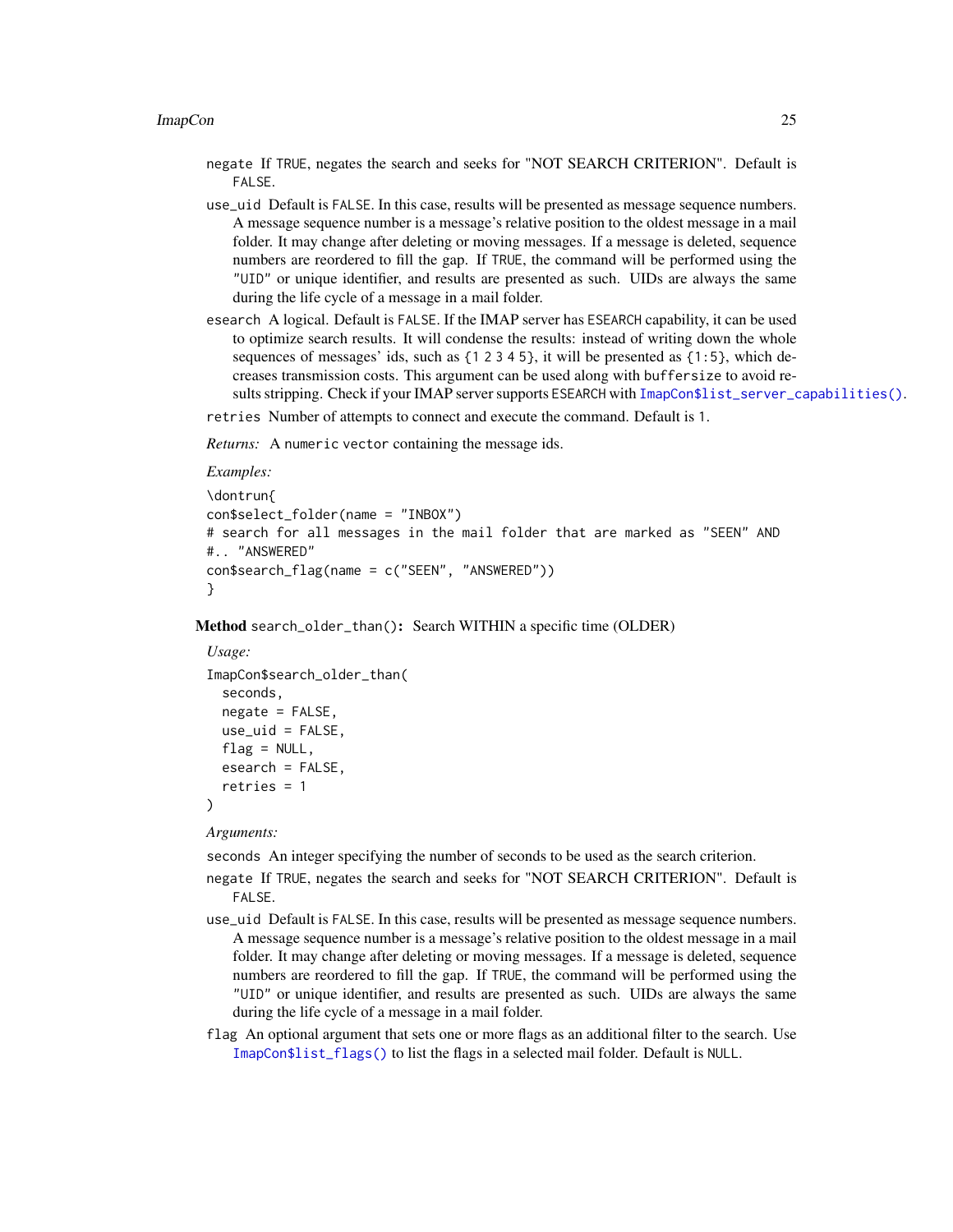`negate` If `TRUE`, negates the search and seeks for "NOT SEARCH CRITERION". Default is `FALSE`.

`use_uid` Default is `FALSE`. In this case, results will be presented as message sequence numbers. A message sequence number is a message's relative position to the oldest message in a mail folder. It may change after deleting or moving messages. If a message is deleted, sequence numbers are reordered to fill the gap. If `TRUE`, the command will be performed using the `"UID"` or unique identifier, and results are presented as such. UIDs are always the same during the life cycle of a message in a mail folder.

`esearch` A logical. Default is `FALSE`. If the IMAP server has `ESEARCH` capability, it can be used to optimize search results. It will condense the results: instead of writing down the whole sequences of messages' ids, such as `{1 2 3 4 5}`, it will be presented as `{1:5}`, which decreases transmission costs. This argument can be used along with `buffersize` to avoid results stripping. Check if your IMAP server supports `ESEARCH` with `ImapCon$list_server_capabilities()`.

`retries` Number of attempts to connect and execute the command. Default is `1`.

*Returns:* A `numeric vector` containing the message ids.

*Examples:*

```
\dontrun{
con$select_folder(name = "INBOX")
# search for all messages in the mail folder that are marked as "SEEN" AND
#.. "ANSWERED"
con$search_flag(name = c("SEEN", "ANSWERED"))
}
```

**Method** `search_older_than()`**:** Search WITHIN a specific time (OLDER)

*Usage:*

```
ImapCon$search_older_than(
  seconds,
  negate = FALSE,
  use_uid = FALSE,
  flag = NULL,
  esearch = FALSE,
  retries = 1
)
```

*Arguments:*

`seconds` An integer specifying the number of seconds to be used as the search criterion.

`negate` If `TRUE`, negates the search and seeks for "NOT SEARCH CRITERION". Default is `FALSE`.

`use_uid` Default is `FALSE`. In this case, results will be presented as message sequence numbers. A message sequence number is a message's relative position to the oldest message in a mail folder. It may change after deleting or moving messages. If a message is deleted, sequence numbers are reordered to fill the gap. If `TRUE`, the command will be performed using the `"UID"` or unique identifier, and results are presented as such. UIDs are always the same during the life cycle of a message in a mail folder.

`flag` An optional argument that sets one or more flags as an additional filter to the search. Use `ImapCon$list_flags()` to list the flags in a selected mail folder. Default is `NULL`.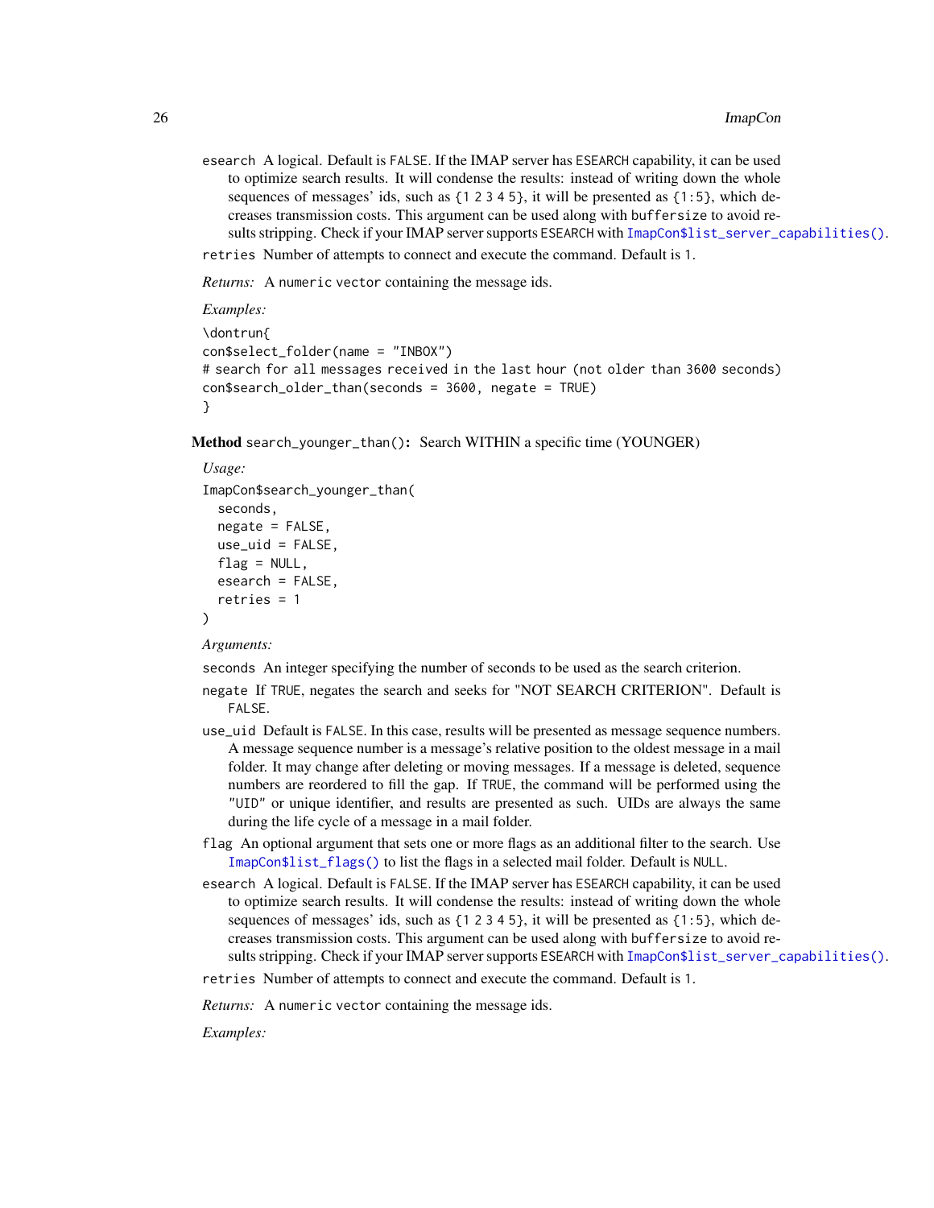`esearch` A logical. Default is `FALSE`. If the IMAP server has `ESEARCH` capability, it can be used to optimize search results. It will condense the results: instead of writing down the whole sequences of messages' ids, such as `{1 2 3 4 5}`, it will be presented as `{1:5}`, which decreases transmission costs. This argument can be used along with `buffersize` to avoid results stripping. Check if your IMAP server supports `ESEARCH` with `ImapCon$list_server_capabilities()`.

`retries` Number of attempts to connect and execute the command. Default is `1`.

*Returns:* A `numeric vector` containing the message ids.

*Examples:*

```
\dontrun{
con$select_folder(name = "INBOX")
# search for all messages received in the last hour (not older than 3600 seconds)
con$search_older_than(seconds = 3600, negate = TRUE)
}
```

**Method** `search_younger_than()`**:** Search WITHIN a specific time (YOUNGER)

*Usage:*

```
ImapCon$search_younger_than(
  seconds,
  negate = FALSE,
  use_uid = FALSE,
  flag = NULL,
  esearch = FALSE,
  retries = 1
)
```

*Arguments:*

`seconds` An integer specifying the number of seconds to be used as the search criterion.

`negate` If `TRUE`, negates the search and seeks for "NOT SEARCH CRITERION". Default is `FALSE`.

`use_uid` Default is `FALSE`. In this case, results will be presented as message sequence numbers. A message sequence number is a message's relative position to the oldest message in a mail folder. It may change after deleting or moving messages. If a message is deleted, sequence numbers are reordered to fill the gap. If `TRUE`, the command will be performed using the `"UID"` or unique identifier, and results are presented as such. UIDs are always the same during the life cycle of a message in a mail folder.

`flag` An optional argument that sets one or more flags as an additional filter to the search. Use `ImapCon$list_flags()` to list the flags in a selected mail folder. Default is `NULL`.

`esearch` A logical. Default is `FALSE`. If the IMAP server has `ESEARCH` capability, it can be used to optimize search results. It will condense the results: instead of writing down the whole sequences of messages' ids, such as `{1 2 3 4 5}`, it will be presented as `{1:5}`, which decreases transmission costs. This argument can be used along with `buffersize` to avoid results stripping. Check if your IMAP server supports `ESEARCH` with `ImapCon$list_server_capabilities()`.

`retries` Number of attempts to connect and execute the command. Default is `1`.

*Returns:* A `numeric vector` containing the message ids.

*Examples:*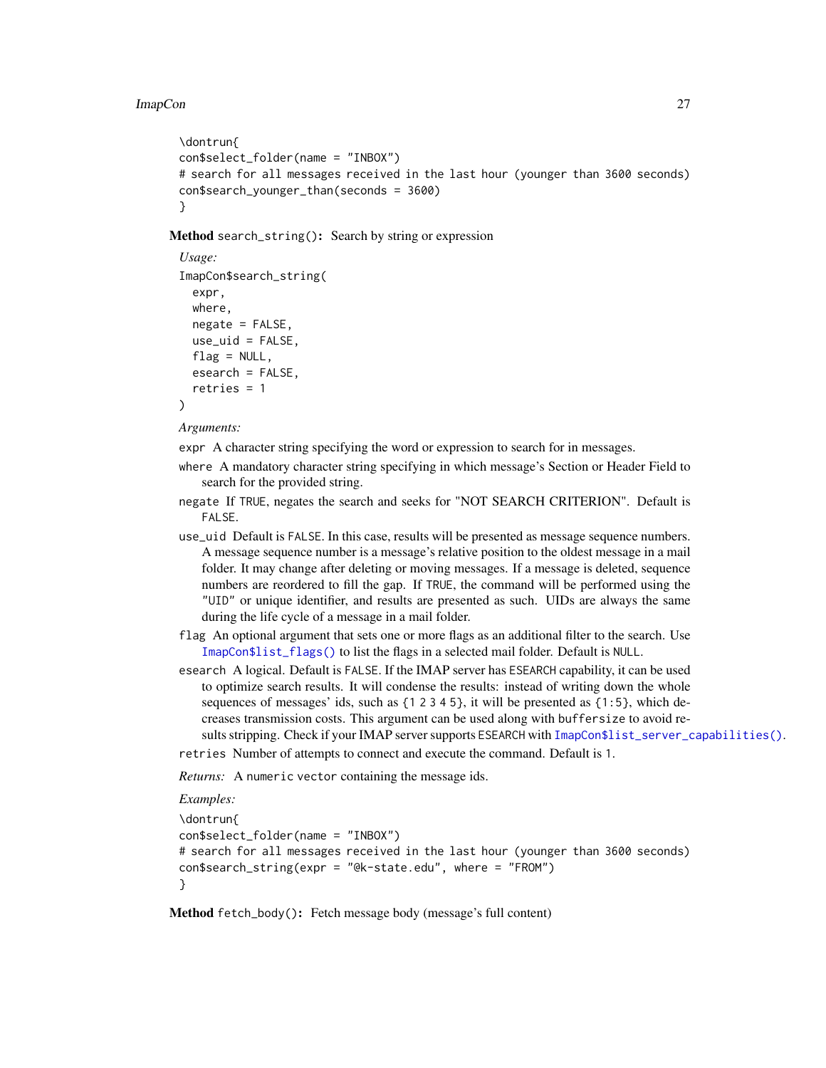```
\dontrun{
con$select_folder(name = "INBOX")
# search for all messages received in the last hour (younger than 3600 seconds)
con$search_younger_than(seconds = 3600)
}
```

**Method** `search_string()`**:** Search by string or expression

*Usage:*

```
ImapCon$search_string(
  expr,
  where,
  negate = FALSE,
  use_uid = FALSE,
  flag = NULL,
  esearch = FALSE,
  retries = 1
)
```

*Arguments:*

- `expr` A character string specifying the word or expression to search for in messages.
- `where` A mandatory character string specifying in which message's Section or Header Field to search for the provided string.
- `negate` If `TRUE`, negates the search and seeks for "NOT SEARCH CRITERION". Default is `FALSE`.
- `use_uid` Default is `FALSE`. In this case, results will be presented as message sequence numbers. A message sequence number is a message's relative position to the oldest message in a mail folder. It may change after deleting or moving messages. If a message is deleted, sequence numbers are reordered to fill the gap. If `TRUE`, the command will be performed using the `"UID"` or unique identifier, and results are presented as such. UIDs are always the same during the life cycle of a message in a mail folder.
- `flag` An optional argument that sets one or more flags as an additional filter to the search. Use `ImapCon$list_flags()` to list the flags in a selected mail folder. Default is `NULL`.
- `esearch` A logical. Default is `FALSE`. If the IMAP server has `ESEARCH` capability, it can be used to optimize search results. It will condense the results: instead of writing down the whole sequences of messages' ids, such as `{1 2 3 4 5}`, it will be presented as `{1:5}`, which decreases transmission costs. This argument can be used along with `buffersize` to avoid results stripping. Check if your IMAP server supports `ESEARCH` with `ImapCon$list_server_capabilities()`.
- `retries` Number of attempts to connect and execute the command. Default is `1`.

*Returns:* A `numeric vector` containing the message ids.

*Examples:*

```
\dontrun{
con$select_folder(name = "INBOX")
# search for all messages received in the last hour (younger than 3600 seconds)
con$search_string(expr = "@k-state.edu", where = "FROM")
}
```

**Method** `fetch_body()`**:** Fetch message body (message's full content)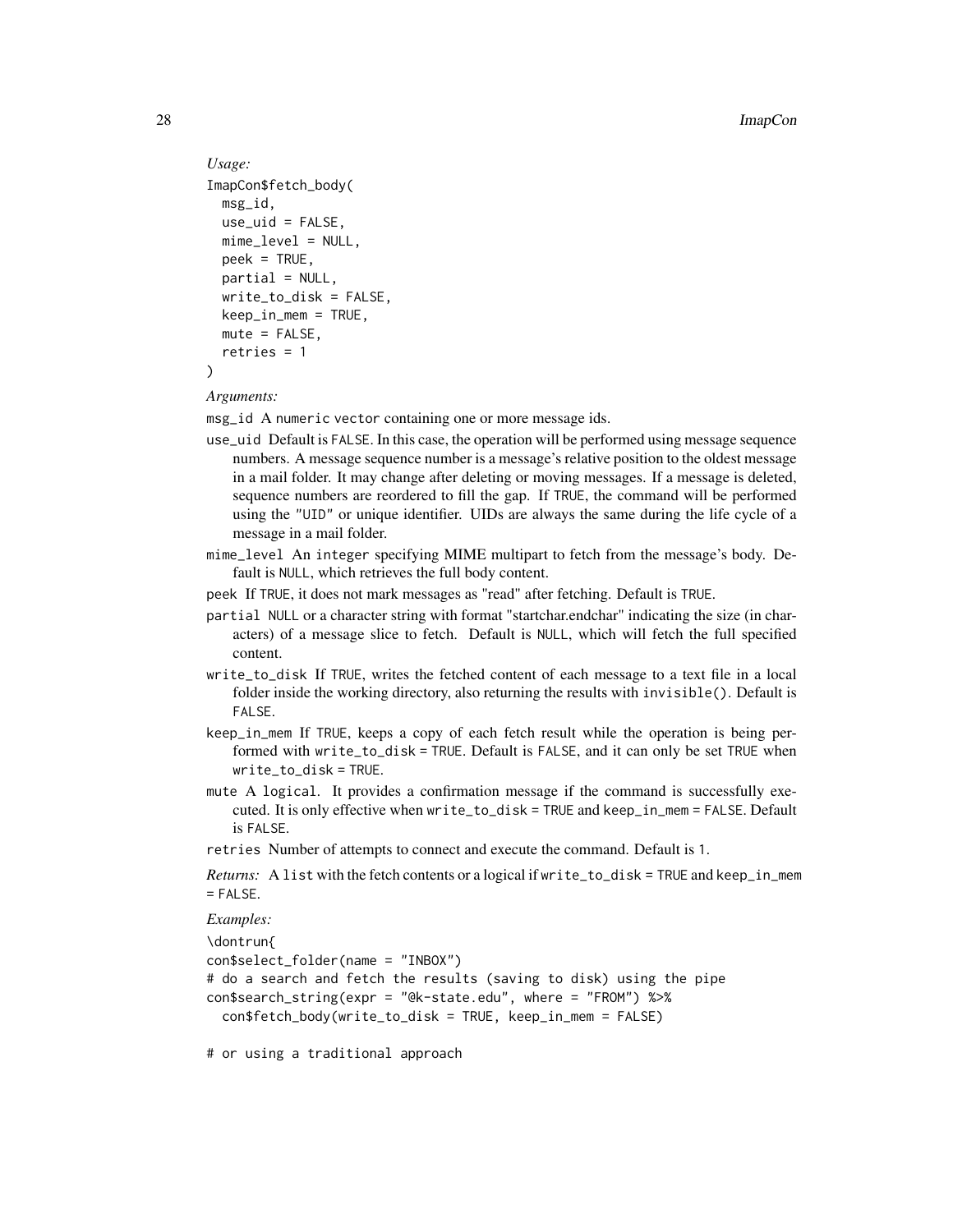*Usage:*

```
ImapCon$fetch_body(
  msg_id,
  use_uid = FALSE,
  mime_level = NULL,
  peek = TRUE,
  partial = NULL,
  write_to_disk = FALSE,
  keep_in_mem = TRUE,
  mute = FALSE,
  retries = 1
)
```

*Arguments:*

`msg_id` A `numeric vector` containing one or more message ids.

`use_uid` Default is `FALSE`. In this case, the operation will be performed using message sequence numbers. A message sequence number is a message's relative position to the oldest message in a mail folder. It may change after deleting or moving messages. If a message is deleted, sequence numbers are reordered to fill the gap. If `TRUE`, the command will be performed using the `"UID"` or unique identifier. UIDs are always the same during the life cycle of a message in a mail folder.

`mime_level` An `integer` specifying MIME multipart to fetch from the message's body. Default is `NULL`, which retrieves the full body content.

`peek` If `TRUE`, it does not mark messages as "read" after fetching. Default is `TRUE`.

`partial` `NULL` or a character string with format "startchar.endchar" indicating the size (in characters) of a message slice to fetch. Default is `NULL`, which will fetch the full specified content.

`write_to_disk` If `TRUE`, writes the fetched content of each message to a text file in a local folder inside the working directory, also returning the results with `invisible()`. Default is `FALSE`.

`keep_in_mem` If `TRUE`, keeps a copy of each fetch result while the operation is being performed with `write_to_disk = TRUE`. Default is `FALSE`, and it can only be set `TRUE` when `write_to_disk = TRUE`.

`mute` A `logical`. It provides a confirmation message if the command is successfully executed. It is only effective when `write_to_disk = TRUE` and `keep_in_mem = FALSE`. Default is `FALSE`.

`retries` Number of attempts to connect and execute the command. Default is `1`.

*Returns:* A `list` with the fetch contents or a logical if `write_to_disk = TRUE` and `keep_in_mem = FALSE`.

*Examples:*

```
\dontrun{
con$select_folder(name = "INBOX")
# do a search and fetch the results (saving to disk) using the pipe
con$search_string(expr = "@k-state.edu", where = "FROM") %>%
  con$fetch_body(write_to_disk = TRUE, keep_in_mem = FALSE)

# or using a traditional approach
```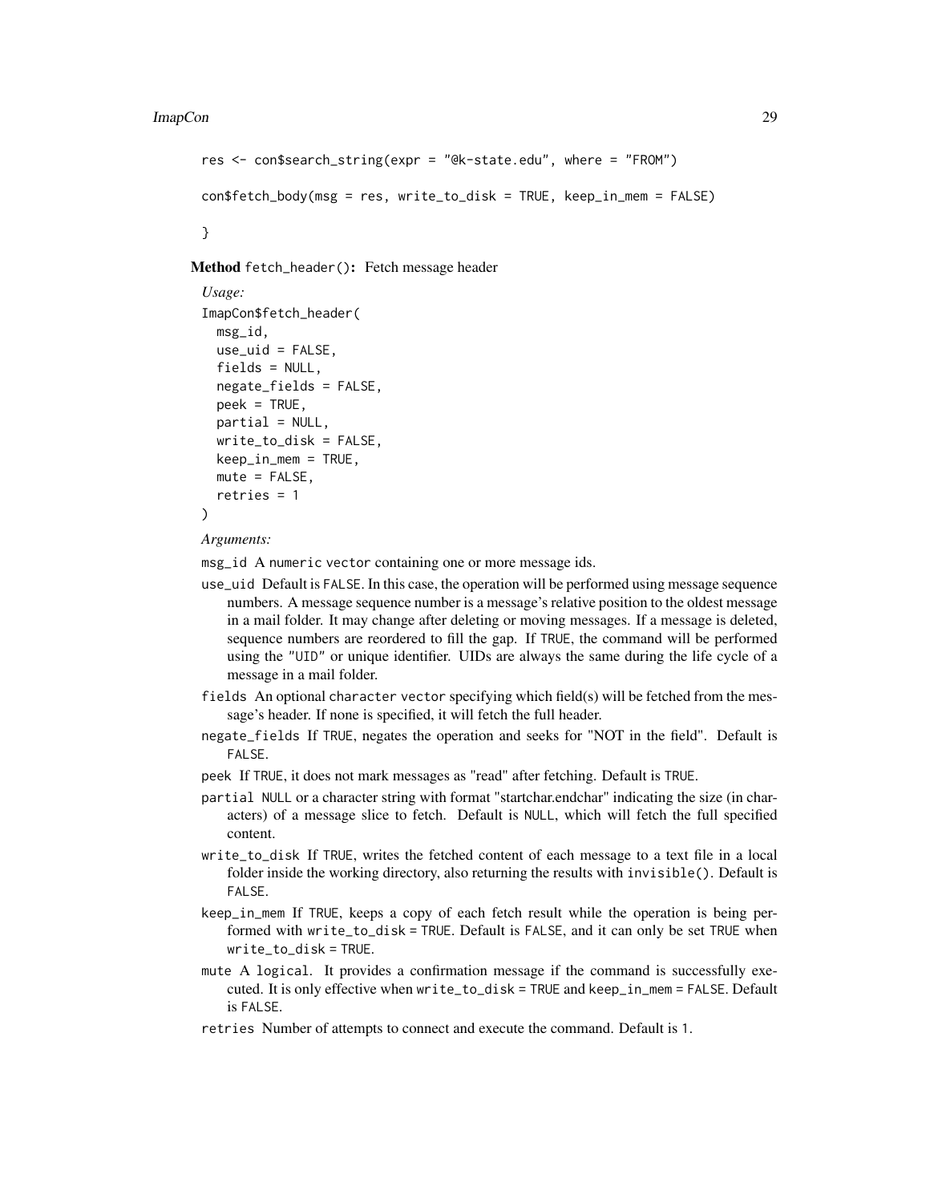```
res <- con$search_string(expr = "@k-state.edu", where = "FROM")

con$fetch_body(msg = res, write_to_disk = TRUE, keep_in_mem = FALSE)

}
```

**Method** `fetch_header()`**:** Fetch message header

*Usage:*

```
ImapCon$fetch_header(
  msg_id,
  use_uid = FALSE,
  fields = NULL,
  negate_fields = FALSE,
  peek = TRUE,
  partial = NULL,
  write_to_disk = FALSE,
  keep_in_mem = TRUE,
  mute = FALSE,
  retries = 1
)
```

*Arguments:*

- `msg_id` A `numeric vector` containing one or more message ids.
- `use_uid` Default is `FALSE`. In this case, the operation will be performed using message sequence numbers. A message sequence number is a message's relative position to the oldest message in a mail folder. It may change after deleting or moving messages. If a message is deleted, sequence numbers are reordered to fill the gap. If `TRUE`, the command will be performed using the `"UID"` or unique identifier. UIDs are always the same during the life cycle of a message in a mail folder.
- `fields` An optional `character vector` specifying which field(s) will be fetched from the message's header. If none is specified, it will fetch the full header.
- `negate_fields` If `TRUE`, negates the operation and seeks for "NOT in the field". Default is `FALSE`.
- `peek` If `TRUE`, it does not mark messages as "read" after fetching. Default is `TRUE`.
- `partial` `NULL` or a character string with format "startchar.endchar" indicating the size (in characters) of a message slice to fetch. Default is `NULL`, which will fetch the full specified content.
- `write_to_disk` If `TRUE`, writes the fetched content of each message to a text file in a local folder inside the working directory, also returning the results with `invisible()`. Default is `FALSE`.
- `keep_in_mem` If `TRUE`, keeps a copy of each fetch result while the operation is being performed with `write_to_disk = TRUE`. Default is `FALSE`, and it can only be set `TRUE` when `write_to_disk = TRUE`.
- `mute` A `logical`. It provides a confirmation message if the command is successfully executed. It is only effective when `write_to_disk = TRUE` and `keep_in_mem = FALSE`. Default is `FALSE`.
- `retries` Number of attempts to connect and execute the command. Default is `1`.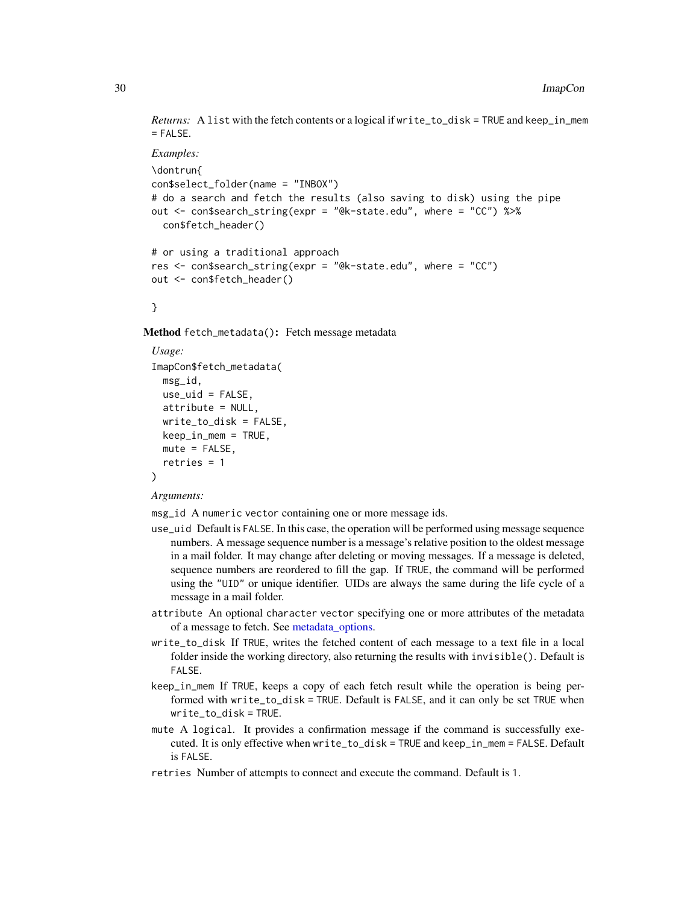*Returns:* A list with the fetch contents or a logical if write_to_disk = TRUE and keep_in_mem = FALSE.

*Examples:*

```
\dontrun{
con$select_folder(name = "INBOX")
# do a search and fetch the results (also saving to disk) using the pipe
out <- con$search_string(expr = "@k-state.edu", where = "CC") %>%
  con$fetch_header()

# or using a traditional approach
res <- con$search_string(expr = "@k-state.edu", where = "CC")
out <- con$fetch_header()

}
```

**Method** `fetch_metadata()`**:** Fetch message metadata

*Usage:*

```
ImapCon$fetch_metadata(
  msg_id,
  use_uid = FALSE,
  attribute = NULL,
  write_to_disk = FALSE,
  keep_in_mem = TRUE,
  mute = FALSE,
  retries = 1
)
```

*Arguments:*

`msg_id` A numeric vector containing one or more message ids.

`use_uid` Default is FALSE. In this case, the operation will be performed using message sequence numbers. A message sequence number is a message's relative position to the oldest message in a mail folder. It may change after deleting or moving messages. If a message is deleted, sequence numbers are reordered to fill the gap. If TRUE, the command will be performed using the "UID" or unique identifier. UIDs are always the same during the life cycle of a message in a mail folder.

`attribute` An optional character vector specifying one or more attributes of the metadata of a message to fetch. See metadata_options.

`write_to_disk` If TRUE, writes the fetched content of each message to a text file in a local folder inside the working directory, also returning the results with invisible(). Default is FALSE.

`keep_in_mem` If TRUE, keeps a copy of each fetch result while the operation is being performed with write_to_disk = TRUE. Default is FALSE, and it can only be set TRUE when write_to_disk = TRUE.

`mute` A logical. It provides a confirmation message if the command is successfully executed. It is only effective when write_to_disk = TRUE and keep_in_mem = FALSE. Default is FALSE.

`retries` Number of attempts to connect and execute the command. Default is 1.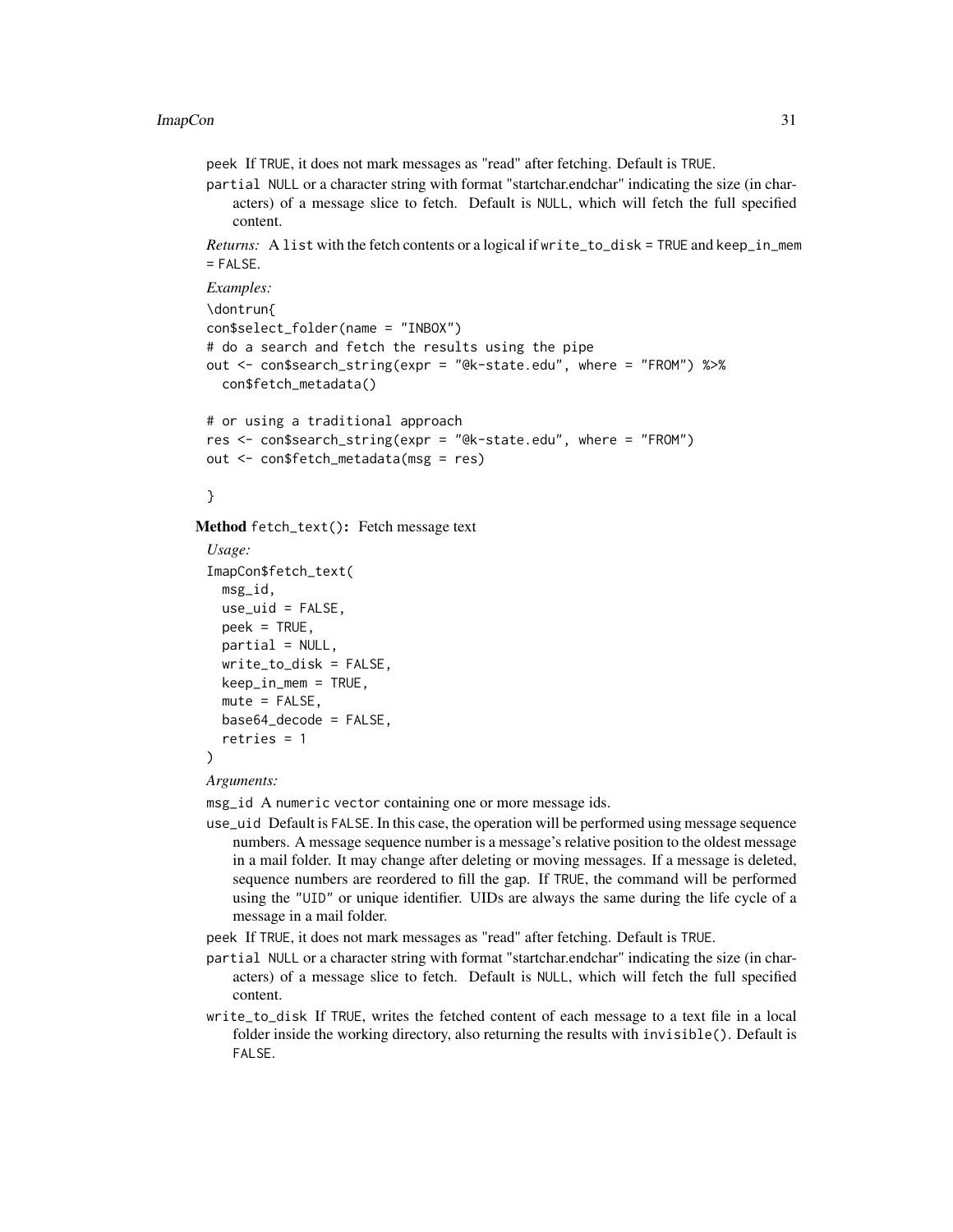peek If TRUE, it does not mark messages as "read" after fetching. Default is TRUE.

partial NULL or a character string with format "startchar.endchar" indicating the size (in characters) of a message slice to fetch. Default is NULL, which will fetch the full specified content.

*Returns:* A list with the fetch contents or a logical if write_to_disk = TRUE and keep_in_mem = FALSE.

*Examples:*

```
\dontrun{
con$select_folder(name = "INBOX")
# do a search and fetch the results using the pipe
out <- con$search_string(expr = "@k-state.edu", where = "FROM") %>%
  con$fetch_metadata()

# or using a traditional approach
res <- con$search_string(expr = "@k-state.edu", where = "FROM")
out <- con$fetch_metadata(msg = res)

}
```

**Method** fetch_text()**:** Fetch message text

*Usage:*

```
ImapCon$fetch_text(
  msg_id,
  use_uid = FALSE,
  peek = TRUE,
  partial = NULL,
  write_to_disk = FALSE,
  keep_in_mem = TRUE,
  mute = FALSE,
  base64_decode = FALSE,
  retries = 1
)
```

*Arguments:*

msg_id A numeric vector containing one or more message ids.

use_uid Default is FALSE. In this case, the operation will be performed using message sequence numbers. A message sequence number is a message's relative position to the oldest message in a mail folder. It may change after deleting or moving messages. If a message is deleted, sequence numbers are reordered to fill the gap. If TRUE, the command will be performed using the "UID" or unique identifier. UIDs are always the same during the life cycle of a message in a mail folder.

peek If TRUE, it does not mark messages as "read" after fetching. Default is TRUE.

partial NULL or a character string with format "startchar.endchar" indicating the size (in characters) of a message slice to fetch. Default is NULL, which will fetch the full specified content.

write_to_disk If TRUE, writes the fetched content of each message to a text file in a local folder inside the working directory, also returning the results with invisible(). Default is FALSE.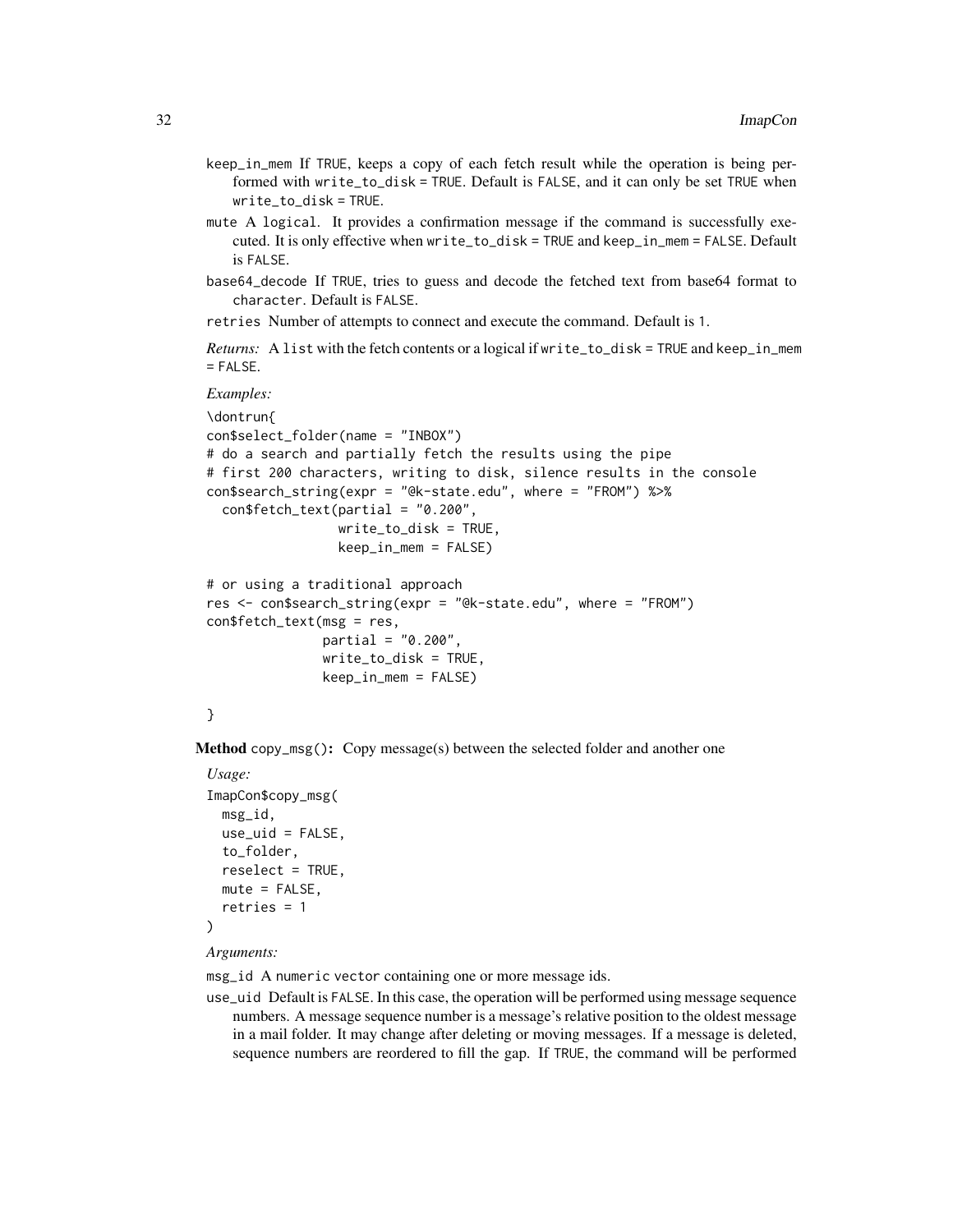keep_in_mem If TRUE, keeps a copy of each fetch result while the operation is being performed with write_to_disk = TRUE. Default is FALSE, and it can only be set TRUE when write_to_disk = TRUE.

mute A logical. It provides a confirmation message if the command is successfully executed. It is only effective when write_to_disk = TRUE and keep_in_mem = FALSE. Default is FALSE.

base64_decode If TRUE, tries to guess and decode the fetched text from base64 format to character. Default is FALSE.

retries Number of attempts to connect and execute the command. Default is 1.

*Returns:* A list with the fetch contents or a logical if write_to_disk = TRUE and keep_in_mem = FALSE.

*Examples:*

```
\dontrun{
con$select_folder(name = "INBOX")
# do a search and partially fetch the results using the pipe
# first 200 characters, writing to disk, silence results in the console
con$search_string(expr = "@k-state.edu", where = "FROM") %>%
  con$fetch_text(partial = "0.200",
                 write_to_disk = TRUE,
                 keep_in_mem = FALSE)

# or using a traditional approach
res <- con$search_string(expr = "@k-state.edu", where = "FROM")
con$fetch_text(msg = res,
               partial = "0.200",
               write_to_disk = TRUE,
               keep_in_mem = FALSE)

}
```

**Method** copy_msg()**:** Copy message(s) between the selected folder and another one

*Usage:*

```
ImapCon$copy_msg(
  msg_id,
  use_uid = FALSE,
  to_folder,
  reselect = TRUE,
  mute = FALSE,
  retries = 1
)
```

*Arguments:*

msg_id A numeric vector containing one or more message ids.

use_uid Default is FALSE. In this case, the operation will be performed using message sequence numbers. A message sequence number is a message's relative position to the oldest message in a mail folder. It may change after deleting or moving messages. If a message is deleted, sequence numbers are reordered to fill the gap. If TRUE, the command will be performed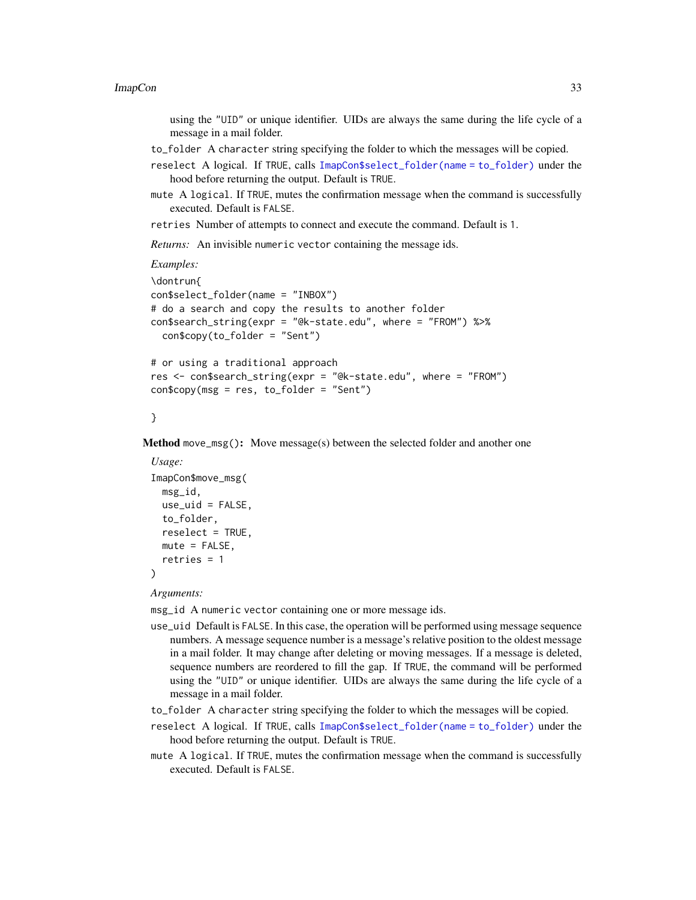using the "UID" or unique identifier. UIDs are always the same during the life cycle of a message in a mail folder.

`to_folder` A character string specifying the folder to which the messages will be copied.

`reselect` A logical. If TRUE, calls `ImapCon$select_folder(name = to_folder)` under the hood before returning the output. Default is TRUE.

`mute` A logical. If TRUE, mutes the confirmation message when the command is successfully executed. Default is FALSE.

`retries` Number of attempts to connect and execute the command. Default is 1.

*Returns:* An invisible numeric vector containing the message ids.

*Examples:*

```
\dontrun{
con$select_folder(name = "INBOX")
# do a search and copy the results to another folder
con$search_string(expr = "@k-state.edu", where = "FROM") %>%
  con$copy(to_folder = "Sent")

# or using a traditional approach
res <- con$search_string(expr = "@k-state.edu", where = "FROM")
con$copy(msg = res, to_folder = "Sent")

}
```

**Method** `move_msg()`: Move message(s) between the selected folder and another one

*Usage:*

```
ImapCon$move_msg(
  msg_id,
  use_uid = FALSE,
  to_folder,
  reselect = TRUE,
  mute = FALSE,
  retries = 1
)
```

*Arguments:*

`msg_id` A numeric vector containing one or more message ids.

`use_uid` Default is FALSE. In this case, the operation will be performed using message sequence numbers. A message sequence number is a message's relative position to the oldest message in a mail folder. It may change after deleting or moving messages. If a message is deleted, sequence numbers are reordered to fill the gap. If TRUE, the command will be performed using the "UID" or unique identifier. UIDs are always the same during the life cycle of a message in a mail folder.

`to_folder` A character string specifying the folder to which the messages will be copied.

`reselect` A logical. If TRUE, calls `ImapCon$select_folder(name = to_folder)` under the hood before returning the output. Default is TRUE.

`mute` A logical. If TRUE, mutes the confirmation message when the command is successfully executed. Default is FALSE.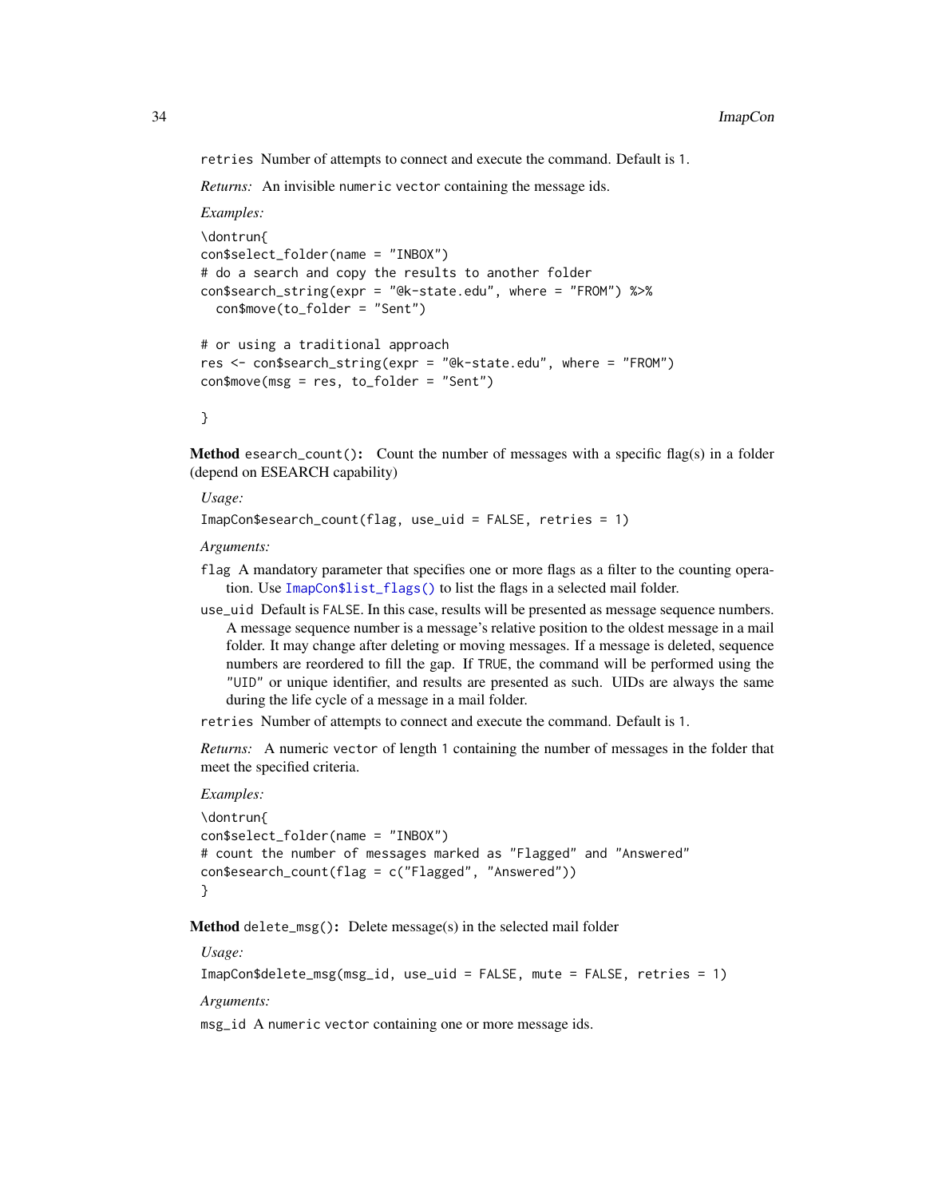retries Number of attempts to connect and execute the command. Default is 1.

*Returns:* An invisible numeric vector containing the message ids.

*Examples:*

```
\dontrun{
con$select_folder(name = "INBOX")
# do a search and copy the results to another folder
con$search_string(expr = "@k-state.edu", where = "FROM") %>%
  con$move(to_folder = "Sent")

# or using a traditional approach
res <- con$search_string(expr = "@k-state.edu", where = "FROM")
con$move(msg = res, to_folder = "Sent")

}
```

**Method** `esearch_count()`**:** Count the number of messages with a specific flag(s) in a folder (depend on ESEARCH capability)

*Usage:*

```
ImapCon$esearch_count(flag, use_uid = FALSE, retries = 1)
```

*Arguments:*

flag A mandatory parameter that specifies one or more flags as a filter to the counting operation. Use ImapCon$list_flags() to list the flags in a selected mail folder.

use_uid Default is FALSE. In this case, results will be presented as message sequence numbers. A message sequence number is a message's relative position to the oldest message in a mail folder. It may change after deleting or moving messages. If a message is deleted, sequence numbers are reordered to fill the gap. If TRUE, the command will be performed using the "UID" or unique identifier, and results are presented as such. UIDs are always the same during the life cycle of a message in a mail folder.

retries Number of attempts to connect and execute the command. Default is 1.

*Returns:* A numeric vector of length 1 containing the number of messages in the folder that meet the specified criteria.

*Examples:*

```
\dontrun{
con$select_folder(name = "INBOX")
# count the number of messages marked as "Flagged" and "Answered"
con$esearch_count(flag = c("Flagged", "Answered"))
}
```

**Method** `delete_msg()`**:** Delete message(s) in the selected mail folder

*Usage:*

```
ImapCon$delete_msg(msg_id, use_uid = FALSE, mute = FALSE, retries = 1)
```

*Arguments:*

msg_id A numeric vector containing one or more message ids.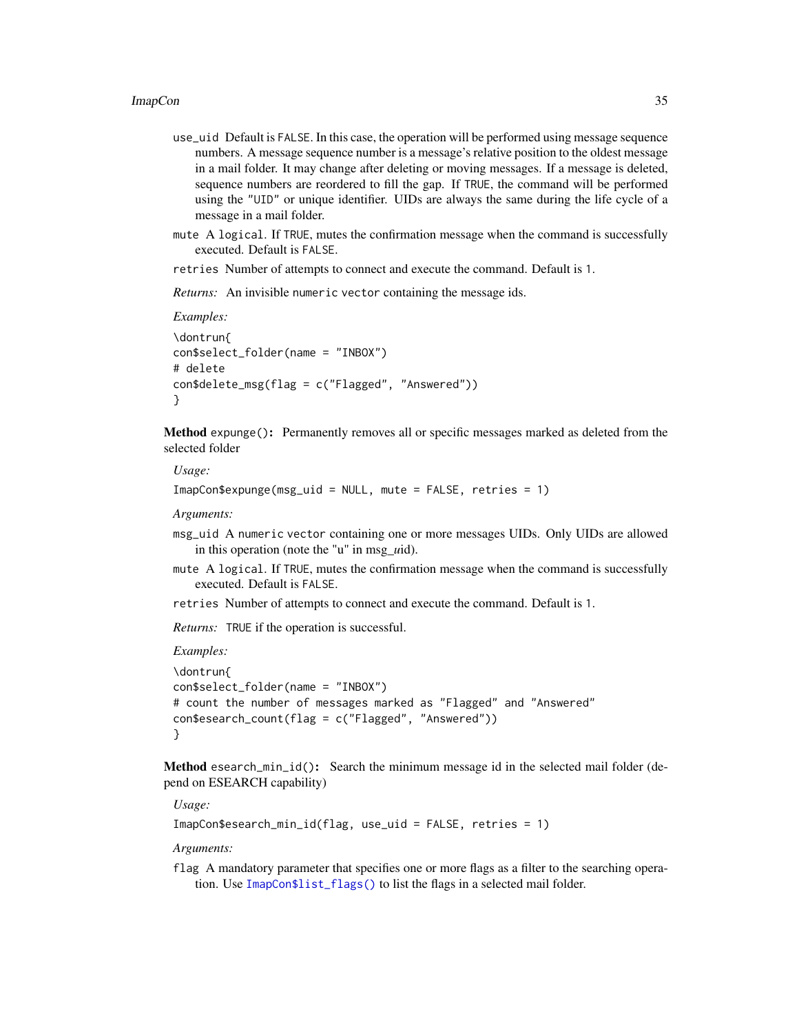use_uid Default is FALSE. In this case, the operation will be performed using message sequence numbers. A message sequence number is a message's relative position to the oldest message in a mail folder. It may change after deleting or moving messages. If a message is deleted, sequence numbers are reordered to fill the gap. If TRUE, the command will be performed using the "UID" or unique identifier. UIDs are always the same during the life cycle of a message in a mail folder.

mute A logical. If TRUE, mutes the confirmation message when the command is successfully executed. Default is FALSE.

retries Number of attempts to connect and execute the command. Default is 1.

*Returns:* An invisible numeric vector containing the message ids.

*Examples:*

```
\dontrun{
con$select_folder(name = "INBOX")
# delete
con$delete_msg(flag = c("Flagged", "Answered"))
}
```

**Method** expunge()**:** Permanently removes all or specific messages marked as deleted from the selected folder

*Usage:*

```
ImapCon$expunge(msg_uid = NULL, mute = FALSE, retries = 1)
```

*Arguments:*

msg_uid A numeric vector containing one or more messages UIDs. Only UIDs are allowed in this operation (note the "u" in msg_*u*id).

mute A logical. If TRUE, mutes the confirmation message when the command is successfully executed. Default is FALSE.

retries Number of attempts to connect and execute the command. Default is 1.

*Returns:* TRUE if the operation is successful.

*Examples:*

```
\dontrun{
con$select_folder(name = "INBOX")
# count the number of messages marked as "Flagged" and "Answered"
con$esearch_count(flag = c("Flagged", "Answered"))
}
```

**Method** esearch_min_id()**:** Search the minimum message id in the selected mail folder (depend on ESEARCH capability)

*Usage:*

```
ImapCon$esearch_min_id(flag, use_uid = FALSE, retries = 1)
```

*Arguments:*

flag A mandatory parameter that specifies one or more flags as a filter to the searching operation. Use ImapCon$list_flags() to list the flags in a selected mail folder.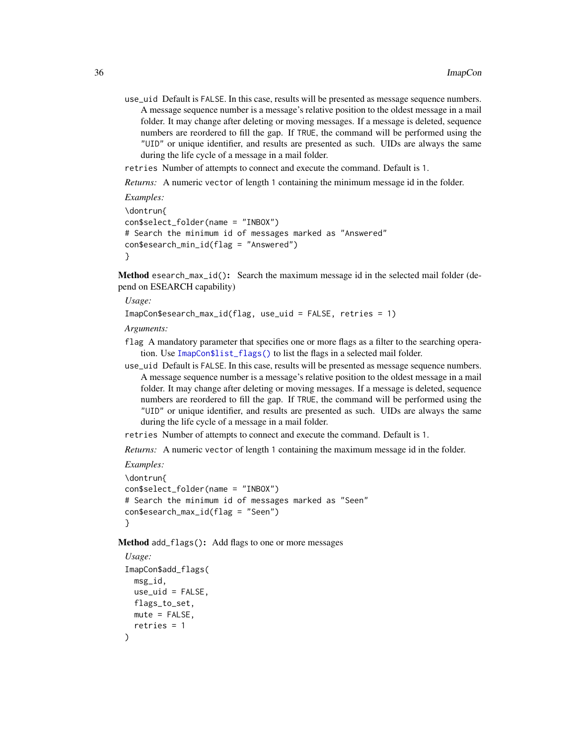`use_uid` Default is `FALSE`. In this case, results will be presented as message sequence numbers. A message sequence number is a message's relative position to the oldest message in a mail folder. It may change after deleting or moving messages. If a message is deleted, sequence numbers are reordered to fill the gap. If `TRUE`, the command will be performed using the `"UID"` or unique identifier, and results are presented as such. UIDs are always the same during the life cycle of a message in a mail folder.

`retries` Number of attempts to connect and execute the command. Default is `1`.

*Returns:* A numeric `vector` of length `1` containing the minimum message id in the folder.

*Examples:*

```
\dontrun{
con$select_folder(name = "INBOX")
# Search the minimum id of messages marked as "Answered"
con$esearch_min_id(flag = "Answered")
}
```

**Method** `esearch_max_id()`**:** Search the maximum message id in the selected mail folder (depend on ESEARCH capability)

*Usage:*

```
ImapCon$esearch_max_id(flag, use_uid = FALSE, retries = 1)
```

*Arguments:*

`flag` A mandatory parameter that specifies one or more flags as a filter to the searching operation. Use `ImapCon$list_flags()` to list the flags in a selected mail folder.

`use_uid` Default is `FALSE`. In this case, results will be presented as message sequence numbers. A message sequence number is a message's relative position to the oldest message in a mail folder. It may change after deleting or moving messages. If a message is deleted, sequence numbers are reordered to fill the gap. If `TRUE`, the command will be performed using the `"UID"` or unique identifier, and results are presented as such. UIDs are always the same during the life cycle of a message in a mail folder.

`retries` Number of attempts to connect and execute the command. Default is `1`.

*Returns:* A numeric `vector` of length `1` containing the maximum message id in the folder.

*Examples:*

```
\dontrun{
con$select_folder(name = "INBOX")
# Search the minimum id of messages marked as "Seen"
con$esearch_max_id(flag = "Seen")
}
```

**Method** `add_flags()`**:** Add flags to one or more messages

*Usage:*

```
ImapCon$add_flags(
  msg_id,
  use_uid = FALSE,
  flags_to_set,
  mute = FALSE,
  retries = 1
)
```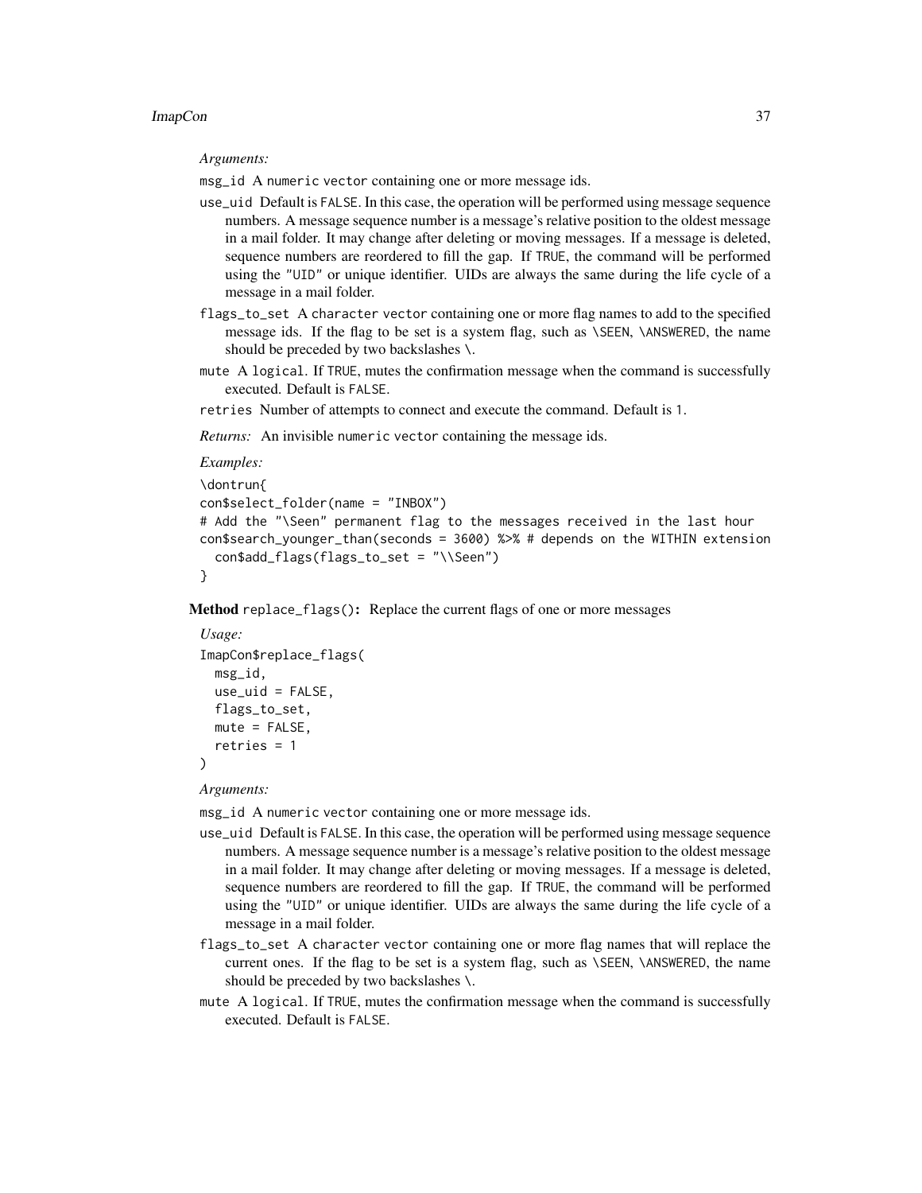*Arguments:*

`msg_id` A `numeric` `vector` containing one or more message ids.

`use_uid` Default is `FALSE`. In this case, the operation will be performed using message sequence numbers. A message sequence number is a message's relative position to the oldest message in a mail folder. It may change after deleting or moving messages. If a message is deleted, sequence numbers are reordered to fill the gap. If `TRUE`, the command will be performed using the `"UID"` or unique identifier. UIDs are always the same during the life cycle of a message in a mail folder.

`flags_to_set` A `character` `vector` containing one or more flag names to add to the specified message ids. If the flag to be set is a system flag, such as `\SEEN`, `\ANSWERED`, the name should be preceded by two backslashes `\`.

`mute` A `logical`. If `TRUE`, mutes the confirmation message when the command is successfully executed. Default is `FALSE`.

`retries` Number of attempts to connect and execute the command. Default is `1`.

*Returns:* An invisible `numeric` `vector` containing the message ids.

*Examples:*

```
\dontrun{
con$select_folder(name = "INBOX")
# Add the "\Seen" permanent flag to the messages received in the last hour
con$search_younger_than(seconds = 3600) %>% # depends on the WITHIN extension
  con$add_flags(flags_to_set = "\\Seen")
}
```

**Method** `replace_flags()`: Replace the current flags of one or more messages

*Usage:*

```
ImapCon$replace_flags(
  msg_id,
  use_uid = FALSE,
  flags_to_set,
  mute = FALSE,
  retries = 1
)
```

*Arguments:*

`msg_id` A `numeric` `vector` containing one or more message ids.

`use_uid` Default is `FALSE`. In this case, the operation will be performed using message sequence numbers. A message sequence number is a message's relative position to the oldest message in a mail folder. It may change after deleting or moving messages. If a message is deleted, sequence numbers are reordered to fill the gap. If `TRUE`, the command will be performed using the `"UID"` or unique identifier. UIDs are always the same during the life cycle of a message in a mail folder.

`flags_to_set` A `character` `vector` containing one or more flag names that will replace the current ones. If the flag to be set is a system flag, such as `\SEEN`, `\ANSWERED`, the name should be preceded by two backslashes `\`.

`mute` A `logical`. If `TRUE`, mutes the confirmation message when the command is successfully executed. Default is `FALSE`.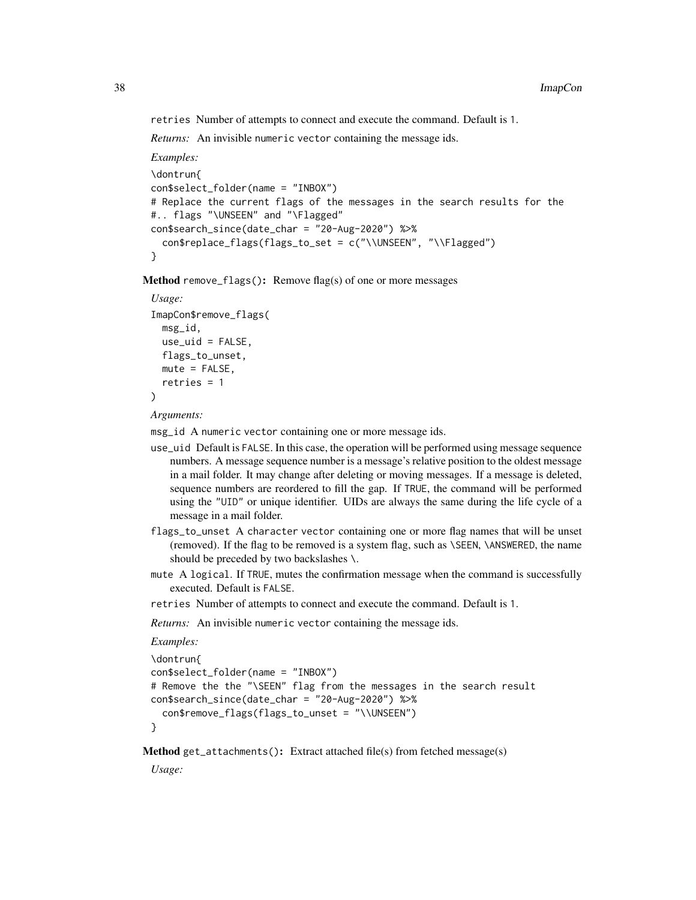retries Number of attempts to connect and execute the command. Default is 1.

*Returns:* An invisible numeric vector containing the message ids.

*Examples:*

```
\dontrun{
con$select_folder(name = "INBOX")
# Replace the current flags of the messages in the search results for the
#.. flags "\UNSEEN" and "\Flagged"
con$search_since(date_char = "20-Aug-2020") %>%
  con$replace_flags(flags_to_set = c("\\UNSEEN", "\\Flagged")
}
```

**Method** remove_flags()**:** Remove flag(s) of one or more messages

*Usage:*

```
ImapCon$remove_flags(
  msg_id,
  use_uid = FALSE,
  flags_to_unset,
  mute = FALSE,
  retries = 1
)
```

*Arguments:*

msg_id A numeric vector containing one or more message ids.

use_uid Default is FALSE. In this case, the operation will be performed using message sequence numbers. A message sequence number is a message's relative position to the oldest message in a mail folder. It may change after deleting or moving messages. If a message is deleted, sequence numbers are reordered to fill the gap. If TRUE, the command will be performed using the "UID" or unique identifier. UIDs are always the same during the life cycle of a message in a mail folder.

flags_to_unset A character vector containing one or more flag names that will be unset (removed). If the flag to be removed is a system flag, such as \SEEN, \ANSWERED, the name should be preceded by two backslashes \.

mute A logical. If TRUE, mutes the confirmation message when the command is successfully executed. Default is FALSE.

retries Number of attempts to connect and execute the command. Default is 1.

*Returns:* An invisible numeric vector containing the message ids.

*Examples:*

```
\dontrun{
con$select_folder(name = "INBOX")
# Remove the the "\SEEN" flag from the messages in the search result
con$search_since(date_char = "20-Aug-2020") %>%
  con$remove_flags(flags_to_unset = "\\UNSEEN")
}
```

**Method** get_attachments()**:** Extract attached file(s) from fetched message(s)

*Usage:*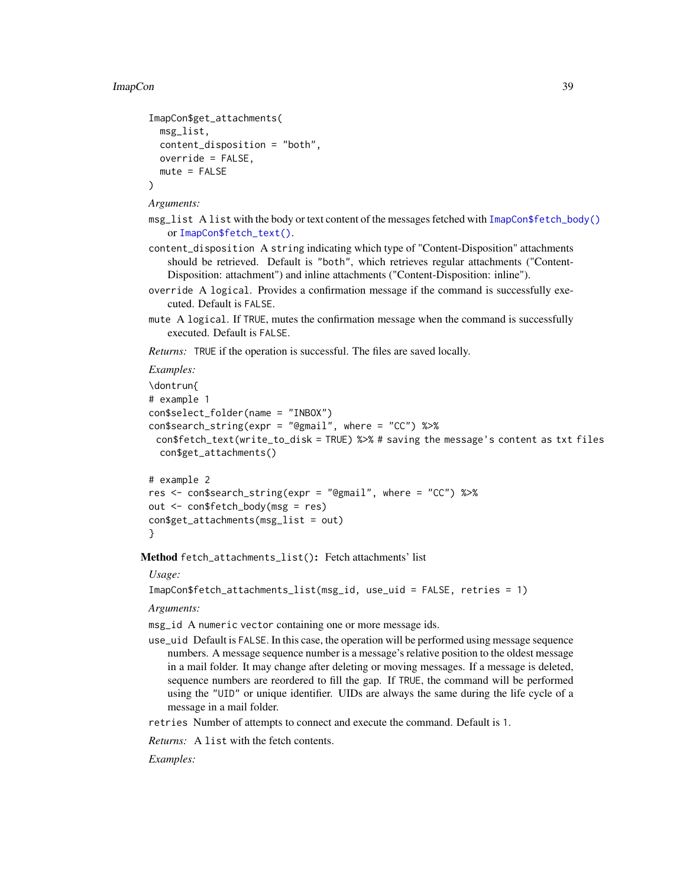```
ImapCon$get_attachments(
  msg_list,
  content_disposition = "both",
  override = FALSE,
  mute = FALSE
)
```

*Arguments:*

`msg_list` A `list` with the body or text content of the messages fetched with `ImapCon$fetch_body()` or `ImapCon$fetch_text()`.

`content_disposition` A `string` indicating which type of "Content-Disposition" attachments should be retrieved. Default is `"both"`, which retrieves regular attachments ("Content-Disposition: attachment") and inline attachments ("Content-Disposition: inline").

`override` A `logical`. Provides a confirmation message if the command is successfully executed. Default is `FALSE`.

`mute` A `logical`. If `TRUE`, mutes the confirmation message when the command is successfully executed. Default is `FALSE`.

*Returns:* `TRUE` if the operation is successful. The files are saved locally.

*Examples:*

```
\dontrun{
# example 1
con$select_folder(name = "INBOX")
con$search_string(expr = "@gmail", where = "CC") %>%
  con$fetch_text(write_to_disk = TRUE) %>% # saving the message's content as txt files
  con$get_attachments()

# example 2
res <- con$search_string(expr = "@gmail", where = "CC") %>%
out <- con$fetch_body(msg = res)
con$get_attachments(msg_list = out)
}
```

**Method** `fetch_attachments_list()`**:** Fetch attachments' list

*Usage:*

```
ImapCon$fetch_attachments_list(msg_id, use_uid = FALSE, retries = 1)
```

*Arguments:*

`msg_id` A `numeric vector` containing one or more message ids.

`use_uid` Default is `FALSE`. In this case, the operation will be performed using message sequence numbers. A message sequence number is a message's relative position to the oldest message in a mail folder. It may change after deleting or moving messages. If a message is deleted, sequence numbers are reordered to fill the gap. If `TRUE`, the command will be performed using the `"UID"` or unique identifier. UIDs are always the same during the life cycle of a message in a mail folder.

`retries` Number of attempts to connect and execute the command. Default is `1`.

*Returns:* A `list` with the fetch contents.

*Examples:*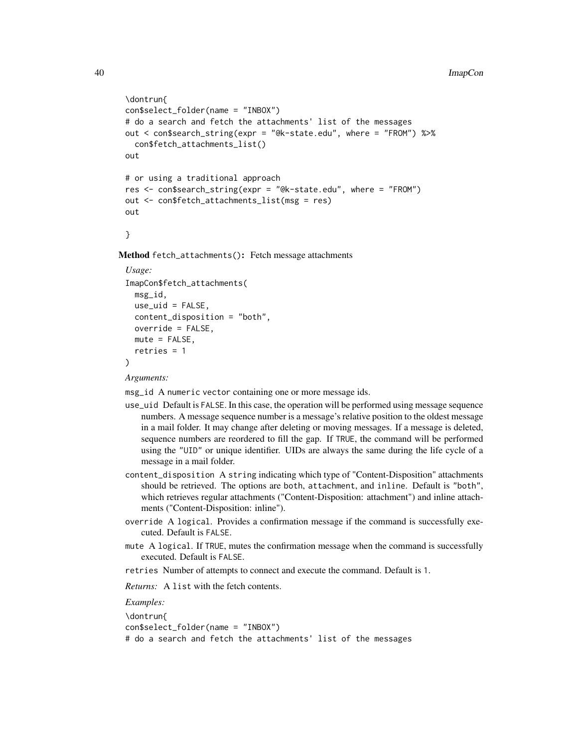```
\dontrun{
con$select_folder(name = "INBOX")
# do a search and fetch the attachments' list of the messages
out < con$search_string(expr = "@k-state.edu", where = "FROM") %>%
  con$fetch_attachments_list()
out

# or using a traditional approach
res <- con$search_string(expr = "@k-state.edu", where = "FROM")
out <- con$fetch_attachments_list(msg = res)
out

}
```

**Method** `fetch_attachments()`**:** Fetch message attachments

*Usage:*

```
ImapCon$fetch_attachments(
  msg_id,
  use_uid = FALSE,
  content_disposition = "both",
  override = FALSE,
  mute = FALSE,
  retries = 1
)
```

*Arguments:*

`msg_id` A `numeric vector` containing one or more message ids.

`use_uid` Default is `FALSE`. In this case, the operation will be performed using message sequence numbers. A message sequence number is a message's relative position to the oldest message in a mail folder. It may change after deleting or moving messages. If a message is deleted, sequence numbers are reordered to fill the gap. If `TRUE`, the command will be performed using the `"UID"` or unique identifier. UIDs are always the same during the life cycle of a message in a mail folder.

`content_disposition` A `string` indicating which type of "Content-Disposition" attachments should be retrieved. The options are `both`, `attachment`, and `inline`. Default is `"both"`, which retrieves regular attachments ("Content-Disposition: attachment") and inline attachments ("Content-Disposition: inline").

`override` A `logical`. Provides a confirmation message if the command is successfully executed. Default is `FALSE`.

`mute` A `logical`. If `TRUE`, mutes the confirmation message when the command is successfully executed. Default is `FALSE`.

`retries` Number of attempts to connect and execute the command. Default is `1`.

*Returns:* A `list` with the fetch contents.

*Examples:*

```
\dontrun{
con$select_folder(name = "INBOX")
# do a search and fetch the attachments' list of the messages
```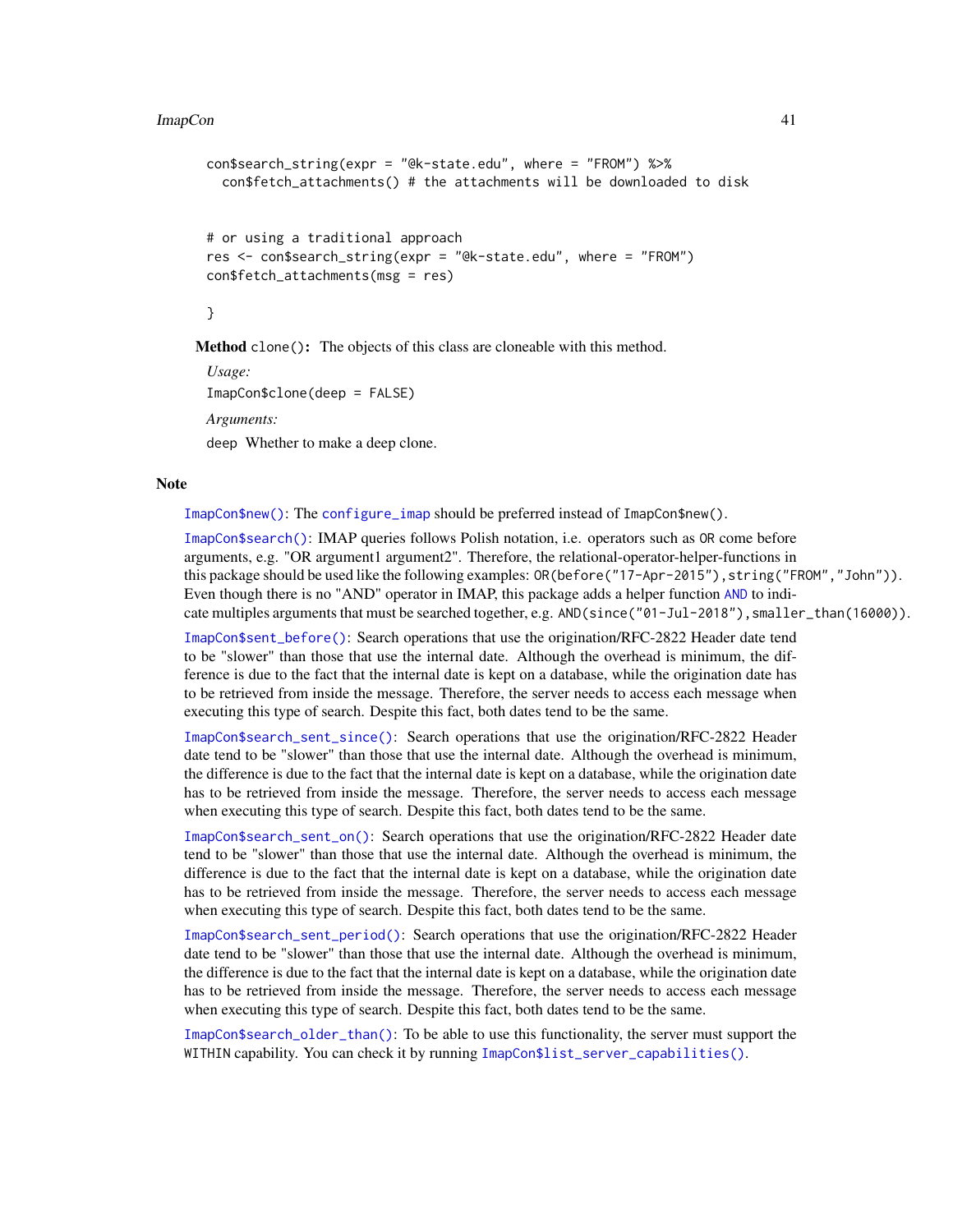```
con$search_string(expr = "@k-state.edu", where = "FROM") %>%
  con$fetch_attachments() # the attachments will be downloaded to disk


# or using a traditional approach
res <- con$search_string(expr = "@k-state.edu", where = "FROM")
con$fetch_attachments(msg = res)

}
```

**Method** `clone()`**:** The objects of this class are cloneable with this method.

*Usage:*

`ImapCon$clone(deep = FALSE)`

*Arguments:*

`deep` Whether to make a deep clone.

## Note

`ImapCon$new()`: The `configure_imap` should be preferred instead of `ImapCon$new()`.

`ImapCon$search()`: IMAP queries follows Polish notation, i.e. operators such as `OR` come before arguments, e.g. "OR argument1 argument2". Therefore, the relational-operator-helper-functions in this package should be used like the following examples: `OR(before("17-Apr-2015"),string("FROM","John"))`. Even though there is no "AND" operator in IMAP, this package adds a helper function `AND` to indicate multiples arguments that must be searched together, e.g. `AND(since("01-Jul-2018"),smaller_than(16000))`.

`ImapCon$sent_before()`: Search operations that use the origination/RFC-2822 Header date tend to be "slower" than those that use the internal date. Although the overhead is minimum, the difference is due to the fact that the internal date is kept on a database, while the origination date has to be retrieved from inside the message. Therefore, the server needs to access each message when executing this type of search. Despite this fact, both dates tend to be the same.

`ImapCon$search_sent_since()`: Search operations that use the origination/RFC-2822 Header date tend to be "slower" than those that use the internal date. Although the overhead is minimum, the difference is due to the fact that the internal date is kept on a database, while the origination date has to be retrieved from inside the message. Therefore, the server needs to access each message when executing this type of search. Despite this fact, both dates tend to be the same.

`ImapCon$search_sent_on()`: Search operations that use the origination/RFC-2822 Header date tend to be "slower" than those that use the internal date. Although the overhead is minimum, the difference is due to the fact that the internal date is kept on a database, while the origination date has to be retrieved from inside the message. Therefore, the server needs to access each message when executing this type of search. Despite this fact, both dates tend to be the same.

`ImapCon$search_sent_period()`: Search operations that use the origination/RFC-2822 Header date tend to be "slower" than those that use the internal date. Although the overhead is minimum, the difference is due to the fact that the internal date is kept on a database, while the origination date has to be retrieved from inside the message. Therefore, the server needs to access each message when executing this type of search. Despite this fact, both dates tend to be the same.

`ImapCon$search_older_than()`: To be able to use this functionality, the server must support the `WITHIN` capability. You can check it by running `ImapCon$list_server_capabilities()`.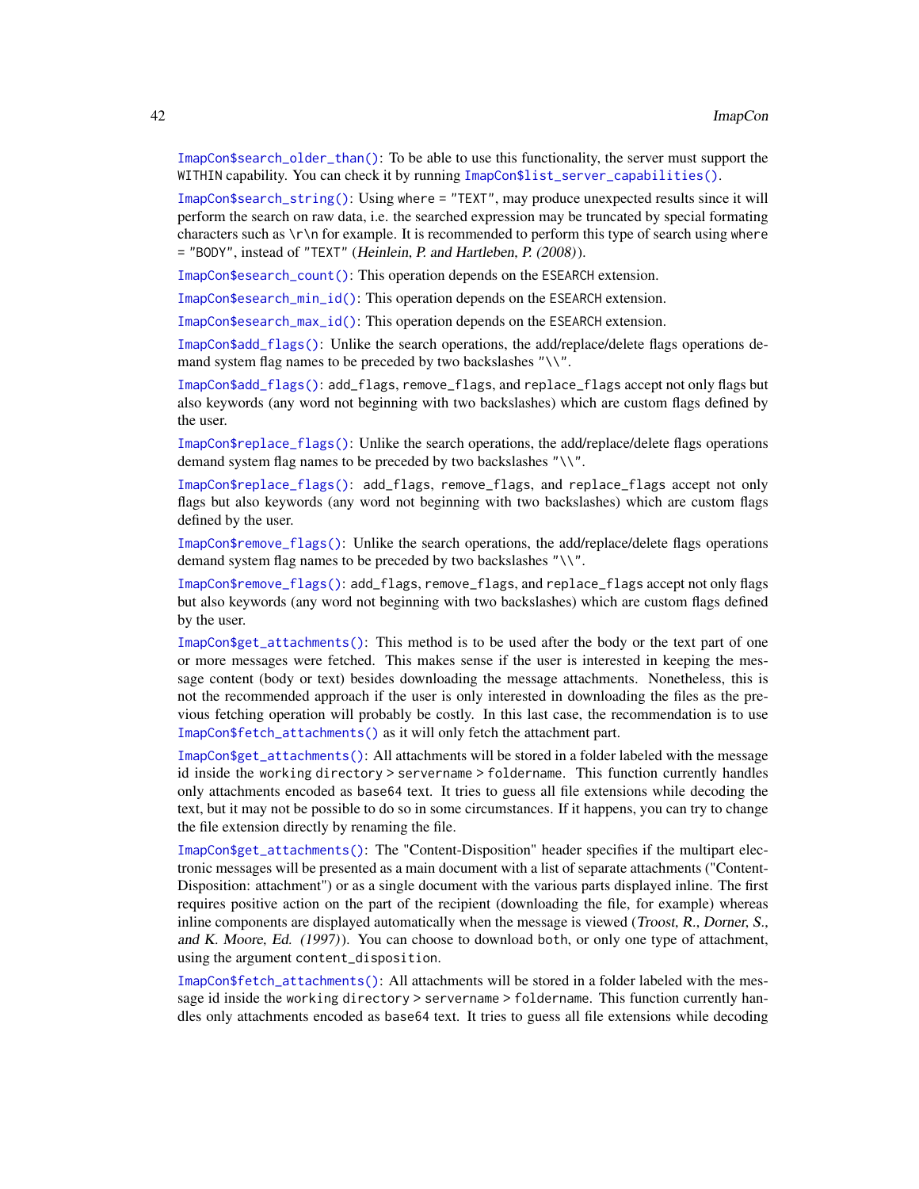`ImapCon$search_older_than()`: To be able to use this functionality, the server must support the `WITHIN` capability. You can check it by running `ImapCon$list_server_capabilities()`.

`ImapCon$search_string()`: Using `where = "TEXT"`, may produce unexpected results since it will perform the search on raw data, i.e. the searched expression may be truncated by special formating characters such as `\r\n` for example. It is recommended to perform this type of search using `where = "BODY"`, instead of `"TEXT"` (*Heinlein, P. and Hartleben, P. (2008)*).

`ImapCon$esearch_count()`: This operation depends on the `ESEARCH` extension.

`ImapCon$esearch_min_id()`: This operation depends on the `ESEARCH` extension.

`ImapCon$esearch_max_id()`: This operation depends on the `ESEARCH` extension.

`ImapCon$add_flags()`: Unlike the search operations, the add/replace/delete flags operations demand system flag names to be preceded by two backslashes `"\\"`.

`ImapCon$add_flags()`: `add_flags`, `remove_flags`, and `replace_flags` accept not only flags but also keywords (any word not beginning with two backslashes) which are custom flags defined by the user.

`ImapCon$replace_flags()`: Unlike the search operations, the add/replace/delete flags operations demand system flag names to be preceded by two backslashes `"\\"`.

`ImapCon$replace_flags()`: `add_flags`, `remove_flags`, and `replace_flags` accept not only flags but also keywords (any word not beginning with two backslashes) which are custom flags defined by the user.

`ImapCon$remove_flags()`: Unlike the search operations, the add/replace/delete flags operations demand system flag names to be preceded by two backslashes `"\\"`.

`ImapCon$remove_flags()`: `add_flags`, `remove_flags`, and `replace_flags` accept not only flags but also keywords (any word not beginning with two backslashes) which are custom flags defined by the user.

`ImapCon$get_attachments()`: This method is to be used after the body or the text part of one or more messages were fetched. This makes sense if the user is interested in keeping the message content (body or text) besides downloading the message attachments. Nonetheless, this is not the recommended approach if the user is only interested in downloading the files as the previous fetching operation will probably be costly. In this last case, the recommendation is to use `ImapCon$fetch_attachments()` as it will only fetch the attachment part.

`ImapCon$get_attachments()`: All attachments will be stored in a folder labeled with the message id inside the `working directory > servername > foldername`. This function currently handles only attachments encoded as `base64` text. It tries to guess all file extensions while decoding the text, but it may not be possible to do so in some circumstances. If it happens, you can try to change the file extension directly by renaming the file.

`ImapCon$get_attachments()`: The "Content-Disposition" header specifies if the multipart electronic messages will be presented as a main document with a list of separate attachments ("Content-Disposition: attachment") or as a single document with the various parts displayed inline. The first requires positive action on the part of the recipient (downloading the file, for example) whereas inline components are displayed automatically when the message is viewed (*Troost, R., Dorner, S., and K. Moore, Ed. (1997)*). You can choose to download `both`, or only one type of attachment, using the argument `content_disposition`.

`ImapCon$fetch_attachments()`: All attachments will be stored in a folder labeled with the message id inside the `working directory > servername > foldername`. This function currently handles only attachments encoded as `base64` text. It tries to guess all file extensions while decoding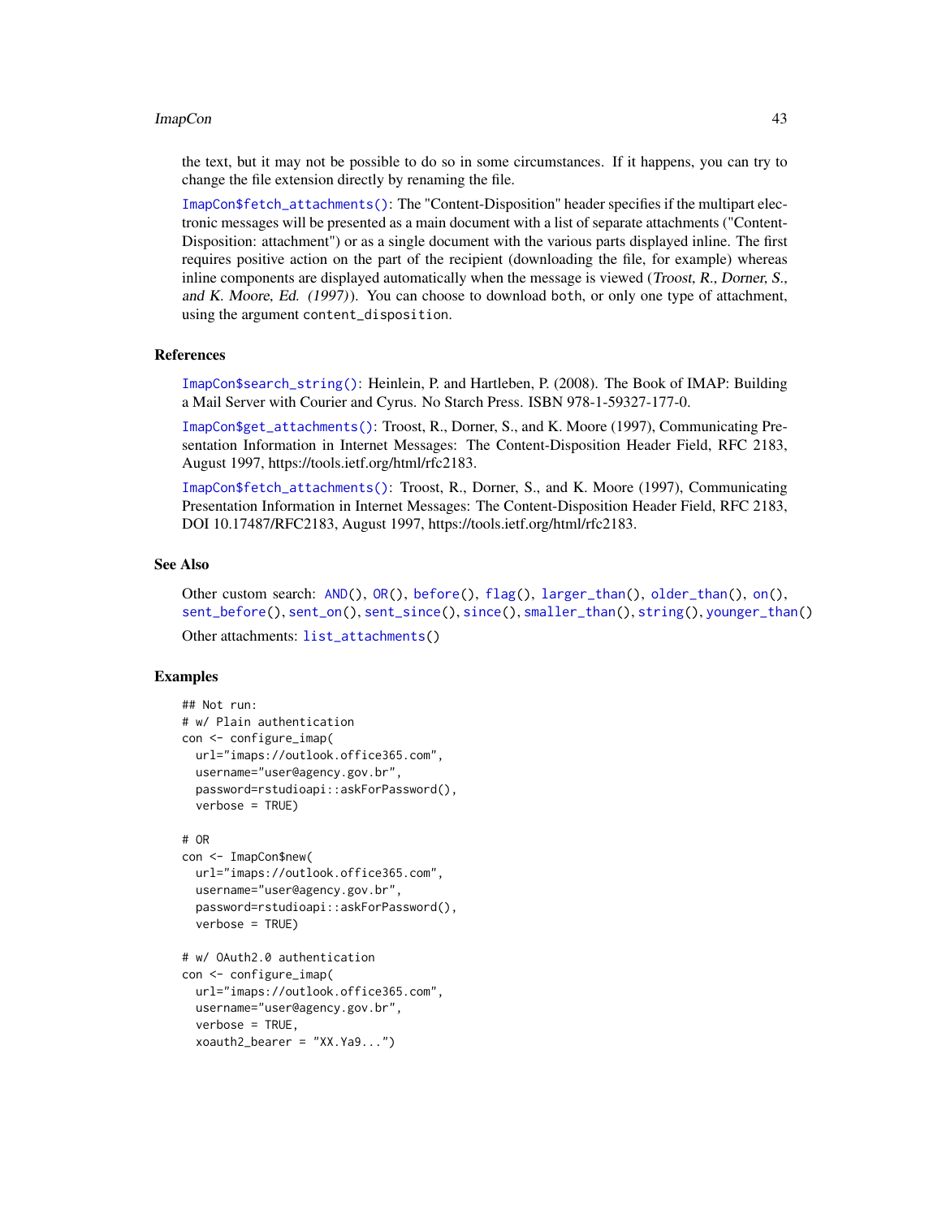the text, but it may not be possible to do so in some circumstances. If it happens, you can try to change the file extension directly by renaming the file.

ImapCon$fetch_attachments(): The "Content-Disposition" header specifies if the multipart electronic messages will be presented as a main document with a list of separate attachments ("Content-Disposition: attachment") or as a single document with the various parts displayed inline. The first requires positive action on the part of the recipient (downloading the file, for example) whereas inline components are displayed automatically when the message is viewed (*Troost, R., Dorner, S., and K. Moore, Ed. (1997)*). You can choose to download both, or only one type of attachment, using the argument content_disposition.

### References

ImapCon$search_string(): Heinlein, P. and Hartleben, P. (2008). The Book of IMAP: Building a Mail Server with Courier and Cyrus. No Starch Press. ISBN 978-1-59327-177-0.

ImapCon$get_attachments(): Troost, R., Dorner, S., and K. Moore (1997), Communicating Presentation Information in Internet Messages: The Content-Disposition Header Field, RFC 2183, August 1997, https://tools.ietf.org/html/rfc2183.

ImapCon$fetch_attachments(): Troost, R., Dorner, S., and K. Moore (1997), Communicating Presentation Information in Internet Messages: The Content-Disposition Header Field, RFC 2183, DOI 10.17487/RFC2183, August 1997, https://tools.ietf.org/html/rfc2183.

### See Also

Other custom search: AND(), OR(), before(), flag(), larger_than(), older_than(), on(), sent_before(), sent_on(), sent_since(), since(), smaller_than(), string(), younger_than()

Other attachments: list_attachments()

### Examples

```
## Not run:
# w/ Plain authentication
con <- configure_imap(
  url="imaps://outlook.office365.com",
  username="user@agency.gov.br",
  password=rstudioapi::askForPassword(),
  verbose = TRUE)

# OR
con <- ImapCon$new(
  url="imaps://outlook.office365.com",
  username="user@agency.gov.br",
  password=rstudioapi::askForPassword(),
  verbose = TRUE)

# w/ OAuth2.0 authentication
con <- configure_imap(
  url="imaps://outlook.office365.com",
  username="user@agency.gov.br",
  verbose = TRUE,
  xoauth2_bearer = "XX.Ya9...")
```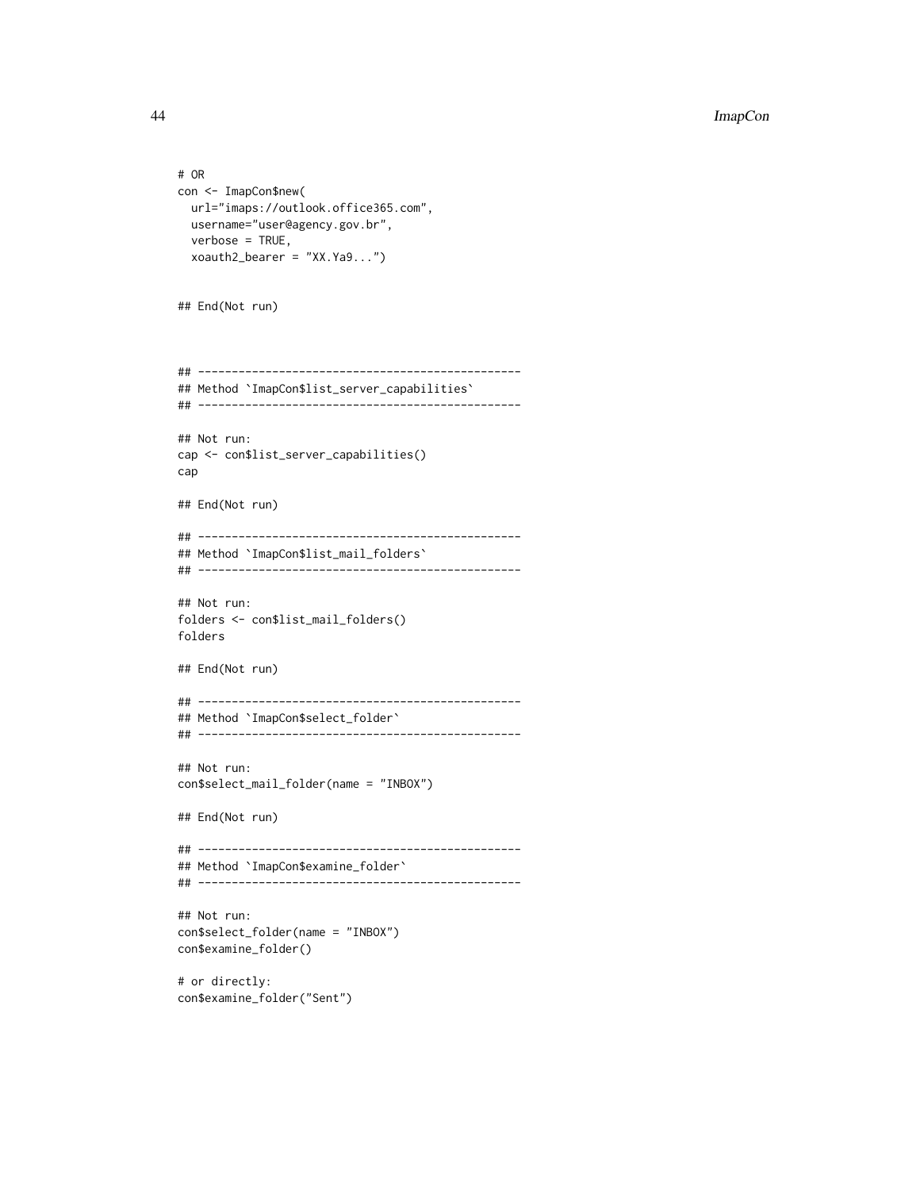```
# OR
con <- ImapCon$new(
  url="imaps://outlook.office365.com",
  username="user@agency.gov.br",
  verbose = TRUE,
  xoauth2_bearer = "XX.Ya9...")


## End(Not run)



## ------------------------------------------------
## Method `ImapCon$list_server_capabilities`
## ------------------------------------------------

## Not run:
cap <- con$list_server_capabilities()
cap

## End(Not run)

## ------------------------------------------------
## Method `ImapCon$list_mail_folders`
## ------------------------------------------------

## Not run:
folders <- con$list_mail_folders()
folders

## End(Not run)

## ------------------------------------------------
## Method `ImapCon$select_folder`
## ------------------------------------------------

## Not run:
con$select_mail_folder(name = "INBOX")

## End(Not run)

## ------------------------------------------------
## Method `ImapCon$examine_folder`
## ------------------------------------------------

## Not run:
con$select_folder(name = "INBOX")
con$examine_folder()

# or directly:
con$examine_folder("Sent")
```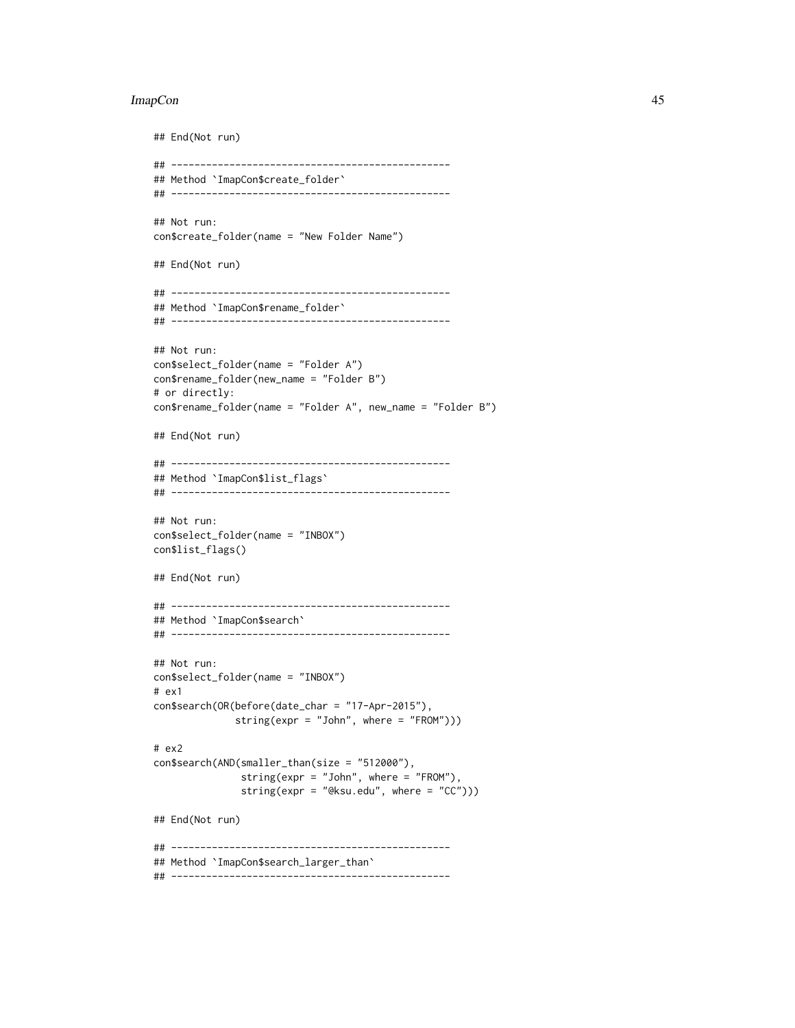```
## End(Not run)

## ------------------------------------------------
## Method `ImapCon$create_folder`
## ------------------------------------------------

## Not run:
con$create_folder(name = "New Folder Name")

## End(Not run)

## ------------------------------------------------
## Method `ImapCon$rename_folder`
## ------------------------------------------------

## Not run:
con$select_folder(name = "Folder A")
con$rename_folder(new_name = "Folder B")
# or directly:
con$rename_folder(name = "Folder A", new_name = "Folder B")

## End(Not run)

## ------------------------------------------------
## Method `ImapCon$list_flags`
## ------------------------------------------------

## Not run:
con$select_folder(name = "INBOX")
con$list_flags()

## End(Not run)

## ------------------------------------------------
## Method `ImapCon$search`
## ------------------------------------------------

## Not run:
con$select_folder(name = "INBOX")
# ex1
con$search(OR(before(date_char = "17-Apr-2015"),
              string(expr = "John", where = "FROM")))

# ex2
con$search(AND(smaller_than(size = "512000"),
               string(expr = "John", where = "FROM"),
               string(expr = "@ksu.edu", where = "CC")))

## End(Not run)

## ------------------------------------------------
## Method `ImapCon$search_larger_than`
## ------------------------------------------------
```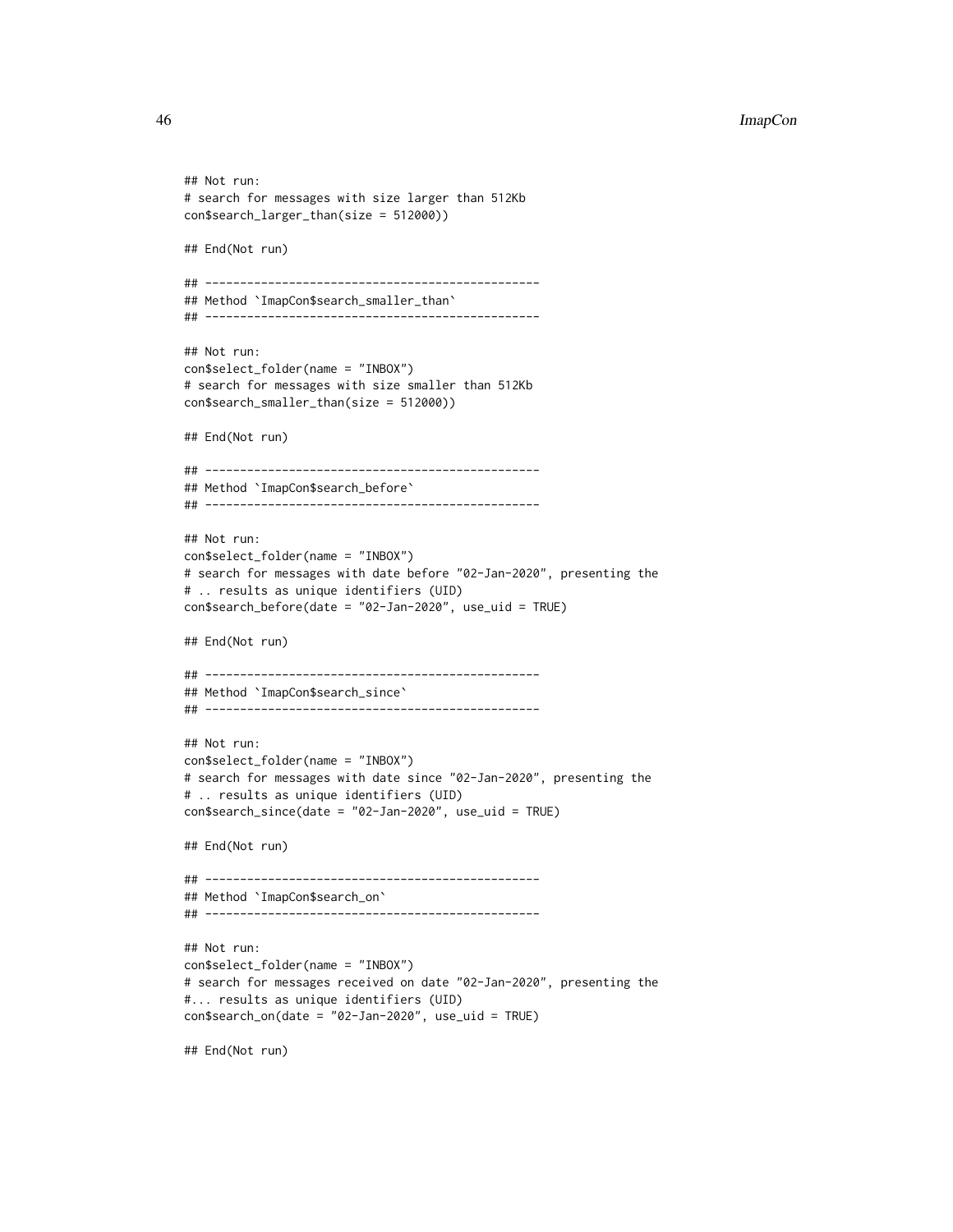```
## Not run:
# search for messages with size larger than 512Kb
con$search_larger_than(size = 512000))

## End(Not run)

## ------------------------------------------------
## Method `ImapCon$search_smaller_than`
## ------------------------------------------------

## Not run:
con$select_folder(name = "INBOX")
# search for messages with size smaller than 512Kb
con$search_smaller_than(size = 512000))

## End(Not run)

## ------------------------------------------------
## Method `ImapCon$search_before`
## ------------------------------------------------

## Not run:
con$select_folder(name = "INBOX")
# search for messages with date before "02-Jan-2020", presenting the
# .. results as unique identifiers (UID)
con$search_before(date = "02-Jan-2020", use_uid = TRUE)

## End(Not run)

## ------------------------------------------------
## Method `ImapCon$search_since`
## ------------------------------------------------

## Not run:
con$select_folder(name = "INBOX")
# search for messages with date since "02-Jan-2020", presenting the
# .. results as unique identifiers (UID)
con$search_since(date = "02-Jan-2020", use_uid = TRUE)

## End(Not run)

## ------------------------------------------------
## Method `ImapCon$search_on`
## ------------------------------------------------

## Not run:
con$select_folder(name = "INBOX")
# search for messages received on date "02-Jan-2020", presenting the
#... results as unique identifiers (UID)
con$search_on(date = "02-Jan-2020", use_uid = TRUE)

## End(Not run)
```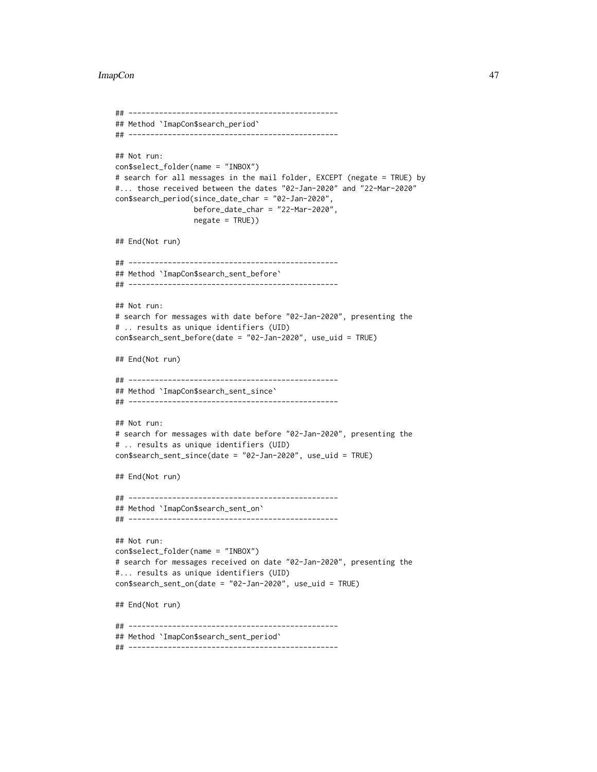```
## ------------------------------------------------
## Method `ImapCon$search_period`
## ------------------------------------------------

## Not run:
con$select_folder(name = "INBOX")
# search for all messages in the mail folder, EXCEPT (negate = TRUE) by
#... those received between the dates "02-Jan-2020" and "22-Mar-2020"
con$search_period(since_date_char = "02-Jan-2020",
                  before_date_char = "22-Mar-2020",
                  negate = TRUE))

## End(Not run)

## ------------------------------------------------
## Method `ImapCon$search_sent_before`
## ------------------------------------------------

## Not run:
# search for messages with date before "02-Jan-2020", presenting the
# .. results as unique identifiers (UID)
con$search_sent_before(date = "02-Jan-2020", use_uid = TRUE)

## End(Not run)

## ------------------------------------------------
## Method `ImapCon$search_sent_since`
## ------------------------------------------------

## Not run:
# search for messages with date before "02-Jan-2020", presenting the
# .. results as unique identifiers (UID)
con$search_sent_since(date = "02-Jan-2020", use_uid = TRUE)

## End(Not run)

## ------------------------------------------------
## Method `ImapCon$search_sent_on`
## ------------------------------------------------

## Not run:
con$select_folder(name = "INBOX")
# search for messages received on date "02-Jan-2020", presenting the
#... results as unique identifiers (UID)
con$search_sent_on(date = "02-Jan-2020", use_uid = TRUE)

## End(Not run)

## ------------------------------------------------
## Method `ImapCon$search_sent_period`
## ------------------------------------------------
```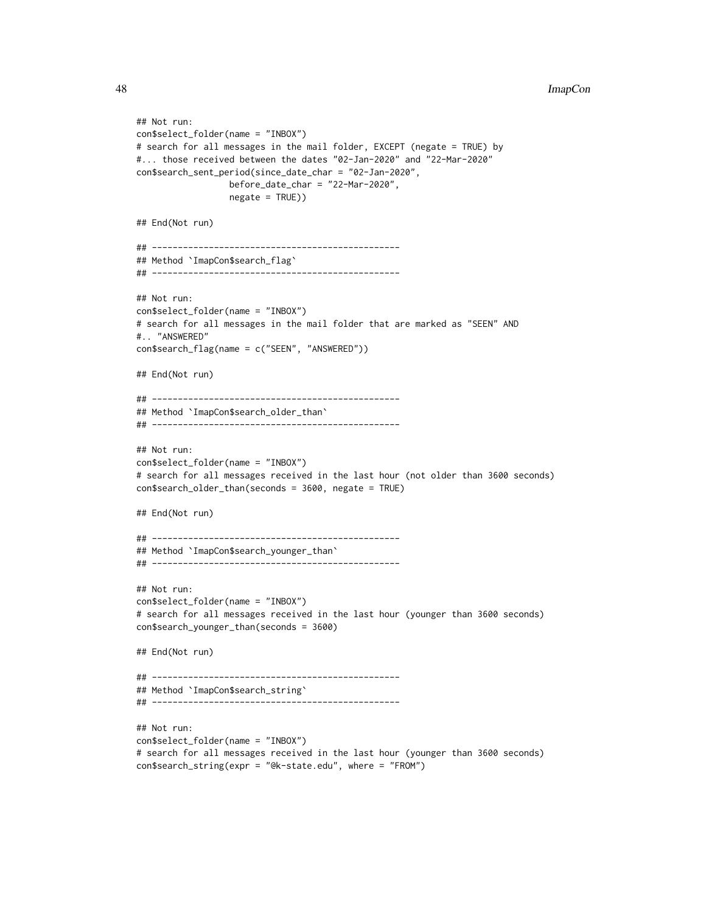```
## Not run:
con$select_folder(name = "INBOX")
# search for all messages in the mail folder, EXCEPT (negate = TRUE) by
#... those received between the dates "02-Jan-2020" and "22-Mar-2020"
con$search_sent_period(since_date_char = "02-Jan-2020",
                  before_date_char = "22-Mar-2020",
                  negate = TRUE))

## End(Not run)

## ------------------------------------------------
## Method `ImapCon$search_flag`
## ------------------------------------------------

## Not run:
con$select_folder(name = "INBOX")
# search for all messages in the mail folder that are marked as "SEEN" AND
#.. "ANSWERED"
con$search_flag(name = c("SEEN", "ANSWERED"))

## End(Not run)

## ------------------------------------------------
## Method `ImapCon$search_older_than`
## ------------------------------------------------

## Not run:
con$select_folder(name = "INBOX")
# search for all messages received in the last hour (not older than 3600 seconds)
con$search_older_than(seconds = 3600, negate = TRUE)

## End(Not run)

## ------------------------------------------------
## Method `ImapCon$search_younger_than`
## ------------------------------------------------

## Not run:
con$select_folder(name = "INBOX")
# search for all messages received in the last hour (younger than 3600 seconds)
con$search_younger_than(seconds = 3600)

## End(Not run)

## ------------------------------------------------
## Method `ImapCon$search_string`
## ------------------------------------------------

## Not run:
con$select_folder(name = "INBOX")
# search for all messages received in the last hour (younger than 3600 seconds)
con$search_string(expr = "@k-state.edu", where = "FROM")
```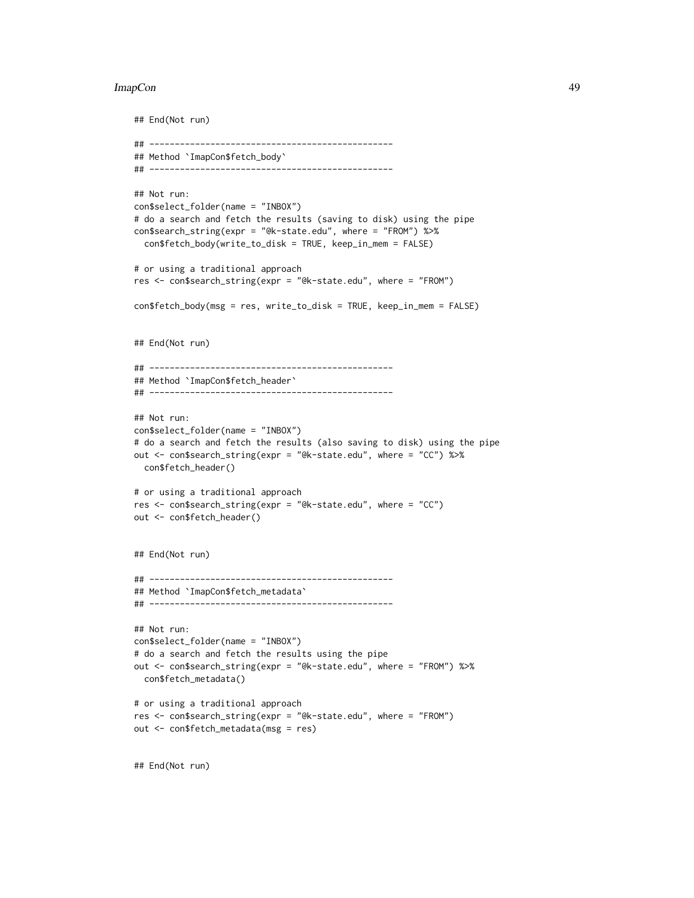```
## End(Not run)

## ------------------------------------------------
## Method `ImapCon$fetch_body`
## ------------------------------------------------

## Not run:
con$select_folder(name = "INBOX")
# do a search and fetch the results (saving to disk) using the pipe
con$search_string(expr = "@k-state.edu", where = "FROM") %>%
  con$fetch_body(write_to_disk = TRUE, keep_in_mem = FALSE)

# or using a traditional approach
res <- con$search_string(expr = "@k-state.edu", where = "FROM")

con$fetch_body(msg = res, write_to_disk = TRUE, keep_in_mem = FALSE)


## End(Not run)

## ------------------------------------------------
## Method `ImapCon$fetch_header`
## ------------------------------------------------

## Not run:
con$select_folder(name = "INBOX")
# do a search and fetch the results (also saving to disk) using the pipe
out <- con$search_string(expr = "@k-state.edu", where = "CC") %>%
  con$fetch_header()

# or using a traditional approach
res <- con$search_string(expr = "@k-state.edu", where = "CC")
out <- con$fetch_header()


## End(Not run)

## ------------------------------------------------
## Method `ImapCon$fetch_metadata`
## ------------------------------------------------

## Not run:
con$select_folder(name = "INBOX")
# do a search and fetch the results using the pipe
out <- con$search_string(expr = "@k-state.edu", where = "FROM") %>%
  con$fetch_metadata()

# or using a traditional approach
res <- con$search_string(expr = "@k-state.edu", where = "FROM")
out <- con$fetch_metadata(msg = res)


## End(Not run)
```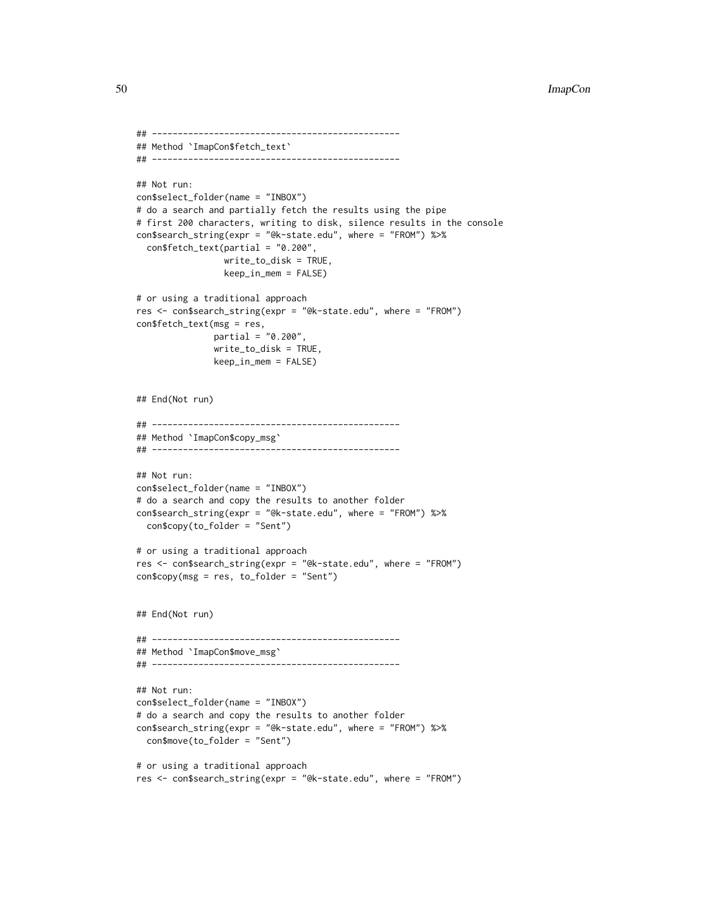```
## ------------------------------------------------
## Method `ImapCon$fetch_text`
## ------------------------------------------------

## Not run:
con$select_folder(name = "INBOX")
# do a search and partially fetch the results using the pipe
# first 200 characters, writing to disk, silence results in the console
con$search_string(expr = "@k-state.edu", where = "FROM") %>%
  con$fetch_text(partial = "0.200",
                 write_to_disk = TRUE,
                 keep_in_mem = FALSE)

# or using a traditional approach
res <- con$search_string(expr = "@k-state.edu", where = "FROM")
con$fetch_text(msg = res,
               partial = "0.200",
               write_to_disk = TRUE,
               keep_in_mem = FALSE)


## End(Not run)

## ------------------------------------------------
## Method `ImapCon$copy_msg`
## ------------------------------------------------

## Not run:
con$select_folder(name = "INBOX")
# do a search and copy the results to another folder
con$search_string(expr = "@k-state.edu", where = "FROM") %>%
  con$copy(to_folder = "Sent")

# or using a traditional approach
res <- con$search_string(expr = "@k-state.edu", where = "FROM")
con$copy(msg = res, to_folder = "Sent")


## End(Not run)

## ------------------------------------------------
## Method `ImapCon$move_msg`
## ------------------------------------------------

## Not run:
con$select_folder(name = "INBOX")
# do a search and copy the results to another folder
con$search_string(expr = "@k-state.edu", where = "FROM") %>%
  con$move(to_folder = "Sent")

# or using a traditional approach
res <- con$search_string(expr = "@k-state.edu", where = "FROM")
```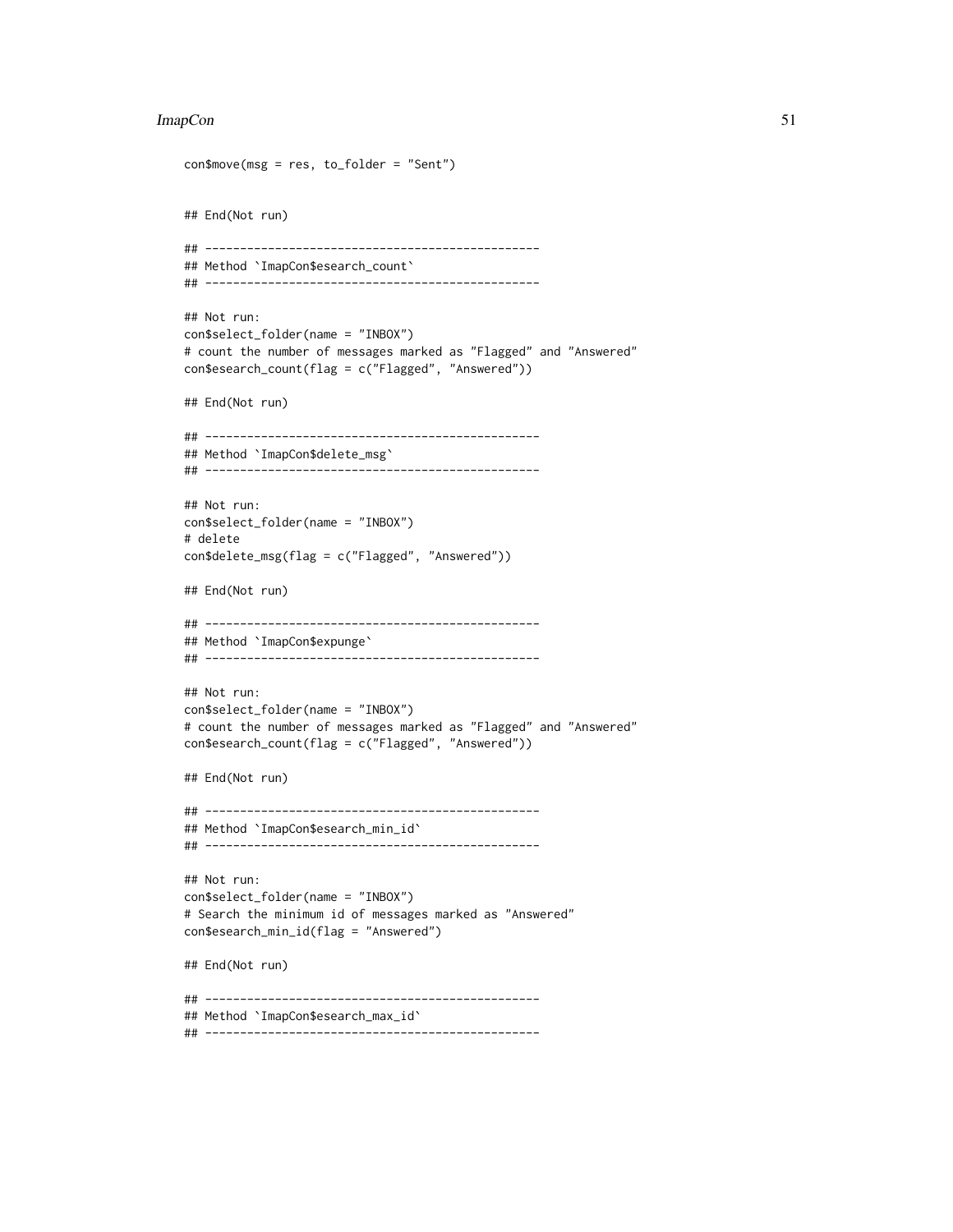```
con$move(msg = res, to_folder = "Sent")


## End(Not run)

## ------------------------------------------------
## Method `ImapCon$esearch_count`
## ------------------------------------------------

## Not run:
con$select_folder(name = "INBOX")
# count the number of messages marked as "Flagged" and "Answered"
con$esearch_count(flag = c("Flagged", "Answered"))

## End(Not run)

## ------------------------------------------------
## Method `ImapCon$delete_msg`
## ------------------------------------------------

## Not run:
con$select_folder(name = "INBOX")
# delete
con$delete_msg(flag = c("Flagged", "Answered"))

## End(Not run)

## ------------------------------------------------
## Method `ImapCon$expunge`
## ------------------------------------------------

## Not run:
con$select_folder(name = "INBOX")
# count the number of messages marked as "Flagged" and "Answered"
con$esearch_count(flag = c("Flagged", "Answered"))

## End(Not run)

## ------------------------------------------------
## Method `ImapCon$esearch_min_id`
## ------------------------------------------------

## Not run:
con$select_folder(name = "INBOX")
# Search the minimum id of messages marked as "Answered"
con$esearch_min_id(flag = "Answered")

## End(Not run)

## ------------------------------------------------
## Method `ImapCon$esearch_max_id`
## ------------------------------------------------
```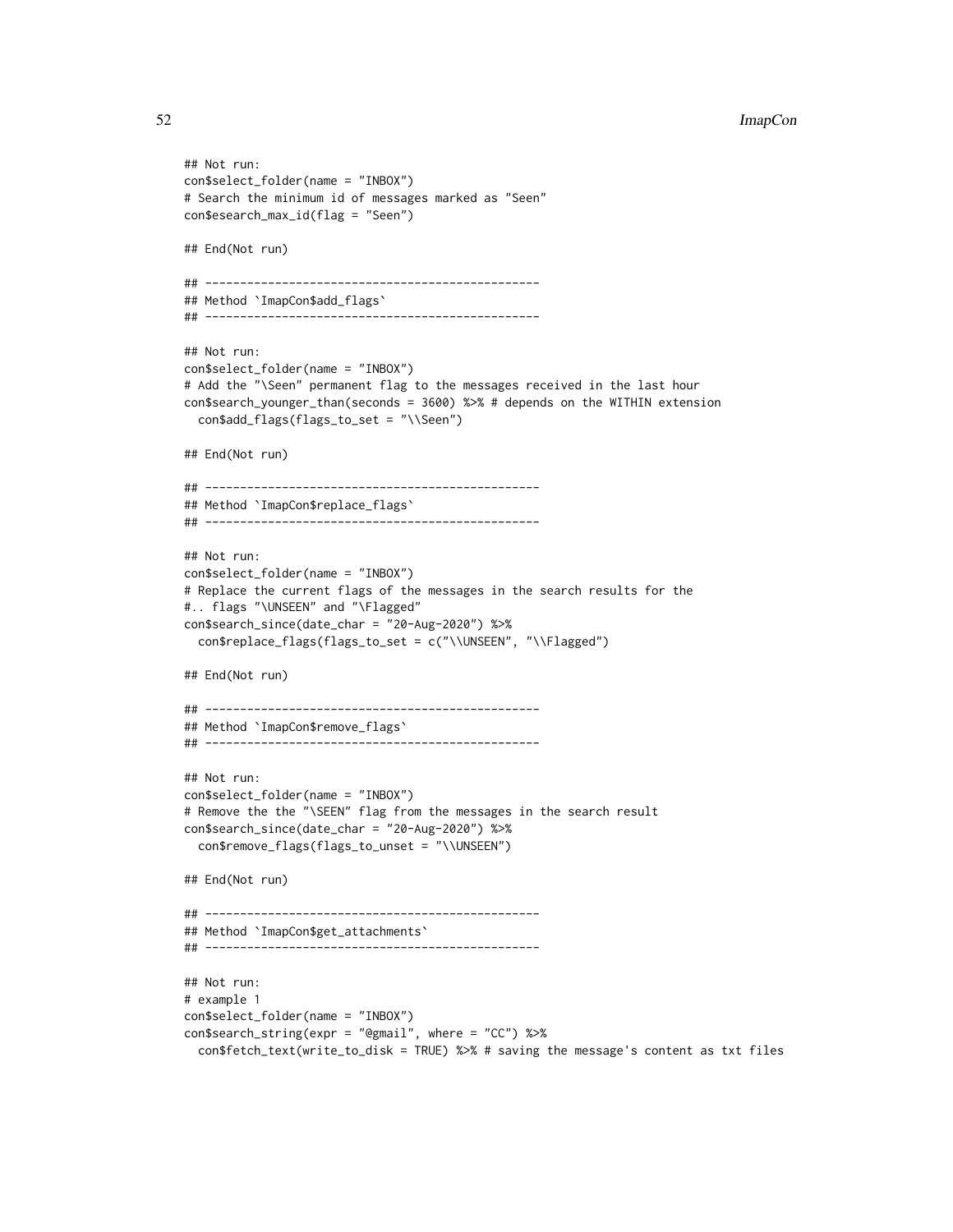```
## Not run:
con$select_folder(name = "INBOX")
# Search the minimum id of messages marked as "Seen"
con$esearch_max_id(flag = "Seen")

## End(Not run)

## ------------------------------------------------
## Method `ImapCon$add_flags`
## ------------------------------------------------

## Not run:
con$select_folder(name = "INBOX")
# Add the "\Seen" permanent flag to the messages received in the last hour
con$search_younger_than(seconds = 3600) %>% # depends on the WITHIN extension
  con$add_flags(flags_to_set = "\\Seen")

## End(Not run)

## ------------------------------------------------
## Method `ImapCon$replace_flags`
## ------------------------------------------------

## Not run:
con$select_folder(name = "INBOX")
# Replace the current flags of the messages in the search results for the
#.. flags "\UNSEEN" and "\Flagged"
con$search_since(date_char = "20-Aug-2020") %>%
  con$replace_flags(flags_to_set = c("\\UNSEEN", "\\Flagged")

## End(Not run)

## ------------------------------------------------
## Method `ImapCon$remove_flags`
## ------------------------------------------------

## Not run:
con$select_folder(name = "INBOX")
# Remove the the "\SEEN" flag from the messages in the search result
con$search_since(date_char = "20-Aug-2020") %>%
  con$remove_flags(flags_to_unset = "\\UNSEEN")

## End(Not run)

## ------------------------------------------------
## Method `ImapCon$get_attachments`
## ------------------------------------------------

## Not run:
# example 1
con$select_folder(name = "INBOX")
con$search_string(expr = "@gmail", where = "CC") %>%
  con$fetch_text(write_to_disk = TRUE) %>% # saving the message's content as txt files
```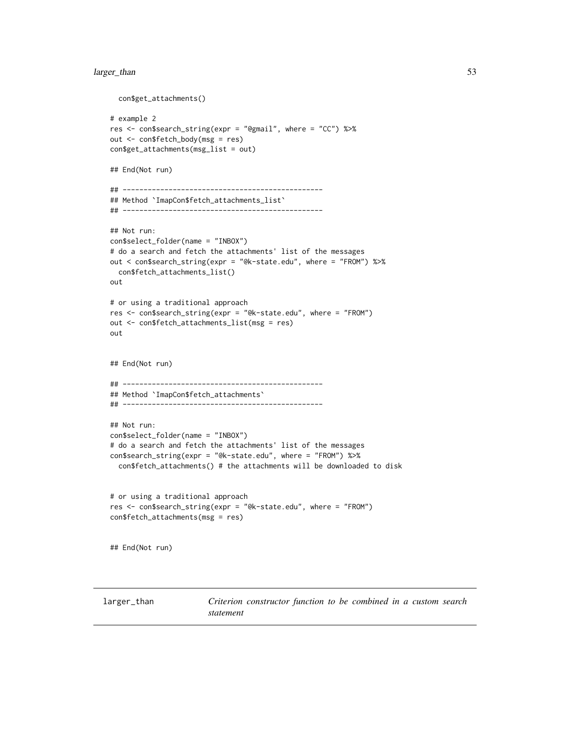```
  con$get_attachments()

# example 2
res <- con$search_string(expr = "@gmail", where = "CC") %>%
out <- con$fetch_body(msg = res)
con$get_attachments(msg_list = out)

## End(Not run)

## ------------------------------------------------
## Method `ImapCon$fetch_attachments_list`
## ------------------------------------------------

## Not run:
con$select_folder(name = "INBOX")
# do a search and fetch the attachments' list of the messages
out < con$search_string(expr = "@k-state.edu", where = "FROM") %>%
  con$fetch_attachments_list()
out

# or using a traditional approach
res <- con$search_string(expr = "@k-state.edu", where = "FROM")
out <- con$fetch_attachments_list(msg = res)
out


## End(Not run)

## ------------------------------------------------
## Method `ImapCon$fetch_attachments`
## ------------------------------------------------

## Not run:
con$select_folder(name = "INBOX")
# do a search and fetch the attachments' list of the messages
con$search_string(expr = "@k-state.edu", where = "FROM") %>%
  con$fetch_attachments() # the attachments will be downloaded to disk


# or using a traditional approach
res <- con$search_string(expr = "@k-state.edu", where = "FROM")
con$fetch_attachments(msg = res)


## End(Not run)
```

## larger_than — *Criterion constructor function to be combined in a custom search statement*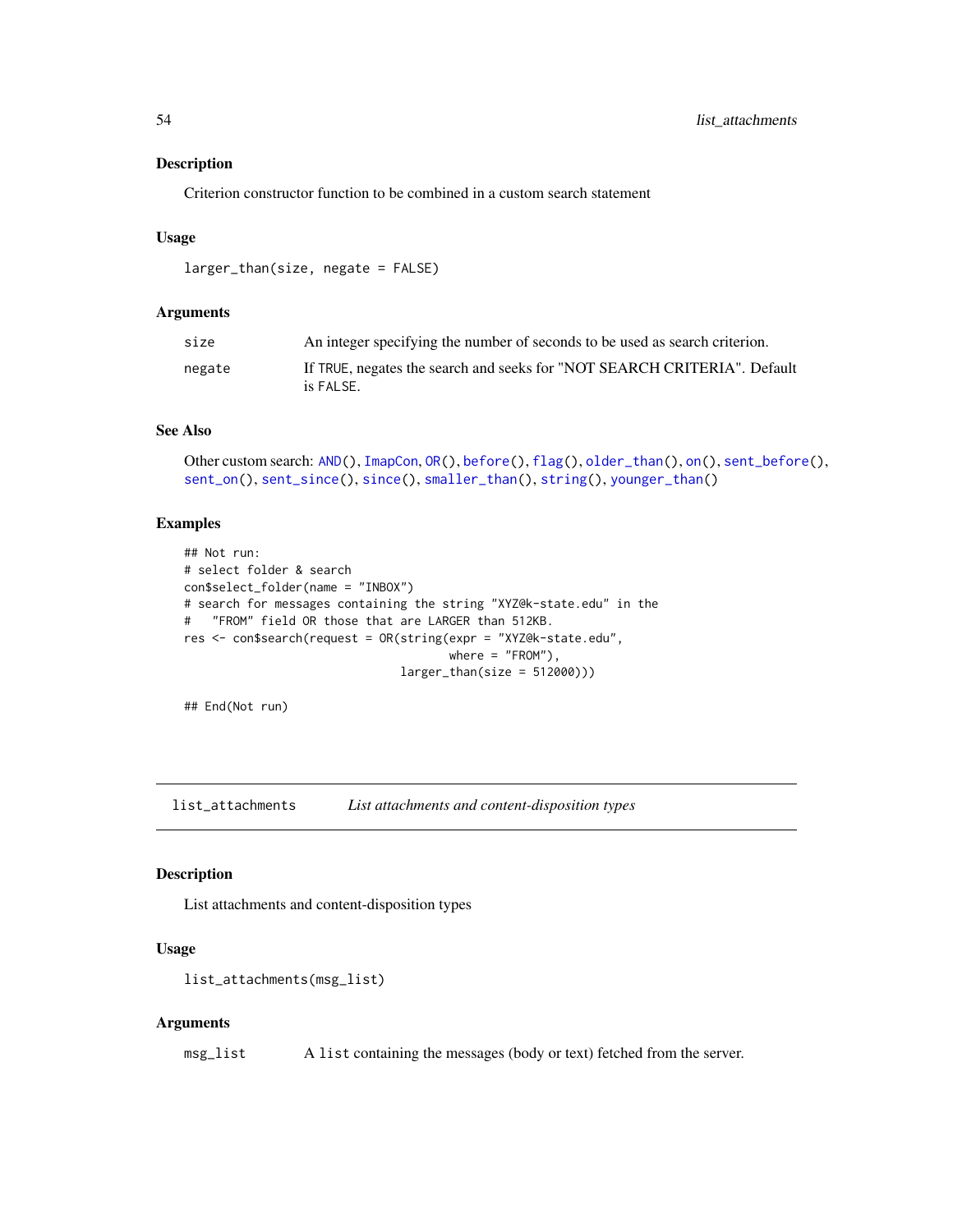## Description

Criterion constructor function to be combined in a custom search statement

## Usage

```
larger_than(size, negate = FALSE)
```

## Arguments

| | |
|---|---|
| size | An integer specifying the number of seconds to be used as search criterion. |
| negate | If TRUE, negates the search and seeks for "NOT SEARCH CRITERIA". Default is FALSE. |

## See Also

Other custom search: AND(), ImapCon, OR(), before(), flag(), older_than(), on(), sent_before(), sent_on(), sent_since(), since(), smaller_than(), string(), younger_than()

## Examples

```
## Not run:
# select folder & search
con$select_folder(name = "INBOX")
# search for messages containing the string "XYZ@k-state.edu" in the
#   "FROM" field OR those that are LARGER than 512KB.
res <- con$search(request = OR(string(expr = "XYZ@k-state.edu",
                                      where = "FROM"),
                               larger_than(size = 512000)))

## End(Not run)
```

---

# list_attachments    *List attachments and content-disposition types*

## Description

List attachments and content-disposition types

## Usage

```
list_attachments(msg_list)
```

## Arguments

| | |
|---|---|
| msg_list | A list containing the messages (body or text) fetched from the server. |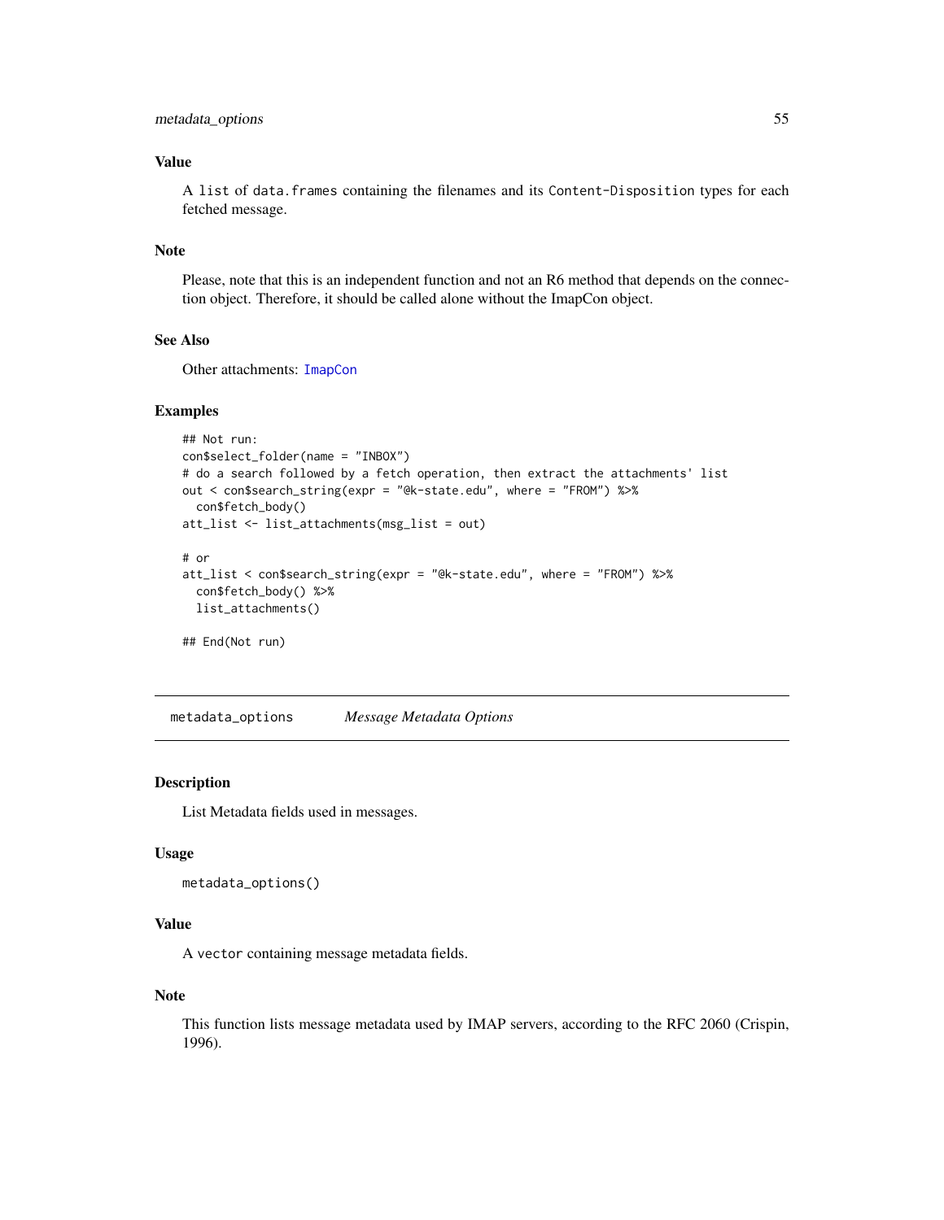## Value

A `list` of `data.frames` containing the filenames and its `Content-Disposition` types for each fetched message.

## Note

Please, note that this is an independent function and not an R6 method that depends on the connection object. Therefore, it should be called alone without the ImapCon object.

## See Also

Other attachments: `ImapCon`

## Examples

```
## Not run:
con$select_folder(name = "INBOX")
# do a search followed by a fetch operation, then extract the attachments' list
out < con$search_string(expr = "@k-state.edu", where = "FROM") %>%
  con$fetch_body()
att_list <- list_attachments(msg_list = out)

# or
att_list < con$search_string(expr = "@k-state.edu", where = "FROM") %>%
  con$fetch_body() %>%
  list_attachments()

## End(Not run)
```

---

# metadata_options    *Message Metadata Options*

---

## Description

List Metadata fields used in messages.

## Usage

```
metadata_options()
```

## Value

A `vector` containing message metadata fields.

## Note

This function lists message metadata used by IMAP servers, according to the RFC 2060 (Crispin, 1996).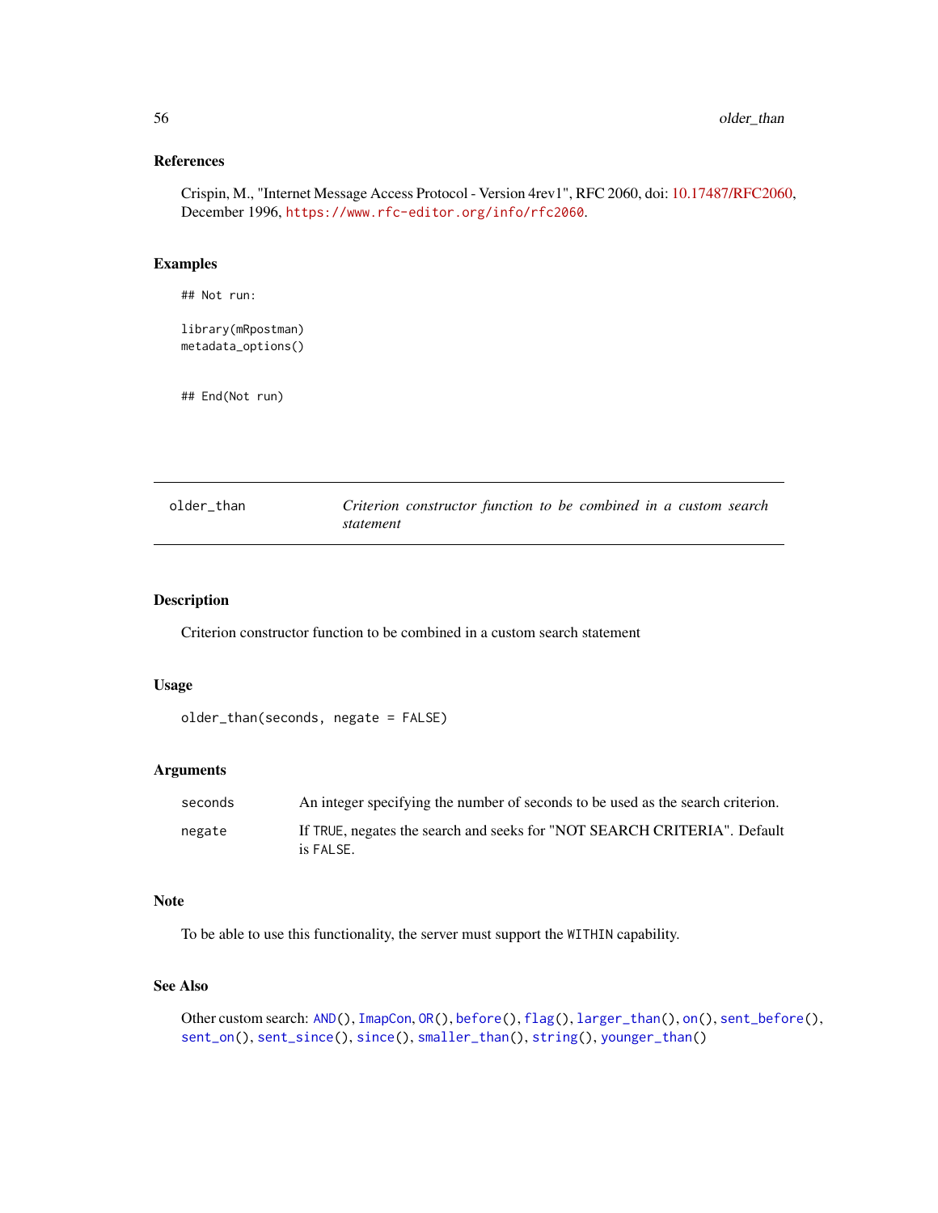## References

Crispin, M., "Internet Message Access Protocol - Version 4rev1", RFC 2060, doi: 10.17487/RFC2060, December 1996, https://www.rfc-editor.org/info/rfc2060.

## Examples

```
## Not run:

library(mRpostman)
metadata_options()


## End(Not run)
```

---

# older_than — *Criterion constructor function to be combined in a custom search statement*

---

## Description

Criterion constructor function to be combined in a custom search statement

## Usage

```
older_than(seconds, negate = FALSE)
```

## Arguments

| | |
|---|---|
| seconds | An integer specifying the number of seconds to be used as the search criterion. |
| negate | If TRUE, negates the search and seeks for "NOT SEARCH CRITERIA". Default is FALSE. |

## Note

To be able to use this functionality, the server must support the WITHIN capability.

## See Also

Other custom search: AND(), ImapCon, OR(), before(), flag(), larger_than(), on(), sent_before(), sent_on(), sent_since(), since(), smaller_than(), string(), younger_than()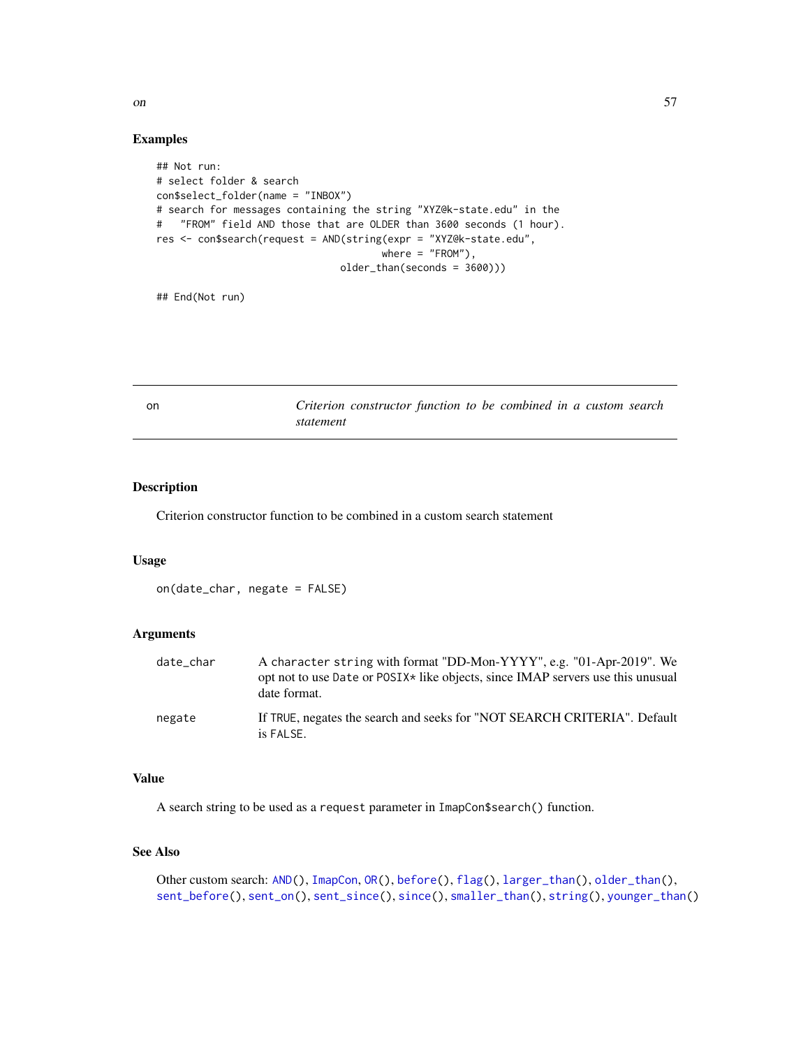## Examples

```
## Not run:
# select folder & search
con$select_folder(name = "INBOX")
# search for messages containing the string "XYZ@k-state.edu" in the
#   "FROM" field AND those that are OLDER than 3600 seconds (1 hour).
res <- con$search(request = AND(string(expr = "XYZ@k-state.edu",
                                       where = "FROM"),
                                older_than(seconds = 3600)))

## End(Not run)
```

---

# on — *Criterion constructor function to be combined in a custom search statement*

## Description

Criterion constructor function to be combined in a custom search statement

## Usage

```
on(date_char, negate = FALSE)
```

## Arguments

| | |
|---|---|
| date_char | A character string with format "DD-Mon-YYYY", e.g. "01-Apr-2019". We opt not to use Date or POSIX* like objects, since IMAP servers use this unusual date format. |
| negate | If TRUE, negates the search and seeks for "NOT SEARCH CRITERIA". Default is FALSE. |

## Value

A search string to be used as a request parameter in ImapCon$search() function.

## See Also

Other custom search: AND(), ImapCon, OR(), before(), flag(), larger_than(), older_than(), sent_before(), sent_on(), sent_since(), since(), smaller_than(), string(), younger_than()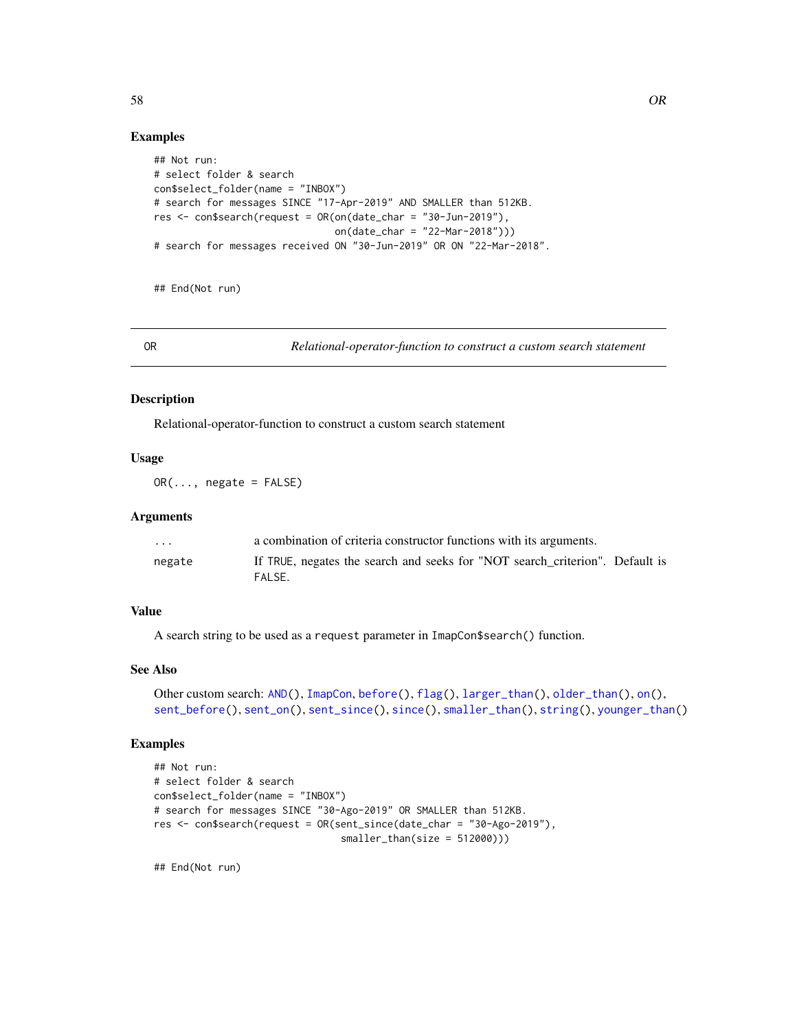## Examples

```
## Not run:
# select folder & search
con$select_folder(name = "INBOX")
# search for messages SINCE "17-Apr-2019" AND SMALLER than 512KB.
res <- con$search(request = OR(on(date_char = "30-Jun-2019"),
                               on(date_char = "22-Mar-2018")))
# search for messages received ON "30-Jun-2019" OR ON "22-Mar-2018".


## End(Not run)
```

---

# OR — *Relational-operator-function to construct a custom search statement*

## Description

Relational-operator-function to construct a custom search statement

## Usage

```
OR(..., negate = FALSE)
```

## Arguments

| | |
|---|---|
| ... | a combination of criteria constructor functions with its arguments. |
| negate | If TRUE, negates the search and seeks for "NOT search_criterion". Default is FALSE. |

## Value

A search string to be used as a `request` parameter in `ImapCon$search()` function.

## See Also

Other custom search: AND(), ImapCon, before(), flag(), larger_than(), older_than(), on(), sent_before(), sent_on(), sent_since(), since(), smaller_than(), string(), younger_than()

## Examples

```
## Not run:
# select folder & search
con$select_folder(name = "INBOX")
# search for messages SINCE "30-Ago-2019" OR SMALLER than 512KB.
res <- con$search(request = OR(sent_since(date_char = "30-Ago-2019"),
                                smaller_than(size = 512000)))

## End(Not run)
```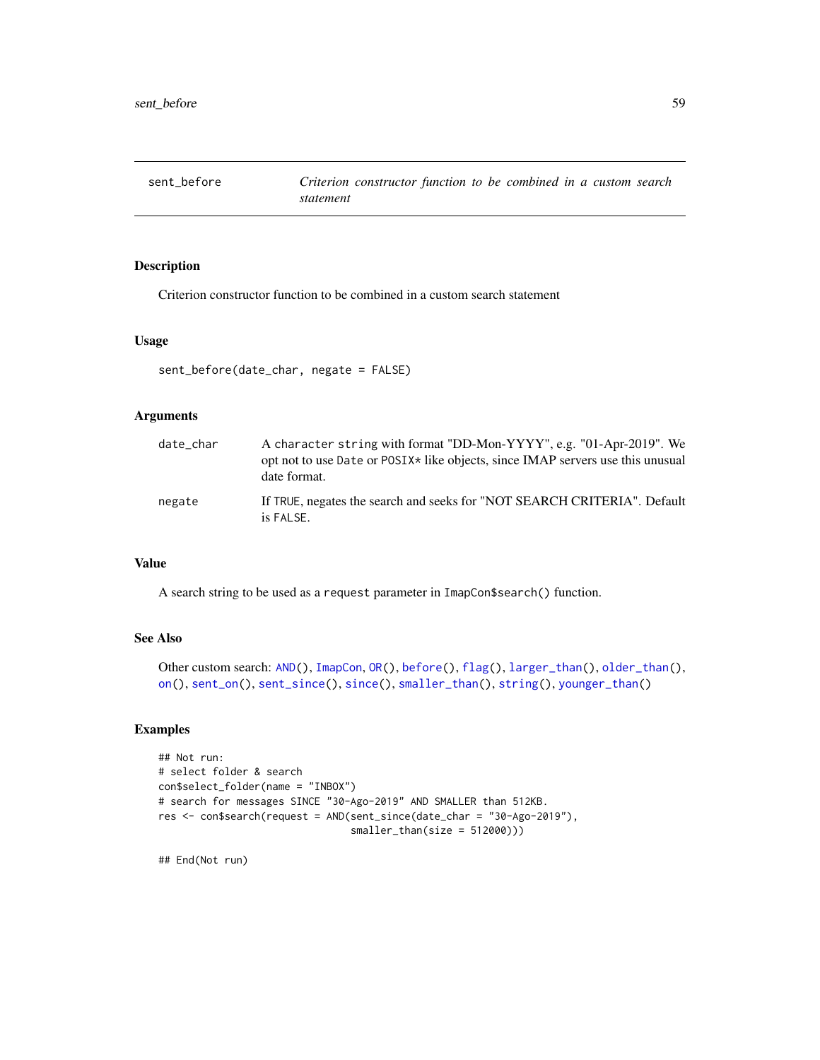# sent_before

*Criterion constructor function to be combined in a custom search statement*

## Description

Criterion constructor function to be combined in a custom search statement

## Usage

```
sent_before(date_char, negate = FALSE)
```

## Arguments

| | |
|---|---|
| `date_char` | A character string with format "DD-Mon-YYYY", e.g. "01-Apr-2019". We opt not to use `Date` or `POSIX*` like objects, since IMAP servers use this unusual date format. |
| `negate` | If `TRUE`, negates the search and seeks for "NOT SEARCH CRITERIA". Default is `FALSE`. |

## Value

A search string to be used as a `request` parameter in `ImapCon$search()` function.

## See Also

Other custom search: `AND()`, `ImapCon`, `OR()`, `before()`, `flag()`, `larger_than()`, `older_than()`, `on()`, `sent_on()`, `sent_since()`, `since()`, `smaller_than()`, `string()`, `younger_than()`

## Examples

```
## Not run:
# select folder & search
con$select_folder(name = "INBOX")
# search for messages SINCE "30-Ago-2019" AND SMALLER than 512KB.
res <- con$search(request = AND(sent_since(date_char = "30-Ago-2019"),
                                smaller_than(size = 512000)))

## End(Not run)
```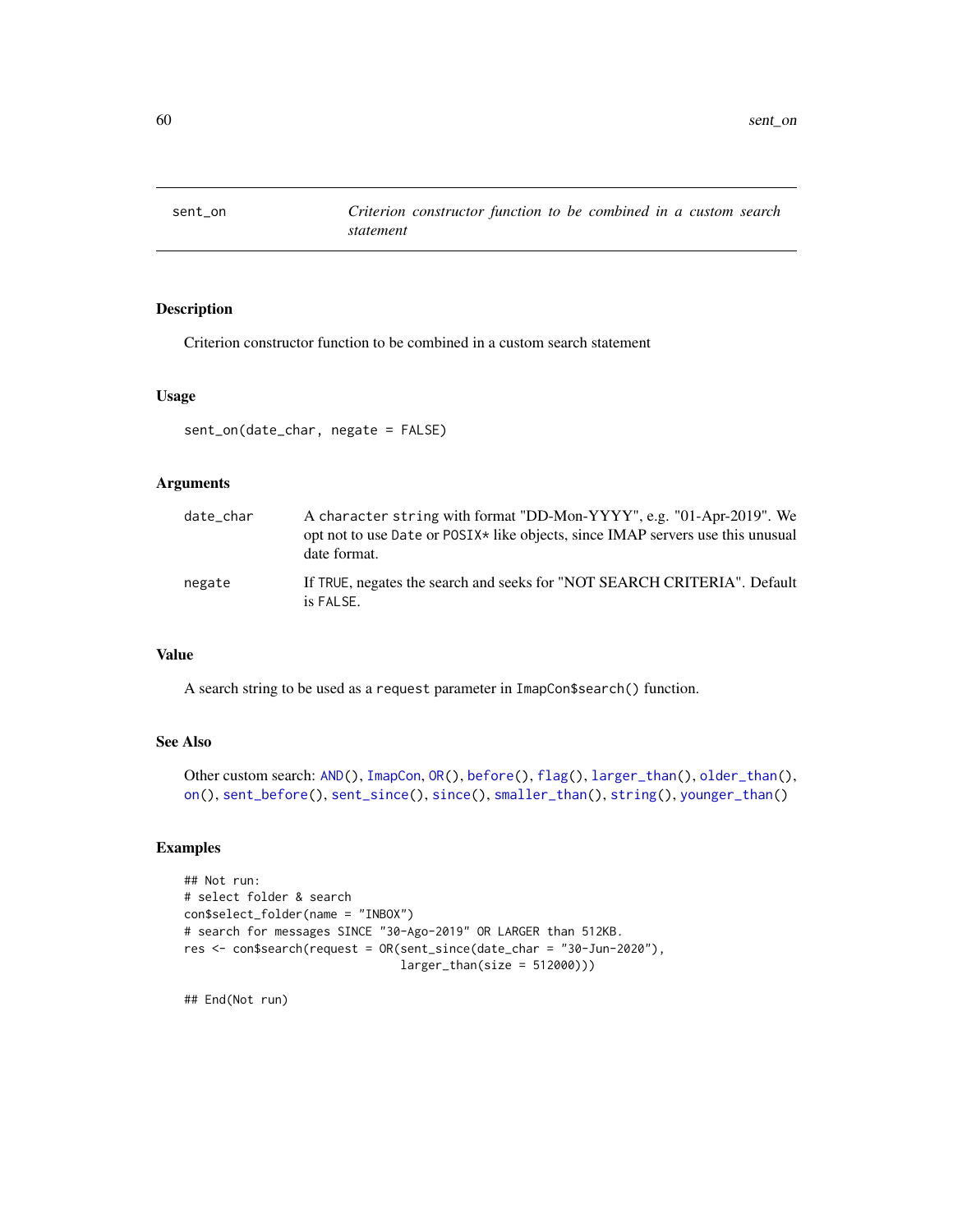# sent_on

*Criterion constructor function to be combined in a custom search statement*

## Description

Criterion constructor function to be combined in a custom search statement

## Usage

```
sent_on(date_char, negate = FALSE)
```

## Arguments

| | |
|---|---|
| date_char | A character string with format "DD-Mon-YYYY", e.g. "01-Apr-2019". We opt not to use Date or POSIX* like objects, since IMAP servers use this unusual date format. |
| negate | If TRUE, negates the search and seeks for "NOT SEARCH CRITERIA". Default is FALSE. |

## Value

A search string to be used as a request parameter in ImapCon$search() function.

## See Also

Other custom search: AND(), ImapCon, OR(), before(), flag(), larger_than(), older_than(), on(), sent_before(), sent_since(), since(), smaller_than(), string(), younger_than()

## Examples

```
## Not run:
# select folder & search
con$select_folder(name = "INBOX")
# search for messages SINCE "30-Ago-2019" OR LARGER than 512KB.
res <- con$search(request = OR(sent_since(date_char = "30-Jun-2020"),
                               larger_than(size = 512000)))

## End(Not run)
```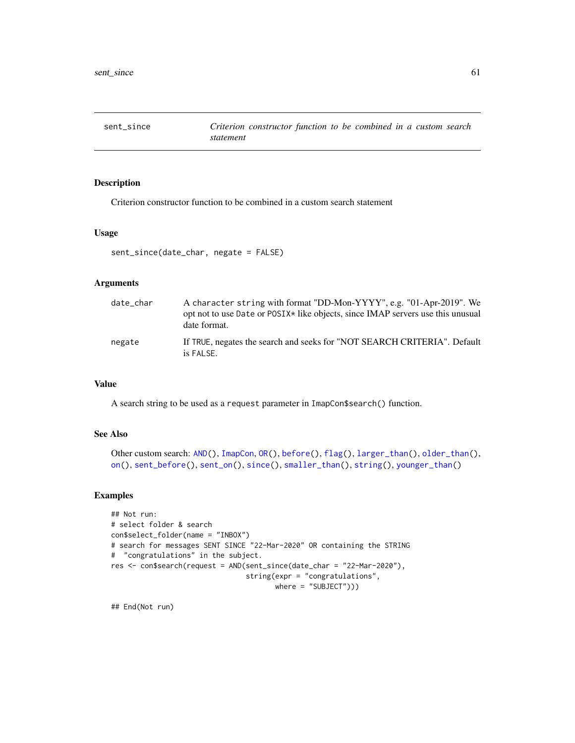# sent_since — *Criterion constructor function to be combined in a custom search statement*

## Description

Criterion constructor function to be combined in a custom search statement

## Usage

```
sent_since(date_char, negate = FALSE)
```

## Arguments

| | |
|---|---|
| `date_char` | A character string with format "DD-Mon-YYYY", e.g. "01-Apr-2019". We opt not to use `Date` or `POSIX*` like objects, since IMAP servers use this unusual date format. |
| `negate` | If `TRUE`, negates the search and seeks for "NOT SEARCH CRITERIA". Default is `FALSE`. |

## Value

A search string to be used as a `request` parameter in `ImapCon$search()` function.

## See Also

Other custom search: `AND()`, `ImapCon`, `OR()`, `before()`, `flag()`, `larger_than()`, `older_than()`, `on()`, `sent_before()`, `sent_on()`, `since()`, `smaller_than()`, `string()`, `younger_than()`

## Examples

```
## Not run:
# select folder & search
con$select_folder(name = "INBOX")
# search for messages SENT SINCE "22-Mar-2020" OR containing the STRING
#  "congratulations" in the subject.
res <- con$search(request = AND(sent_since(date_char = "22-Mar-2020"),
                                string(expr = "congratulations",
                                       where = "SUBJECT")))

## End(Not run)
```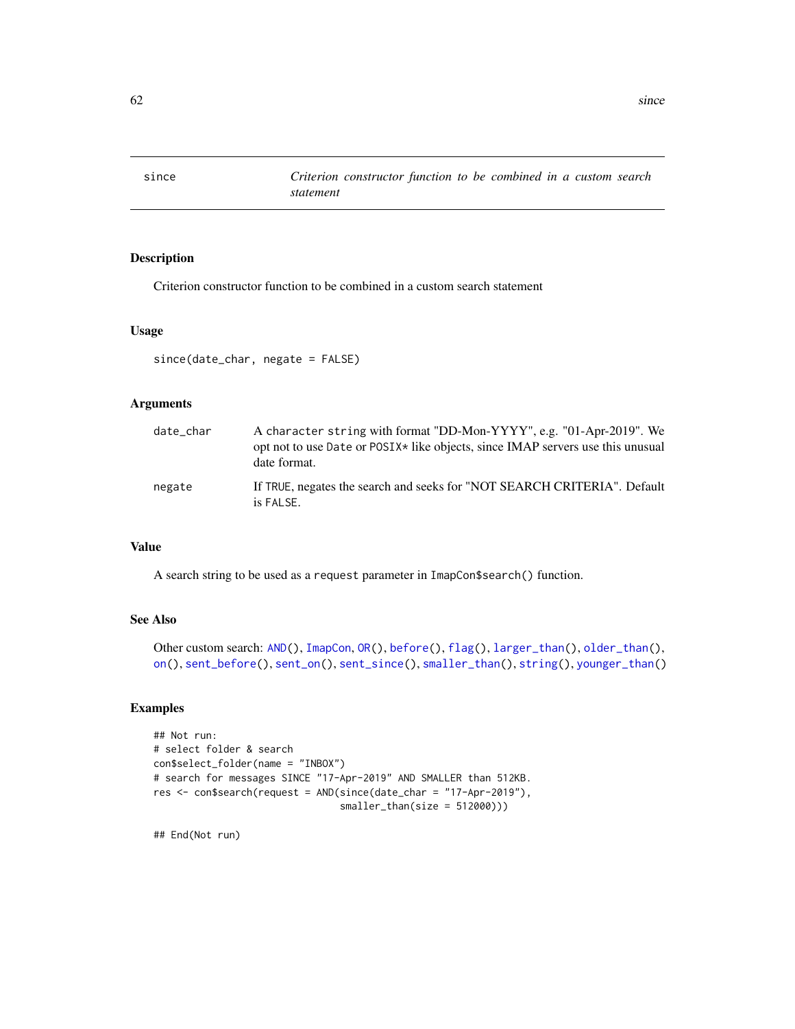| since | *Criterion constructor function to be combined in a custom search statement* |
|---|---|

## Description

Criterion constructor function to be combined in a custom search statement

## Usage

```
since(date_char, negate = FALSE)
```

## Arguments

| | |
|---|---|
| `date_char` | A `character string` with format "DD-Mon-YYYY", e.g. "01-Apr-2019". We opt not to use `Date` or `POSIX*` like objects, since IMAP servers use this unusual date format. |
| `negate` | If `TRUE`, negates the search and seeks for "NOT SEARCH CRITERIA". Default is `FALSE`. |

## Value

A search string to be used as a `request` parameter in `ImapCon$search()` function.

## See Also

Other custom search: `AND()`, `ImapCon`, `OR()`, `before()`, `flag()`, `larger_than()`, `older_than()`, `on()`, `sent_before()`, `sent_on()`, `sent_since()`, `smaller_than()`, `string()`, `younger_than()`

## Examples

```
## Not run:
# select folder & search
con$select_folder(name = "INBOX")
# search for messages SINCE "17-Apr-2019" AND SMALLER than 512KB.
res <- con$search(request = AND(since(date_char = "17-Apr-2019"),
                                smaller_than(size = 512000)))

## End(Not run)
```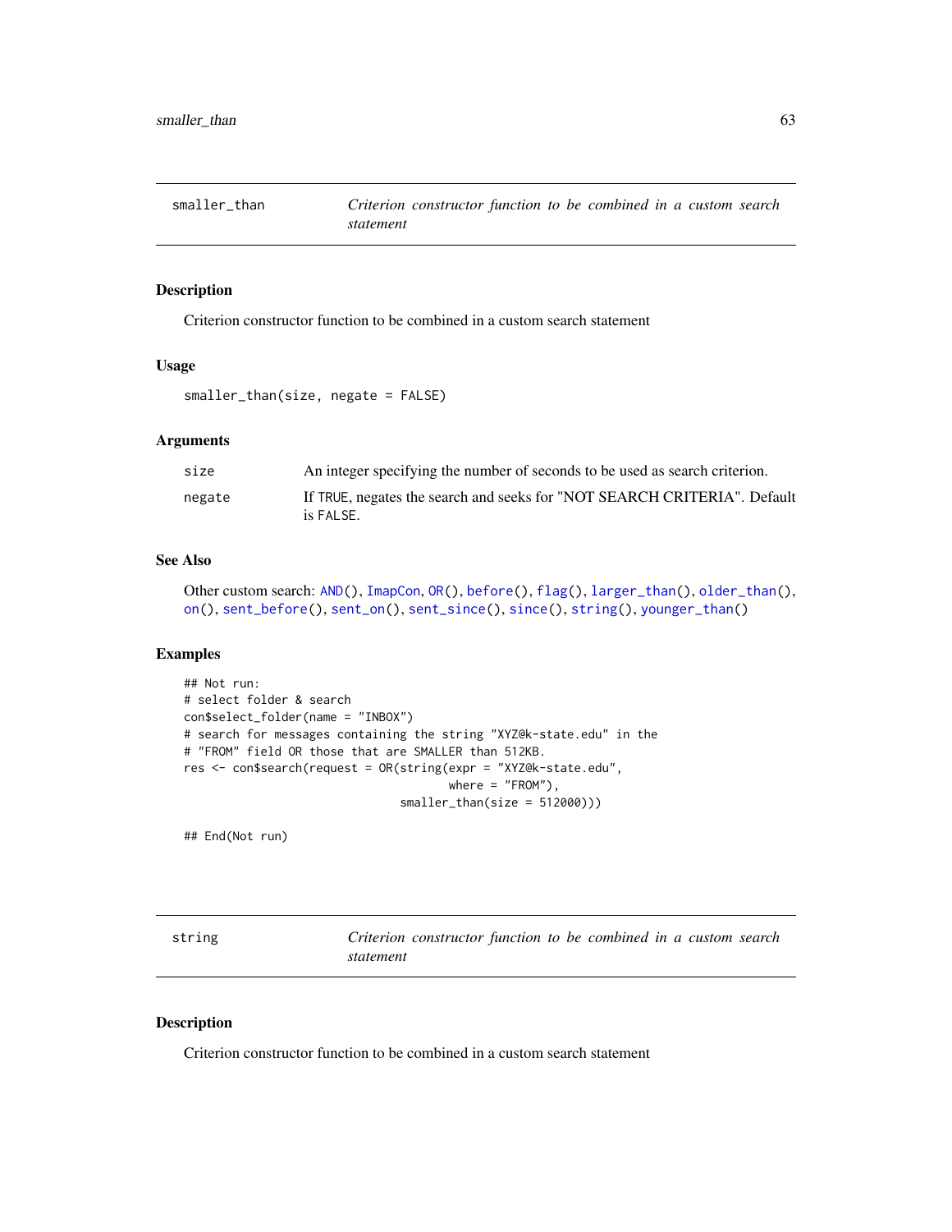## smaller_than — *Criterion constructor function to be combined in a custom search statement*

### Description

Criterion constructor function to be combined in a custom search statement

### Usage

```
smaller_than(size, negate = FALSE)
```

### Arguments

| | |
|---|---|
| `size` | An integer specifying the number of seconds to be used as search criterion. |
| `negate` | If `TRUE`, negates the search and seeks for "NOT SEARCH CRITERIA". Default is `FALSE`. |

### See Also

Other custom search: `AND()`, `ImapCon`, `OR()`, `before()`, `flag()`, `larger_than()`, `older_than()`, `on()`, `sent_before()`, `sent_on()`, `sent_since()`, `since()`, `string()`, `younger_than()`

### Examples

```
## Not run:
# select folder & search
con$select_folder(name = "INBOX")
# search for messages containing the string "XYZ@k-state.edu" in the
# "FROM" field OR those that are SMALLER than 512KB.
res <- con$search(request = OR(string(expr = "XYZ@k-state.edu",
                                      where = "FROM"),
                              smaller_than(size = 512000)))

## End(Not run)
```

## string — *Criterion constructor function to be combined in a custom search statement*

### Description

Criterion constructor function to be combined in a custom search statement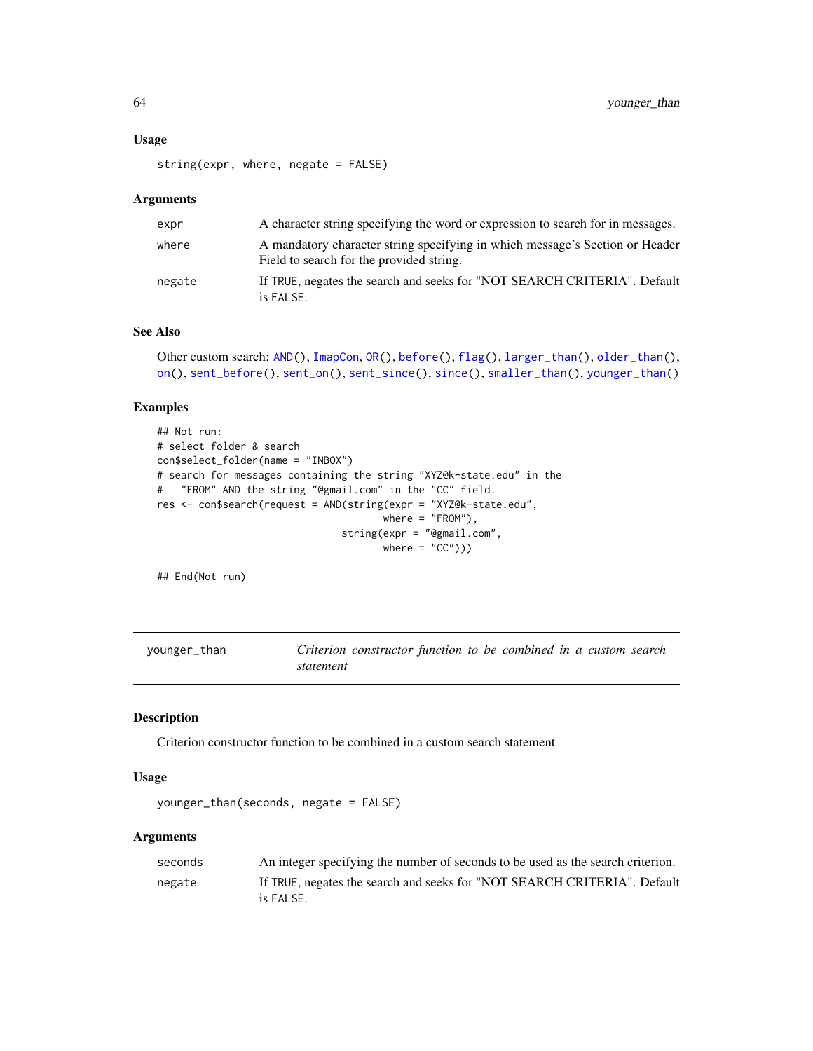### Usage

```
string(expr, where, negate = FALSE)
```

### Arguments

| | |
|---|---|
| expr | A character string specifying the word or expression to search for in messages. |
| where | A mandatory character string specifying in which message's Section or Header Field to search for the provided string. |
| negate | If TRUE, negates the search and seeks for "NOT SEARCH CRITERIA". Default is FALSE. |

### See Also

Other custom search: AND(), ImapCon, OR(), before(), flag(), larger_than(), older_than(), on(), sent_before(), sent_on(), sent_since(), since(), smaller_than(), younger_than()

### Examples

```
## Not run:
# select folder & search
con$select_folder(name = "INBOX")
# search for messages containing the string "XYZ@k-state.edu" in the
#   "FROM" AND the string "@gmail.com" in the "CC" field.
res <- con$search(request = AND(string(expr = "XYZ@k-state.edu",
                                       where = "FROM"),
                                string(expr = "@gmail.com",
                                       where = "CC")))

## End(Not run)
```

---

## younger_than — *Criterion constructor function to be combined in a custom search statement*

### Description

Criterion constructor function to be combined in a custom search statement

### Usage

```
younger_than(seconds, negate = FALSE)
```

### Arguments

| | |
|---|---|
| seconds | An integer specifying the number of seconds to be used as the search criterion. |
| negate | If TRUE, negates the search and seeks for "NOT SEARCH CRITERIA". Default is FALSE. |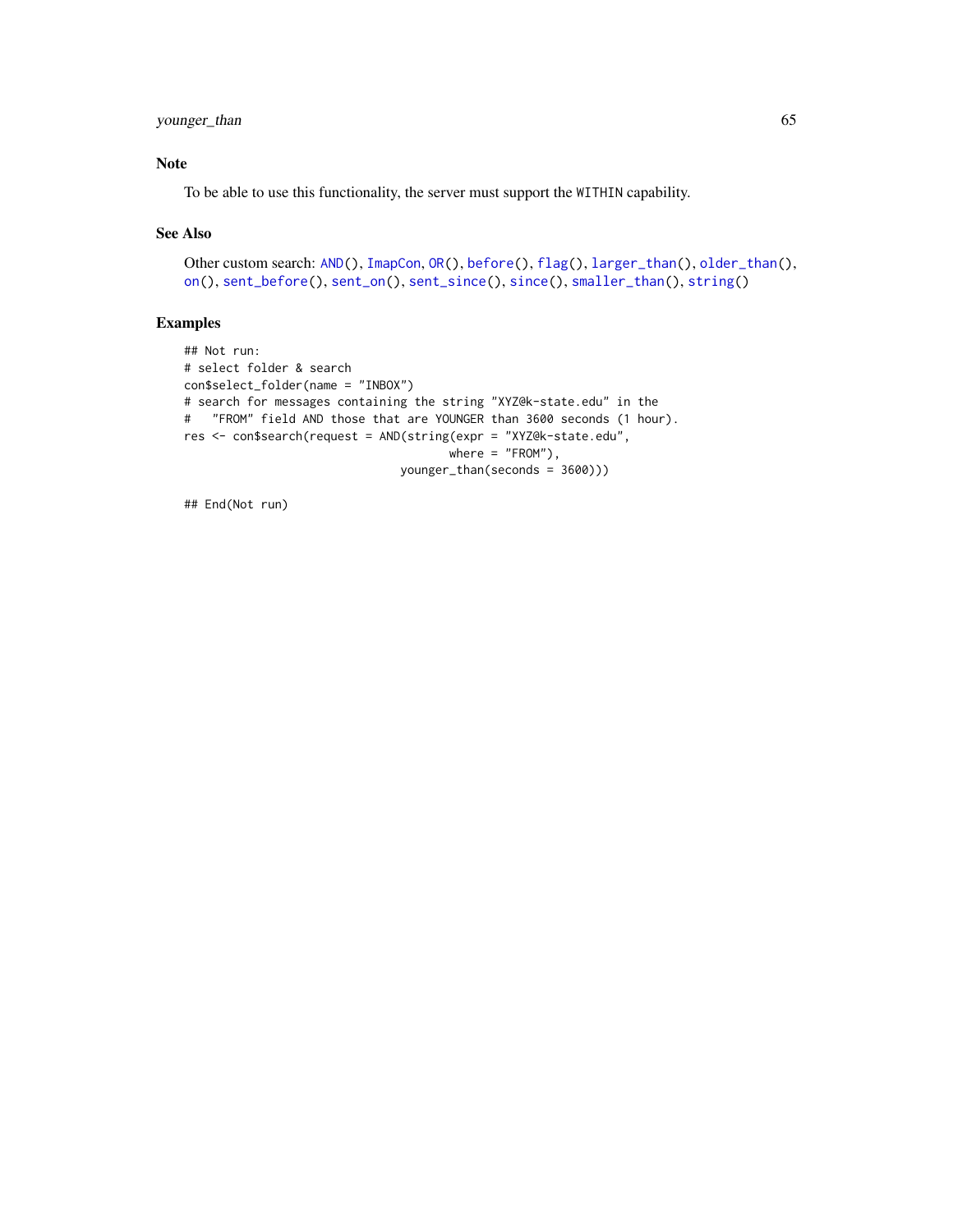### Note

To be able to use this functionality, the server must support the `WITHIN` capability.

### See Also

Other custom search: `AND()`, `ImapCon`, `OR()`, `before()`, `flag()`, `larger_than()`, `older_than()`, `on()`, `sent_before()`, `sent_on()`, `sent_since()`, `since()`, `smaller_than()`, `string()`

### Examples

```
## Not run:
# select folder & search
con$select_folder(name = "INBOX")
# search for messages containing the string "XYZ@k-state.edu" in the
#   "FROM" field AND those that are YOUNGER than 3600 seconds (1 hour).
res <- con$search(request = AND(string(expr = "XYZ@k-state.edu",
                                       where = "FROM"),
                                younger_than(seconds = 3600)))

## End(Not run)
```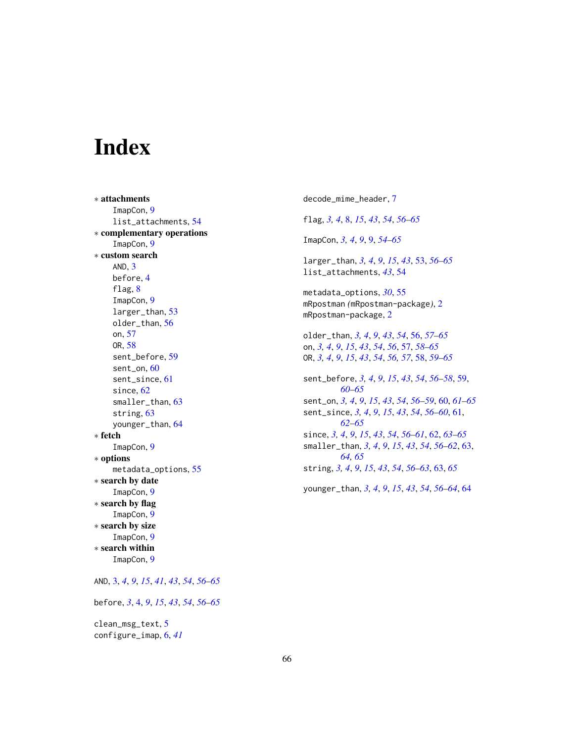# Index

∗ **attachments**
  ImapCon, 9
  list_attachments, 54

∗ **complementary operations**
  ImapCon, 9

∗ **custom search**
  AND, 3
  before, 4
  flag, 8
  ImapCon, 9
  larger_than, 53
  older_than, 56
  on, 57
  OR, 58
  sent_before, 59
  sent_on, 60
  sent_since, 61
  since, 62
  smaller_than, 63
  string, 63
  younger_than, 64

∗ **fetch**
  ImapCon, 9

∗ **options**
  metadata_options, 55

∗ **search by date**
  ImapCon, 9

∗ **search by flag**
  ImapCon, 9

∗ **search by size**
  ImapCon, 9

∗ **search within**
  ImapCon, 9

AND, 3, *4*, *9*, *15*, *41*, *43*, *54*, *56–65*

before, *3*, 4, *9*, *15*, *43*, *54*, *56–65*

clean_msg_text, 5
configure_imap, 6, *41*

decode_mime_header, 7

flag, *3, 4*, 8, *15*, *43*, *54*, *56–65*

ImapCon, *3, 4*, *9*, 9, *54–65*

larger_than, *3, 4*, *9*, *15*, *43*, 53, *56–65*
list_attachments, *43*, 54

metadata_options, *30*, 55
mRpostman *(*mRpostman-package*)*, 2
mRpostman-package, 2

older_than, *3, 4*, *9*, *43*, *54*, 56, *57–65*
on, *3, 4*, *9*, *15*, *43*, *54*, *56*, 57, *58–65*
OR, *3, 4*, *9*, *15*, *43*, *54*, *56, 57*, 58, *59–65*

sent_before, *3, 4*, *9*, *15*, *43*, *54*, *56–58*, 59, *60–65*
sent_on, *3, 4*, *9*, *15*, *43*, *54*, *56–59*, 60, *61–65*
sent_since, *3, 4*, *9*, *15*, *43*, *54*, *56–60*, 61, *62–65*
since, *3, 4*, *9*, *15*, *43*, *54*, *56–61*, 62, *63–65*
smaller_than, *3, 4*, *9*, *15*, *43*, *54*, *56–62*, 63, *64, 65*
string, *3, 4*, *9*, *15*, *43*, *54*, *56–63*, 63, *65*

younger_than, *3, 4*, *9*, *15*, *43*, *54*, *56–64*, 64